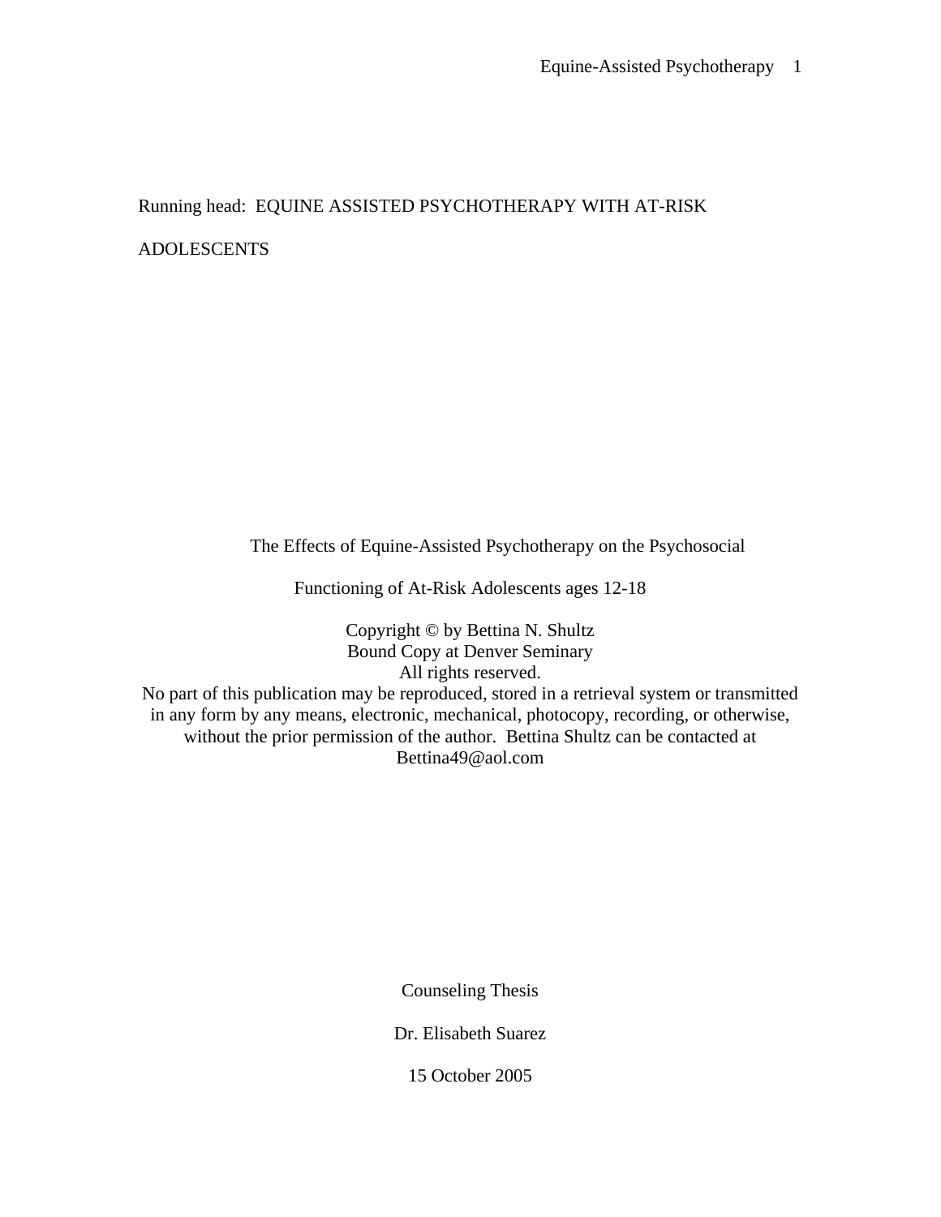Running head: EQUINE ASSISTED PSYCHOTHERAPY WITH AT-RISK ADOLESCENTS

# The Effects of Equine-Assisted Psychotherapy on the Psychosocial Functioning of At-Risk Adolescents ages 12-18

Copyright © by Bettina N. Shultz
Bound Copy at Denver Seminary
All rights reserved.
No part of this publication may be reproduced, stored in a retrieval system or transmitted in any form by any means, electronic, mechanical, photocopy, recording, or otherwise, without the prior permission of the author. Bettina Shultz can be contacted at Bettina49@aol.com

Counseling Thesis

Dr. Elisabeth Suarez

15 October 2005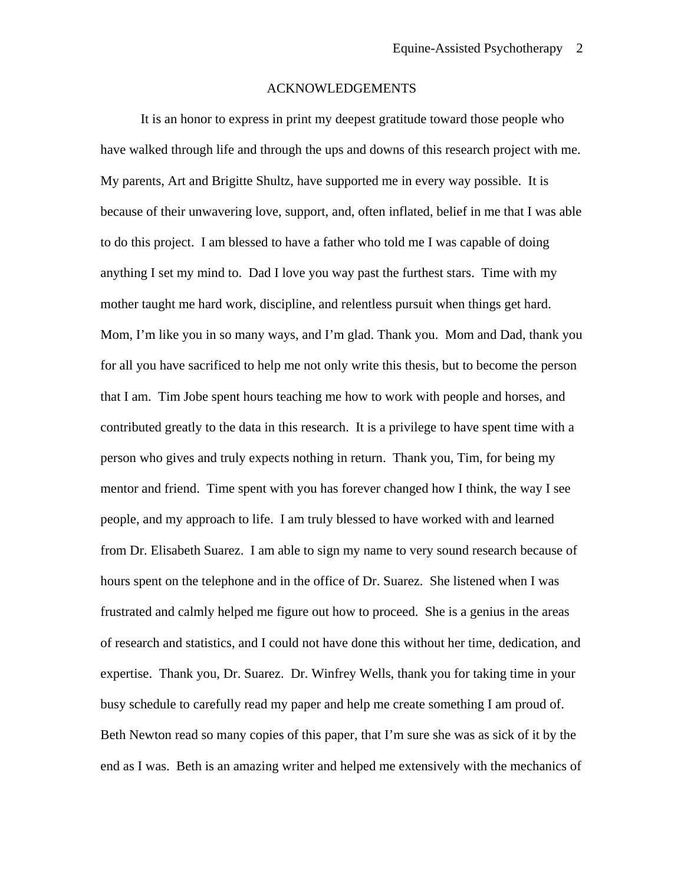# ACKNOWLEDGEMENTS

It is an honor to express in print my deepest gratitude toward those people who have walked through life and through the ups and downs of this research project with me. My parents, Art and Brigitte Shultz, have supported me in every way possible. It is because of their unwavering love, support, and, often inflated, belief in me that I was able to do this project. I am blessed to have a father who told me I was capable of doing anything I set my mind to. Dad I love you way past the furthest stars. Time with my mother taught me hard work, discipline, and relentless pursuit when things get hard. Mom, I'm like you in so many ways, and I'm glad. Thank you. Mom and Dad, thank you for all you have sacrificed to help me not only write this thesis, but to become the person that I am. Tim Jobe spent hours teaching me how to work with people and horses, and contributed greatly to the data in this research. It is a privilege to have spent time with a person who gives and truly expects nothing in return. Thank you, Tim, for being my mentor and friend. Time spent with you has forever changed how I think, the way I see people, and my approach to life. I am truly blessed to have worked with and learned from Dr. Elisabeth Suarez. I am able to sign my name to very sound research because of hours spent on the telephone and in the office of Dr. Suarez. She listened when I was frustrated and calmly helped me figure out how to proceed. She is a genius in the areas of research and statistics, and I could not have done this without her time, dedication, and expertise. Thank you, Dr. Suarez. Dr. Winfrey Wells, thank you for taking time in your busy schedule to carefully read my paper and help me create something I am proud of. Beth Newton read so many copies of this paper, that I'm sure she was as sick of it by the end as I was. Beth is an amazing writer and helped me extensively with the mechanics of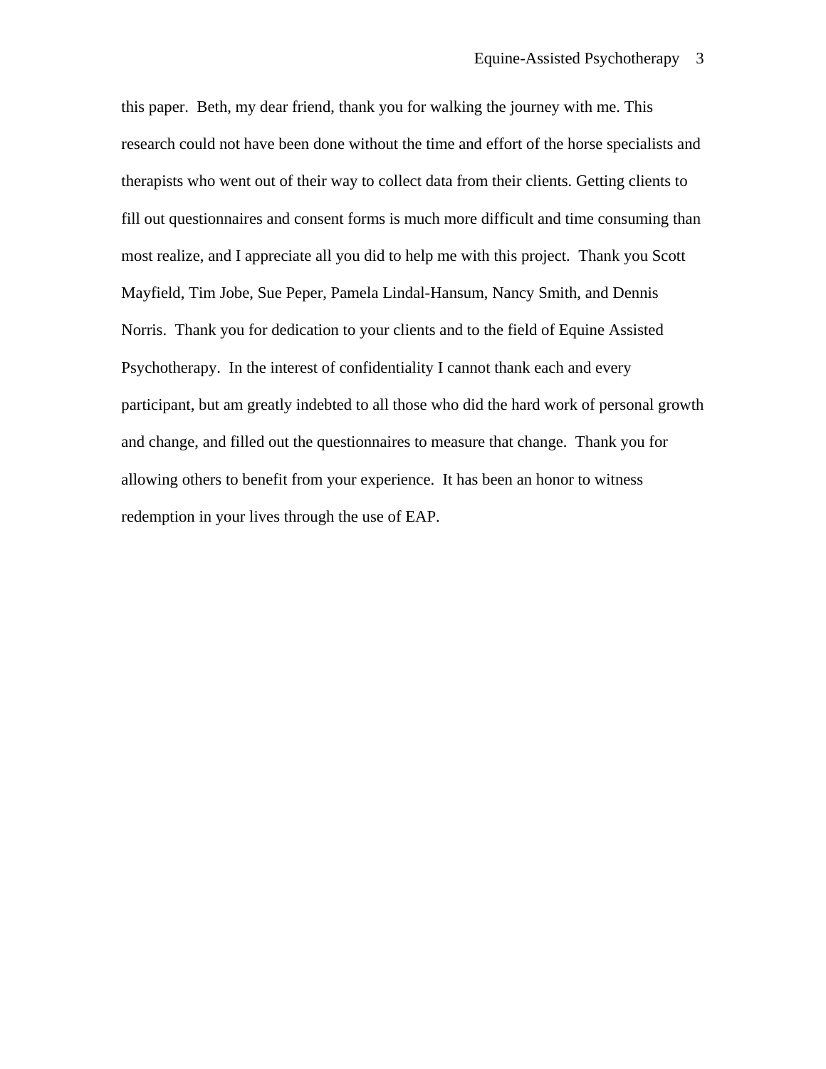this paper. Beth, my dear friend, thank you for walking the journey with me. This research could not have been done without the time and effort of the horse specialists and therapists who went out of their way to collect data from their clients. Getting clients to fill out questionnaires and consent forms is much more difficult and time consuming than most realize, and I appreciate all you did to help me with this project. Thank you Scott Mayfield, Tim Jobe, Sue Peper, Pamela Lindal-Hansum, Nancy Smith, and Dennis Norris. Thank you for dedication to your clients and to the field of Equine Assisted Psychotherapy. In the interest of confidentiality I cannot thank each and every participant, but am greatly indebted to all those who did the hard work of personal growth and change, and filled out the questionnaires to measure that change. Thank you for allowing others to benefit from your experience. It has been an honor to witness redemption in your lives through the use of EAP.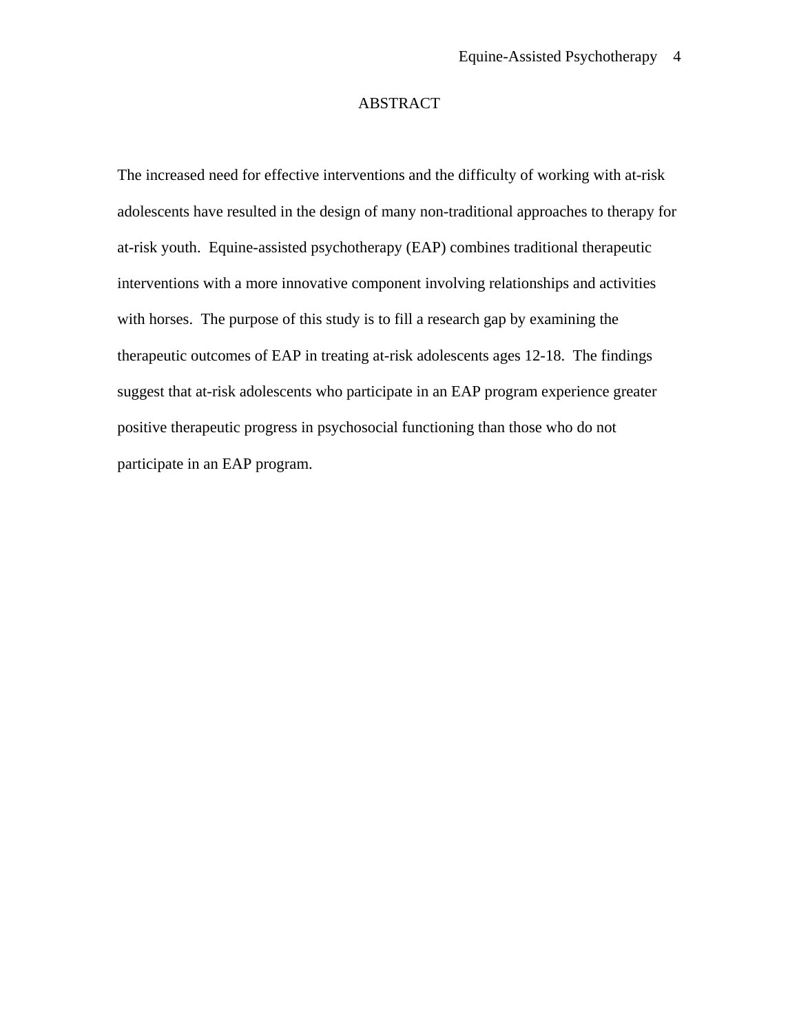# ABSTRACT

The increased need for effective interventions and the difficulty of working with at-risk adolescents have resulted in the design of many non-traditional approaches to therapy for at-risk youth. Equine-assisted psychotherapy (EAP) combines traditional therapeutic interventions with a more innovative component involving relationships and activities with horses. The purpose of this study is to fill a research gap by examining the therapeutic outcomes of EAP in treating at-risk adolescents ages 12-18. The findings suggest that at-risk adolescents who participate in an EAP program experience greater positive therapeutic progress in psychosocial functioning than those who do not participate in an EAP program.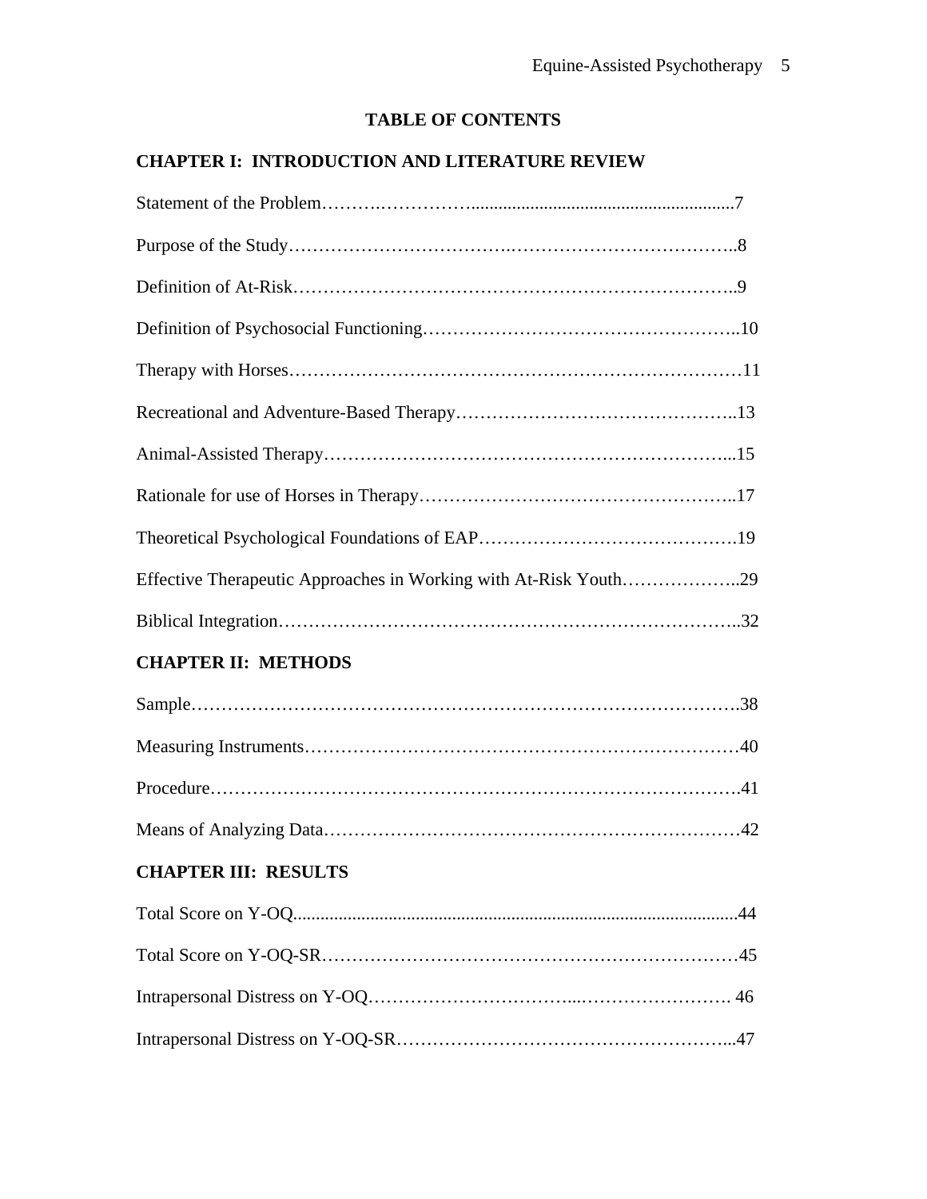# TABLE OF CONTENTS

## CHAPTER I: INTRODUCTION AND LITERATURE REVIEW

Statement of the Problem……………………..........................................................7

Purpose of the Study…………………………….………………………………..8

Definition of At-Risk………………………………………………………………..9

Definition of Psychosocial Functioning…………………………………………..10

Therapy with Horses………………………………………………………………11

Recreational and Adventure-Based Therapy……………………………………..13

Animal-Assisted Therapy…………………………………………………………...15

Rationale for use of Horses in Therapy…………………………………………..17

Theoretical Psychological Foundations of EAP…………………………………….19

Effective Therapeutic Approaches in Working with At-Risk Youth………………..29

Biblical Integration………………………………………………………………..32

## CHAPTER II: METHODS

Sample……………………………………………………………………………….38

Measuring Instruments………………………………………………………………40

Procedure…………………………………………………………………………….41

Means of Analyzing Data……………………………………………………………42

## CHAPTER III: RESULTS

Total Score on Y-OQ..................................................................................................44

Total Score on Y-OQ-SR……………………………………………………………45

Intrapersonal Distress on Y-OQ……………………………...……………………. 46

Intrapersonal Distress on Y-OQ-SR………………………………………………...47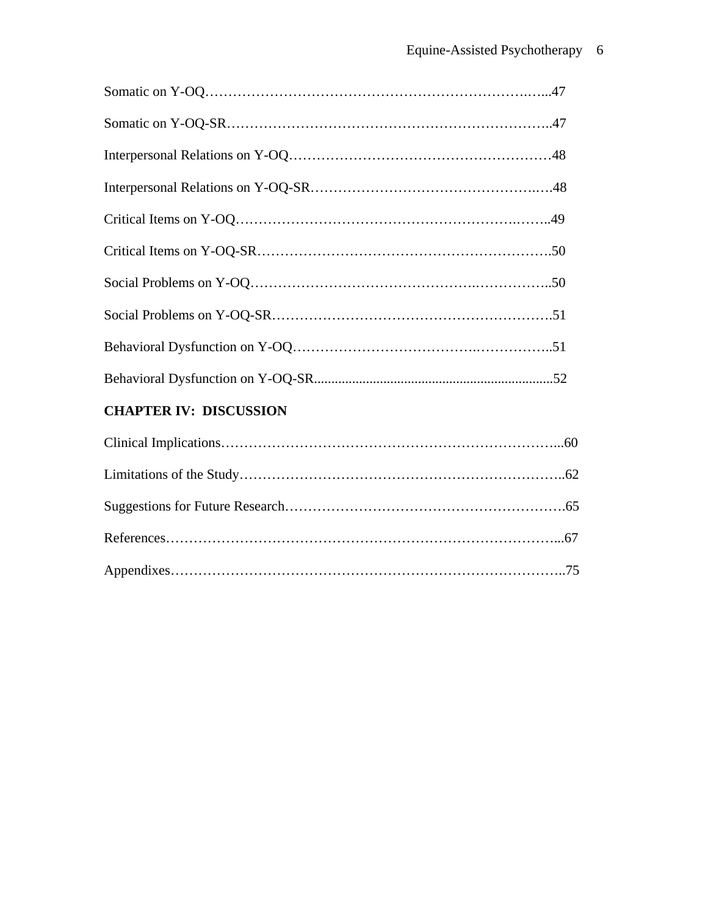Somatic on Y-OQ……………………………………………………………….…...47

Somatic on Y-OQ-SR……………………………………………………………..47

Interpersonal Relations on Y-OQ…………………………………………………48

Interpersonal Relations on Y-OQ-SR…………………………………………….….48

Critical Items on Y-OQ……………………………………………………….……..49

Critical Items on Y-OQ-SR……………………………………………………….50

Social Problems on Y-OQ……………………………………….……………..50

Social Problems on Y-OQ-SR…………………………………………………….51

Behavioral Dysfunction on Y-OQ……………………………….……………..51

Behavioral Dysfunction on Y-OQ-SR......................................................................52

**CHAPTER IV: DISCUSSION**

Clinical Implications…………………………………………………………………...60

Limitations of the Study……………………………………………………………..62

Suggestions for Future Research…………………….………………………………65

References……………………………………………………………………………...67

Appendixes…………………………………………………………………………..75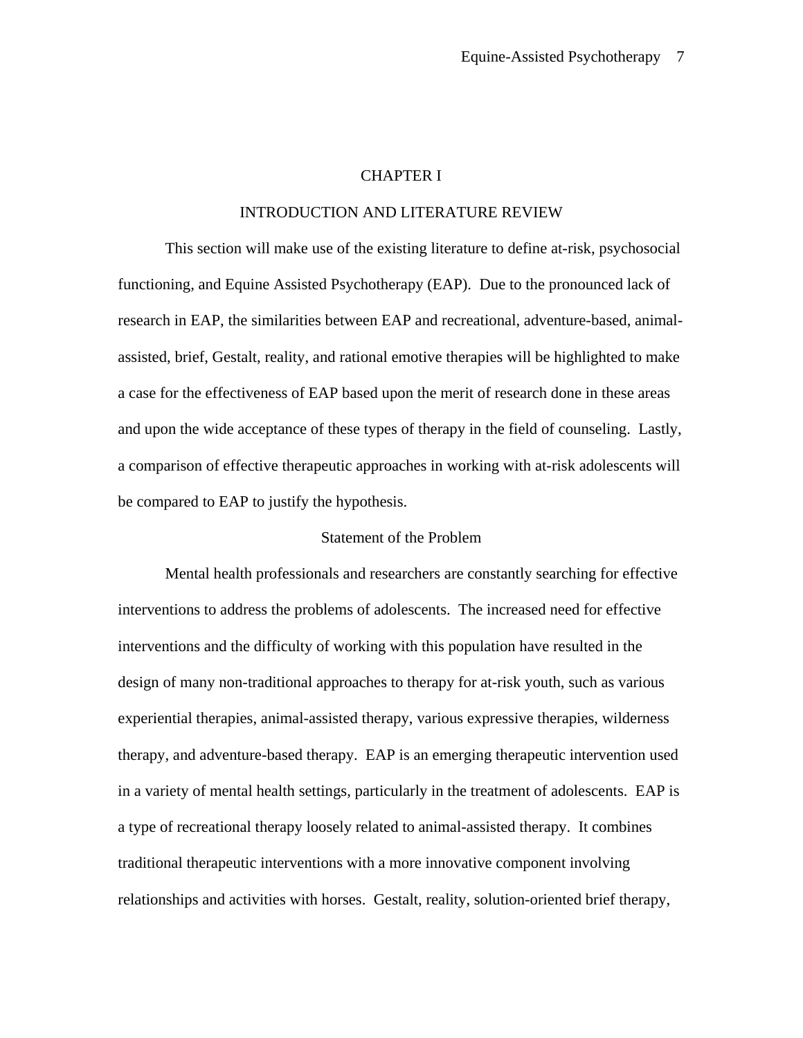# CHAPTER I

## INTRODUCTION AND LITERATURE REVIEW

This section will make use of the existing literature to define at-risk, psychosocial functioning, and Equine Assisted Psychotherapy (EAP). Due to the pronounced lack of research in EAP, the similarities between EAP and recreational, adventure-based, animal-assisted, brief, Gestalt, reality, and rational emotive therapies will be highlighted to make a case for the effectiveness of EAP based upon the merit of research done in these areas and upon the wide acceptance of these types of therapy in the field of counseling. Lastly, a comparison of effective therapeutic approaches in working with at-risk adolescents will be compared to EAP to justify the hypothesis.

### Statement of the Problem

Mental health professionals and researchers are constantly searching for effective interventions to address the problems of adolescents. The increased need for effective interventions and the difficulty of working with this population have resulted in the design of many non-traditional approaches to therapy for at-risk youth, such as various experiential therapies, animal-assisted therapy, various expressive therapies, wilderness therapy, and adventure-based therapy. EAP is an emerging therapeutic intervention used in a variety of mental health settings, particularly in the treatment of adolescents. EAP is a type of recreational therapy loosely related to animal-assisted therapy. It combines traditional therapeutic interventions with a more innovative component involving relationships and activities with horses. Gestalt, reality, solution-oriented brief therapy,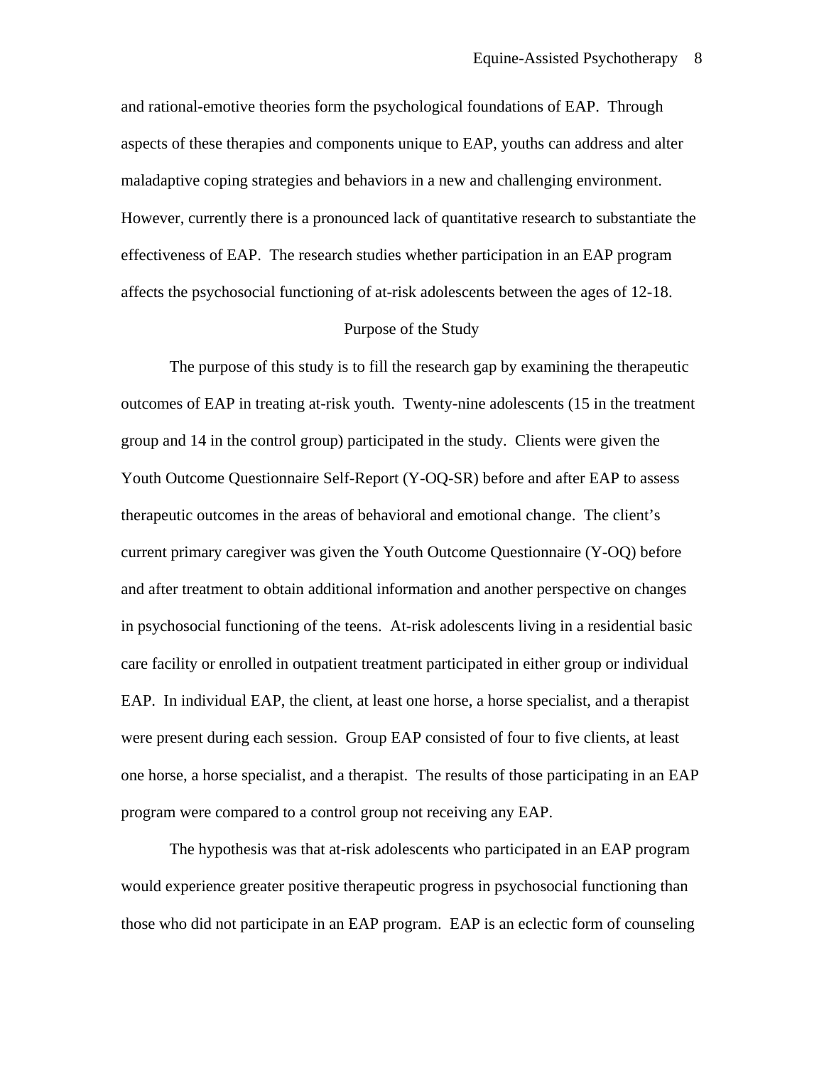and rational-emotive theories form the psychological foundations of EAP. Through aspects of these therapies and components unique to EAP, youths can address and alter maladaptive coping strategies and behaviors in a new and challenging environment. However, currently there is a pronounced lack of quantitative research to substantiate the effectiveness of EAP. The research studies whether participation in an EAP program affects the psychosocial functioning of at-risk adolescents between the ages of 12-18.

## Purpose of the Study

The purpose of this study is to fill the research gap by examining the therapeutic outcomes of EAP in treating at-risk youth. Twenty-nine adolescents (15 in the treatment group and 14 in the control group) participated in the study. Clients were given the Youth Outcome Questionnaire Self-Report (Y-OQ-SR) before and after EAP to assess therapeutic outcomes in the areas of behavioral and emotional change. The client's current primary caregiver was given the Youth Outcome Questionnaire (Y-OQ) before and after treatment to obtain additional information and another perspective on changes in psychosocial functioning of the teens. At-risk adolescents living in a residential basic care facility or enrolled in outpatient treatment participated in either group or individual EAP. In individual EAP, the client, at least one horse, a horse specialist, and a therapist were present during each session. Group EAP consisted of four to five clients, at least one horse, a horse specialist, and a therapist. The results of those participating in an EAP program were compared to a control group not receiving any EAP.

The hypothesis was that at-risk adolescents who participated in an EAP program would experience greater positive therapeutic progress in psychosocial functioning than those who did not participate in an EAP program. EAP is an eclectic form of counseling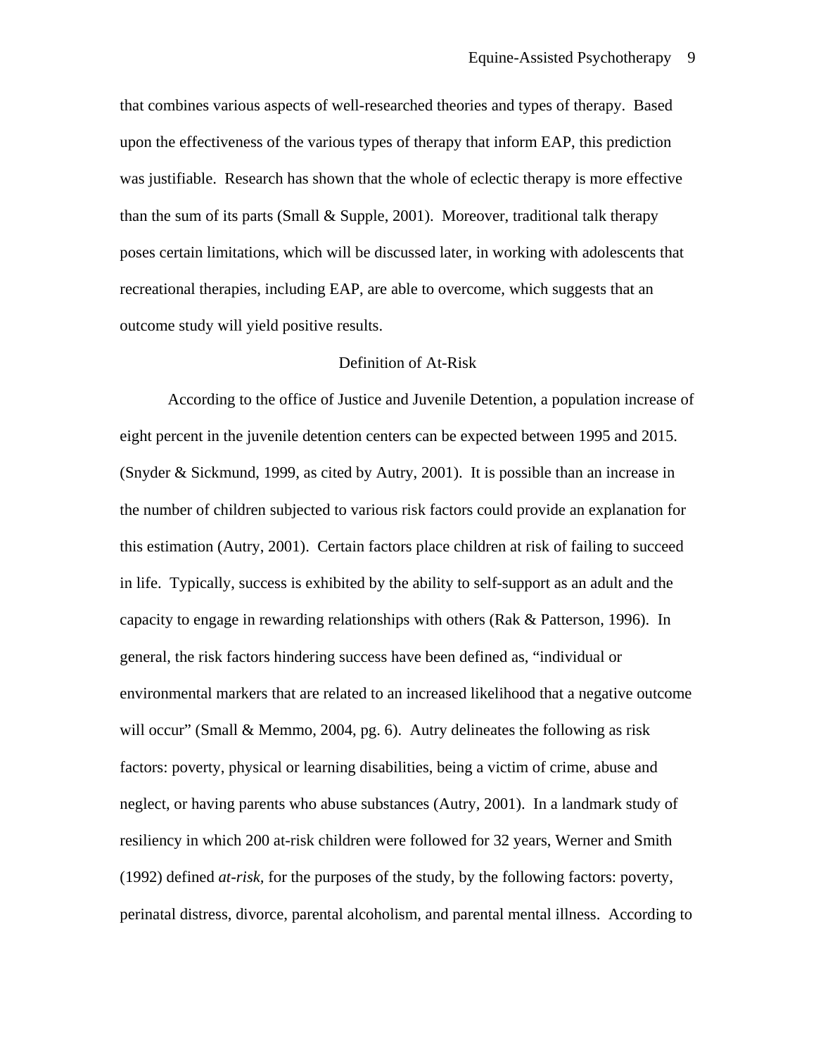that combines various aspects of well-researched theories and types of therapy. Based upon the effectiveness of the various types of therapy that inform EAP, this prediction was justifiable. Research has shown that the whole of eclectic therapy is more effective than the sum of its parts (Small & Supple, 2001). Moreover, traditional talk therapy poses certain limitations, which will be discussed later, in working with adolescents that recreational therapies, including EAP, are able to overcome, which suggests that an outcome study will yield positive results.

## Definition of At-Risk

According to the office of Justice and Juvenile Detention, a population increase of eight percent in the juvenile detention centers can be expected between 1995 and 2015. (Snyder & Sickmund, 1999, as cited by Autry, 2001). It is possible than an increase in the number of children subjected to various risk factors could provide an explanation for this estimation (Autry, 2001). Certain factors place children at risk of failing to succeed in life. Typically, success is exhibited by the ability to self-support as an adult and the capacity to engage in rewarding relationships with others (Rak & Patterson, 1996). In general, the risk factors hindering success have been defined as, "individual or environmental markers that are related to an increased likelihood that a negative outcome will occur" (Small & Memmo, 2004, pg. 6). Autry delineates the following as risk factors: poverty, physical or learning disabilities, being a victim of crime, abuse and neglect, or having parents who abuse substances (Autry, 2001). In a landmark study of resiliency in which 200 at-risk children were followed for 32 years, Werner and Smith (1992) defined *at-risk*, for the purposes of the study, by the following factors: poverty, perinatal distress, divorce, parental alcoholism, and parental mental illness. According to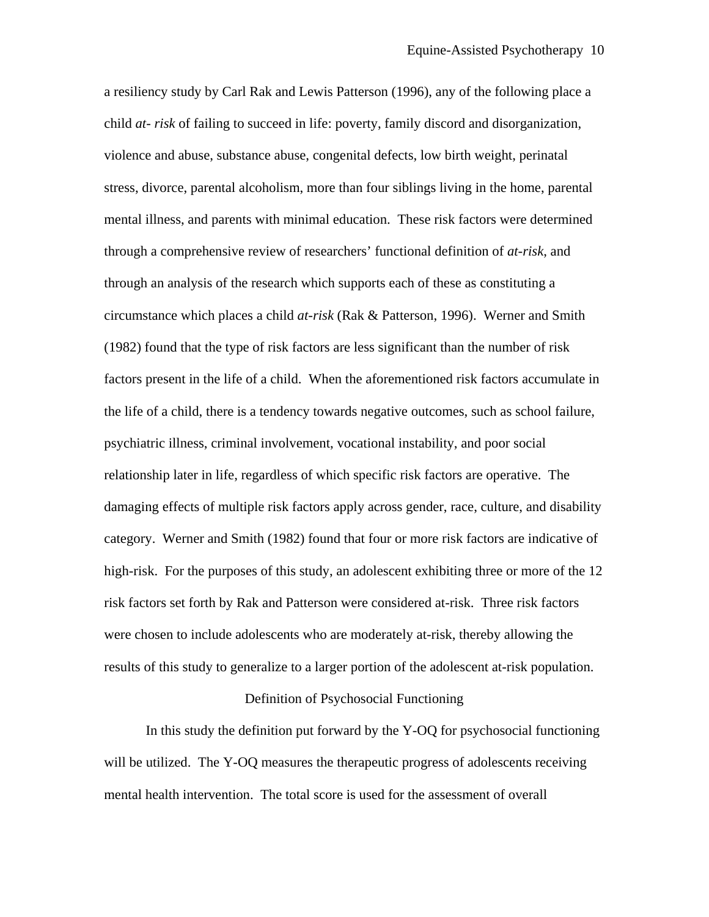a resiliency study by Carl Rak and Lewis Patterson (1996), any of the following place a child *at- risk* of failing to succeed in life: poverty, family discord and disorganization, violence and abuse, substance abuse, congenital defects, low birth weight, perinatal stress, divorce, parental alcoholism, more than four siblings living in the home, parental mental illness, and parents with minimal education. These risk factors were determined through a comprehensive review of researchers' functional definition of *at-risk*, and through an analysis of the research which supports each of these as constituting a circumstance which places a child *at-risk* (Rak & Patterson, 1996). Werner and Smith (1982) found that the type of risk factors are less significant than the number of risk factors present in the life of a child. When the aforementioned risk factors accumulate in the life of a child, there is a tendency towards negative outcomes, such as school failure, psychiatric illness, criminal involvement, vocational instability, and poor social relationship later in life, regardless of which specific risk factors are operative. The damaging effects of multiple risk factors apply across gender, race, culture, and disability category. Werner and Smith (1982) found that four or more risk factors are indicative of high-risk. For the purposes of this study, an adolescent exhibiting three or more of the 12 risk factors set forth by Rak and Patterson were considered at-risk. Three risk factors were chosen to include adolescents who are moderately at-risk, thereby allowing the results of this study to generalize to a larger portion of the adolescent at-risk population.

## Definition of Psychosocial Functioning

In this study the definition put forward by the Y-OQ for psychosocial functioning will be utilized. The Y-OQ measures the therapeutic progress of adolescents receiving mental health intervention. The total score is used for the assessment of overall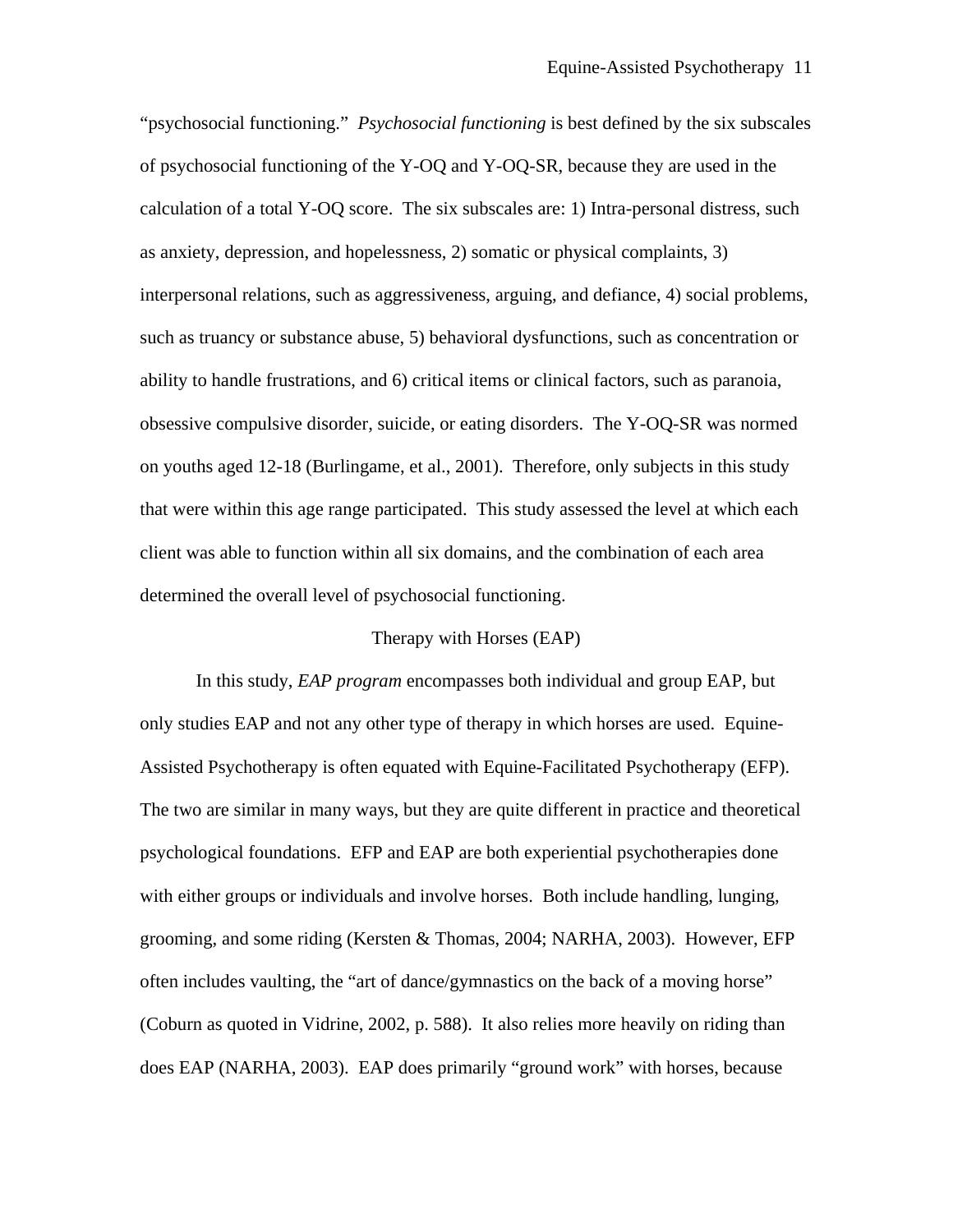"psychosocial functioning." *Psychosocial functioning* is best defined by the six subscales of psychosocial functioning of the Y-OQ and Y-OQ-SR, because they are used in the calculation of a total Y-OQ score. The six subscales are: 1) Intra-personal distress, such as anxiety, depression, and hopelessness, 2) somatic or physical complaints, 3) interpersonal relations, such as aggressiveness, arguing, and defiance, 4) social problems, such as truancy or substance abuse, 5) behavioral dysfunctions, such as concentration or ability to handle frustrations, and 6) critical items or clinical factors, such as paranoia, obsessive compulsive disorder, suicide, or eating disorders. The Y-OQ-SR was normed on youths aged 12-18 (Burlingame, et al., 2001). Therefore, only subjects in this study that were within this age range participated. This study assessed the level at which each client was able to function within all six domains, and the combination of each area determined the overall level of psychosocial functioning.

## Therapy with Horses (EAP)

In this study, *EAP program* encompasses both individual and group EAP, but only studies EAP and not any other type of therapy in which horses are used. Equine-Assisted Psychotherapy is often equated with Equine-Facilitated Psychotherapy (EFP). The two are similar in many ways, but they are quite different in practice and theoretical psychological foundations. EFP and EAP are both experiential psychotherapies done with either groups or individuals and involve horses. Both include handling, lunging, grooming, and some riding (Kersten & Thomas, 2004; NARHA, 2003). However, EFP often includes vaulting, the "art of dance/gymnastics on the back of a moving horse" (Coburn as quoted in Vidrine, 2002, p. 588). It also relies more heavily on riding than does EAP (NARHA, 2003). EAP does primarily "ground work" with horses, because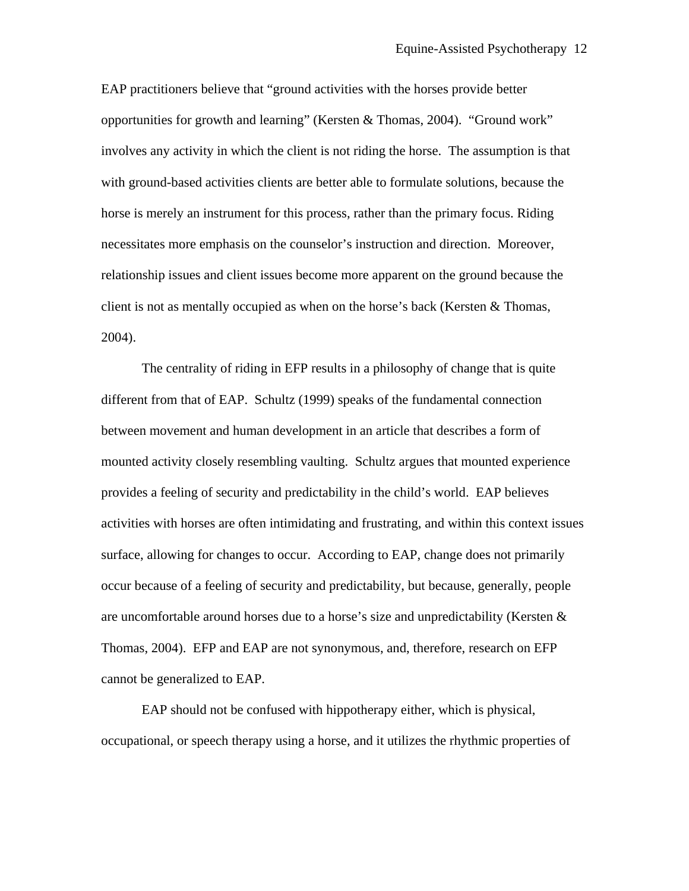EAP practitioners believe that "ground activities with the horses provide better opportunities for growth and learning" (Kersten & Thomas, 2004). "Ground work" involves any activity in which the client is not riding the horse. The assumption is that with ground-based activities clients are better able to formulate solutions, because the horse is merely an instrument for this process, rather than the primary focus. Riding necessitates more emphasis on the counselor's instruction and direction. Moreover, relationship issues and client issues become more apparent on the ground because the client is not as mentally occupied as when on the horse's back (Kersten & Thomas, 2004).

The centrality of riding in EFP results in a philosophy of change that is quite different from that of EAP. Schultz (1999) speaks of the fundamental connection between movement and human development in an article that describes a form of mounted activity closely resembling vaulting. Schultz argues that mounted experience provides a feeling of security and predictability in the child's world. EAP believes activities with horses are often intimidating and frustrating, and within this context issues surface, allowing for changes to occur. According to EAP, change does not primarily occur because of a feeling of security and predictability, but because, generally, people are uncomfortable around horses due to a horse's size and unpredictability (Kersten & Thomas, 2004). EFP and EAP are not synonymous, and, therefore, research on EFP cannot be generalized to EAP.

EAP should not be confused with hippotherapy either, which is physical, occupational, or speech therapy using a horse, and it utilizes the rhythmic properties of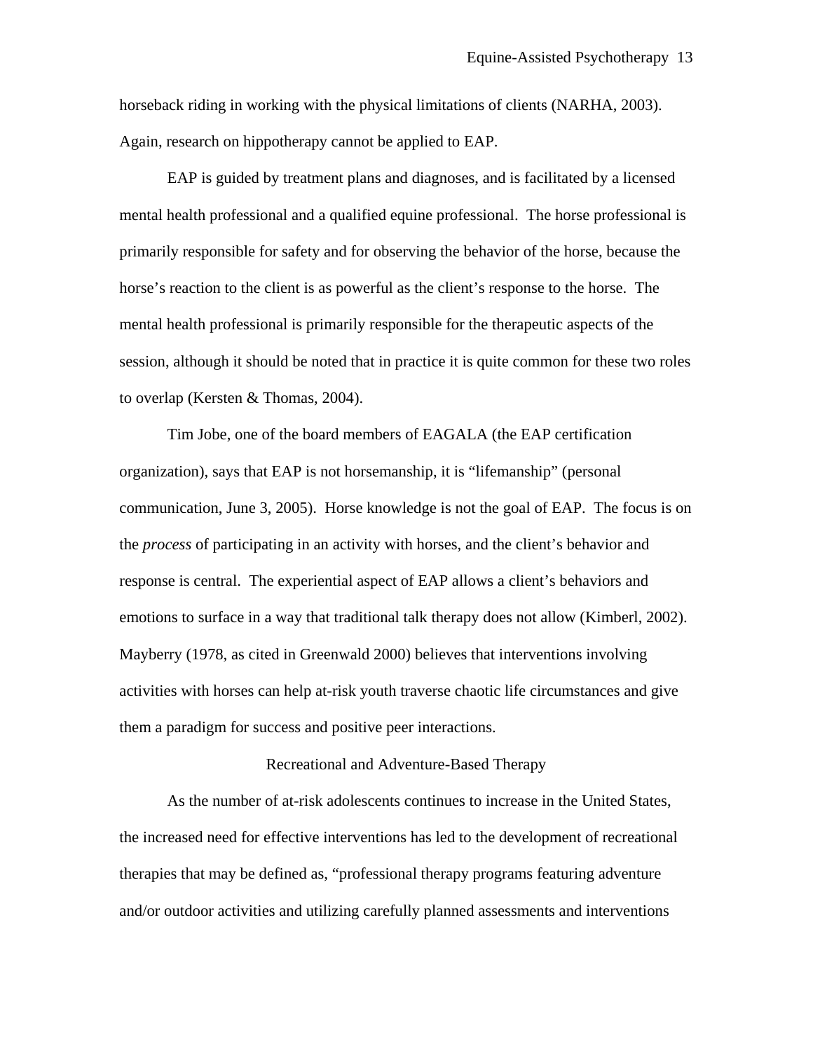horseback riding in working with the physical limitations of clients (NARHA, 2003). Again, research on hippotherapy cannot be applied to EAP.

EAP is guided by treatment plans and diagnoses, and is facilitated by a licensed mental health professional and a qualified equine professional. The horse professional is primarily responsible for safety and for observing the behavior of the horse, because the horse's reaction to the client is as powerful as the client's response to the horse. The mental health professional is primarily responsible for the therapeutic aspects of the session, although it should be noted that in practice it is quite common for these two roles to overlap (Kersten & Thomas, 2004).

Tim Jobe, one of the board members of EAGALA (the EAP certification organization), says that EAP is not horsemanship, it is "lifemanship" (personal communication, June 3, 2005). Horse knowledge is not the goal of EAP. The focus is on the *process* of participating in an activity with horses, and the client's behavior and response is central. The experiential aspect of EAP allows a client's behaviors and emotions to surface in a way that traditional talk therapy does not allow (Kimberl, 2002). Mayberry (1978, as cited in Greenwald 2000) believes that interventions involving activities with horses can help at-risk youth traverse chaotic life circumstances and give them a paradigm for success and positive peer interactions.

## Recreational and Adventure-Based Therapy

As the number of at-risk adolescents continues to increase in the United States, the increased need for effective interventions has led to the development of recreational therapies that may be defined as, "professional therapy programs featuring adventure and/or outdoor activities and utilizing carefully planned assessments and interventions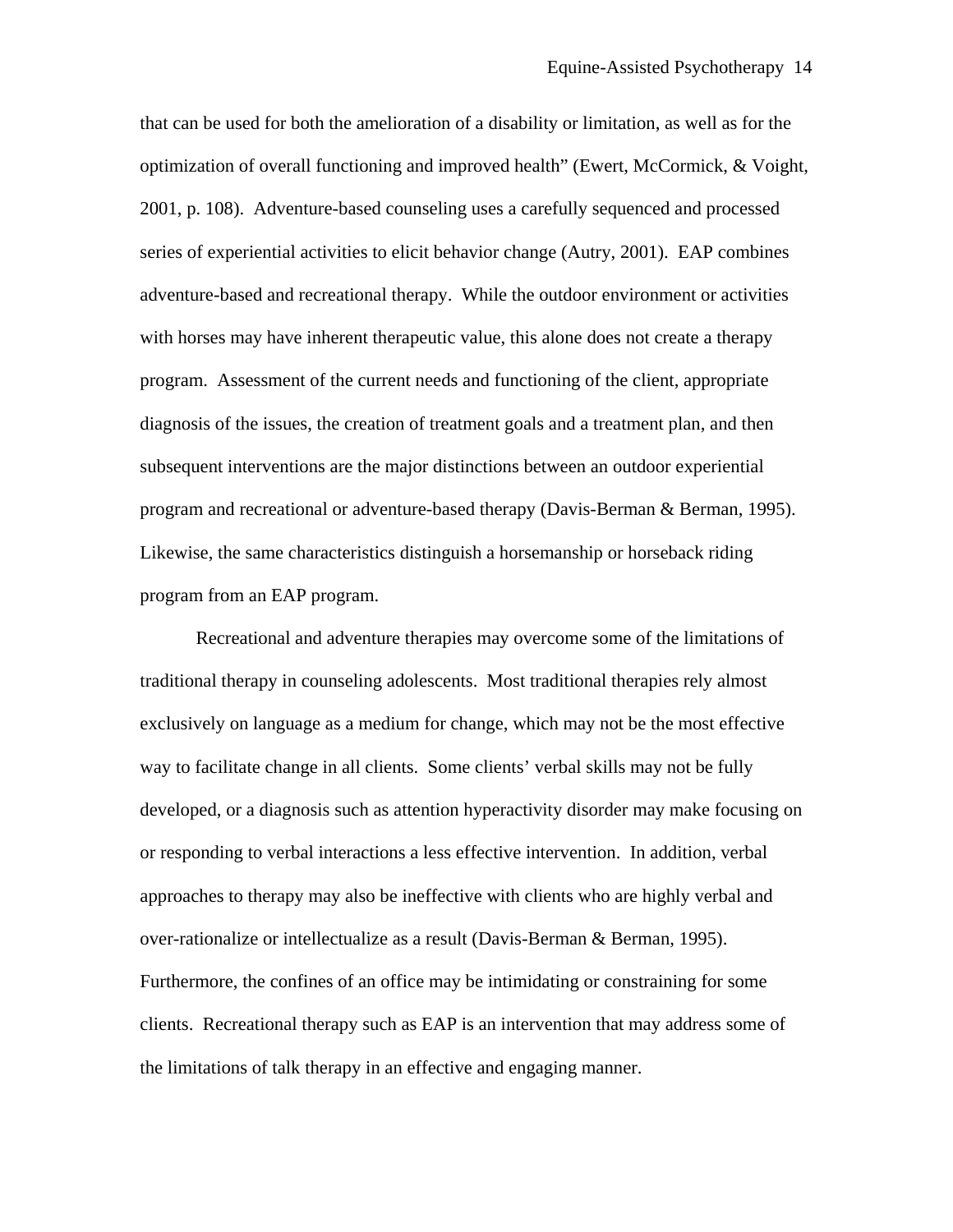that can be used for both the amelioration of a disability or limitation, as well as for the optimization of overall functioning and improved health" (Ewert, McCormick, & Voight, 2001, p. 108). Adventure-based counseling uses a carefully sequenced and processed series of experiential activities to elicit behavior change (Autry, 2001). EAP combines adventure-based and recreational therapy. While the outdoor environment or activities with horses may have inherent therapeutic value, this alone does not create a therapy program. Assessment of the current needs and functioning of the client, appropriate diagnosis of the issues, the creation of treatment goals and a treatment plan, and then subsequent interventions are the major distinctions between an outdoor experiential program and recreational or adventure-based therapy (Davis-Berman & Berman, 1995). Likewise, the same characteristics distinguish a horsemanship or horseback riding program from an EAP program.

Recreational and adventure therapies may overcome some of the limitations of traditional therapy in counseling adolescents. Most traditional therapies rely almost exclusively on language as a medium for change, which may not be the most effective way to facilitate change in all clients. Some clients' verbal skills may not be fully developed, or a diagnosis such as attention hyperactivity disorder may make focusing on or responding to verbal interactions a less effective intervention. In addition, verbal approaches to therapy may also be ineffective with clients who are highly verbal and over-rationalize or intellectualize as a result (Davis-Berman & Berman, 1995). Furthermore, the confines of an office may be intimidating or constraining for some clients. Recreational therapy such as EAP is an intervention that may address some of the limitations of talk therapy in an effective and engaging manner.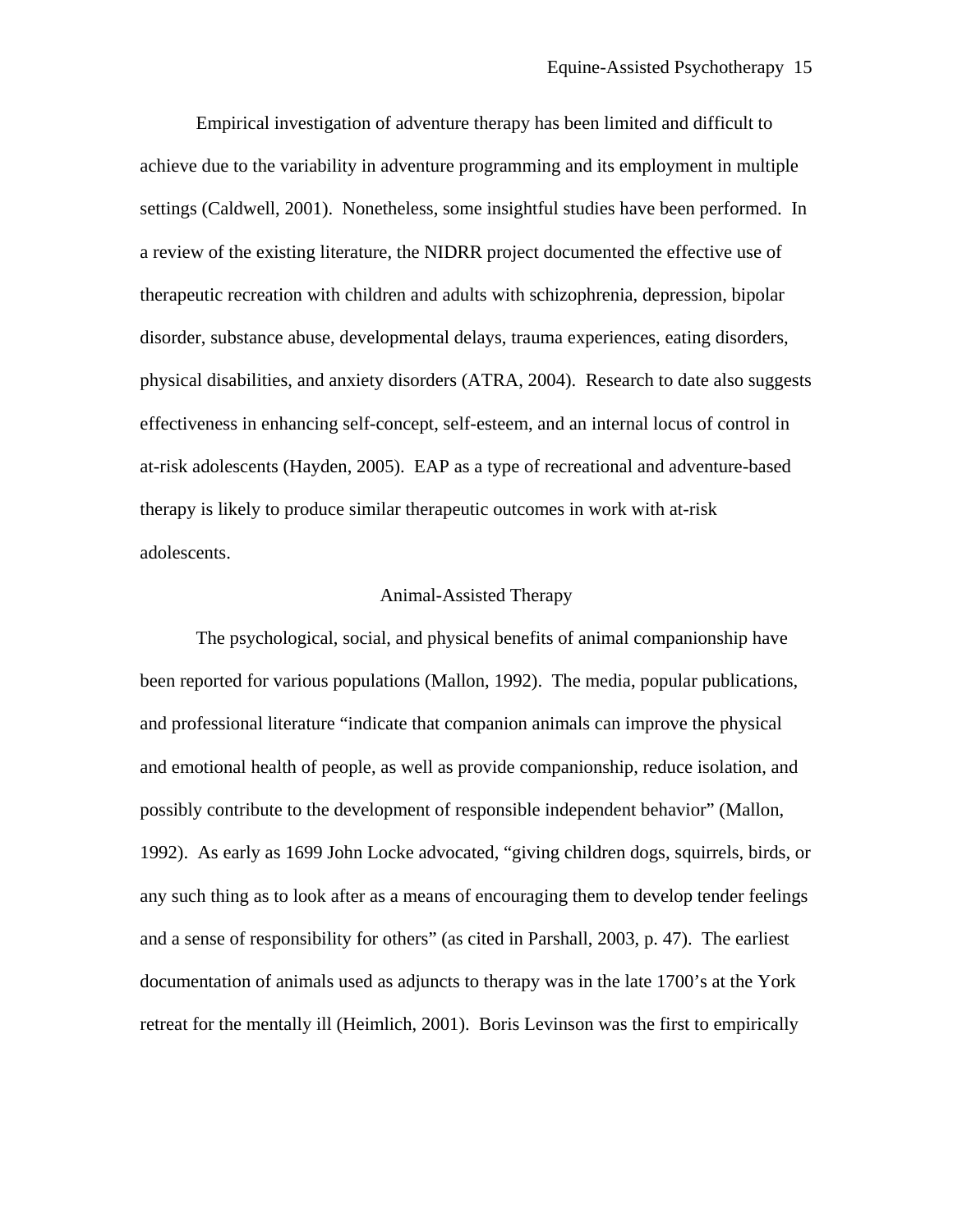Empirical investigation of adventure therapy has been limited and difficult to achieve due to the variability in adventure programming and its employment in multiple settings (Caldwell, 2001). Nonetheless, some insightful studies have been performed. In a review of the existing literature, the NIDRR project documented the effective use of therapeutic recreation with children and adults with schizophrenia, depression, bipolar disorder, substance abuse, developmental delays, trauma experiences, eating disorders, physical disabilities, and anxiety disorders (ATRA, 2004). Research to date also suggests effectiveness in enhancing self-concept, self-esteem, and an internal locus of control in at-risk adolescents (Hayden, 2005). EAP as a type of recreational and adventure-based therapy is likely to produce similar therapeutic outcomes in work with at-risk adolescents.

## Animal-Assisted Therapy

The psychological, social, and physical benefits of animal companionship have been reported for various populations (Mallon, 1992). The media, popular publications, and professional literature "indicate that companion animals can improve the physical and emotional health of people, as well as provide companionship, reduce isolation, and possibly contribute to the development of responsible independent behavior" (Mallon, 1992). As early as 1699 John Locke advocated, "giving children dogs, squirrels, birds, or any such thing as to look after as a means of encouraging them to develop tender feelings and a sense of responsibility for others" (as cited in Parshall, 2003, p. 47). The earliest documentation of animals used as adjuncts to therapy was in the late 1700's at the York retreat for the mentally ill (Heimlich, 2001). Boris Levinson was the first to empirically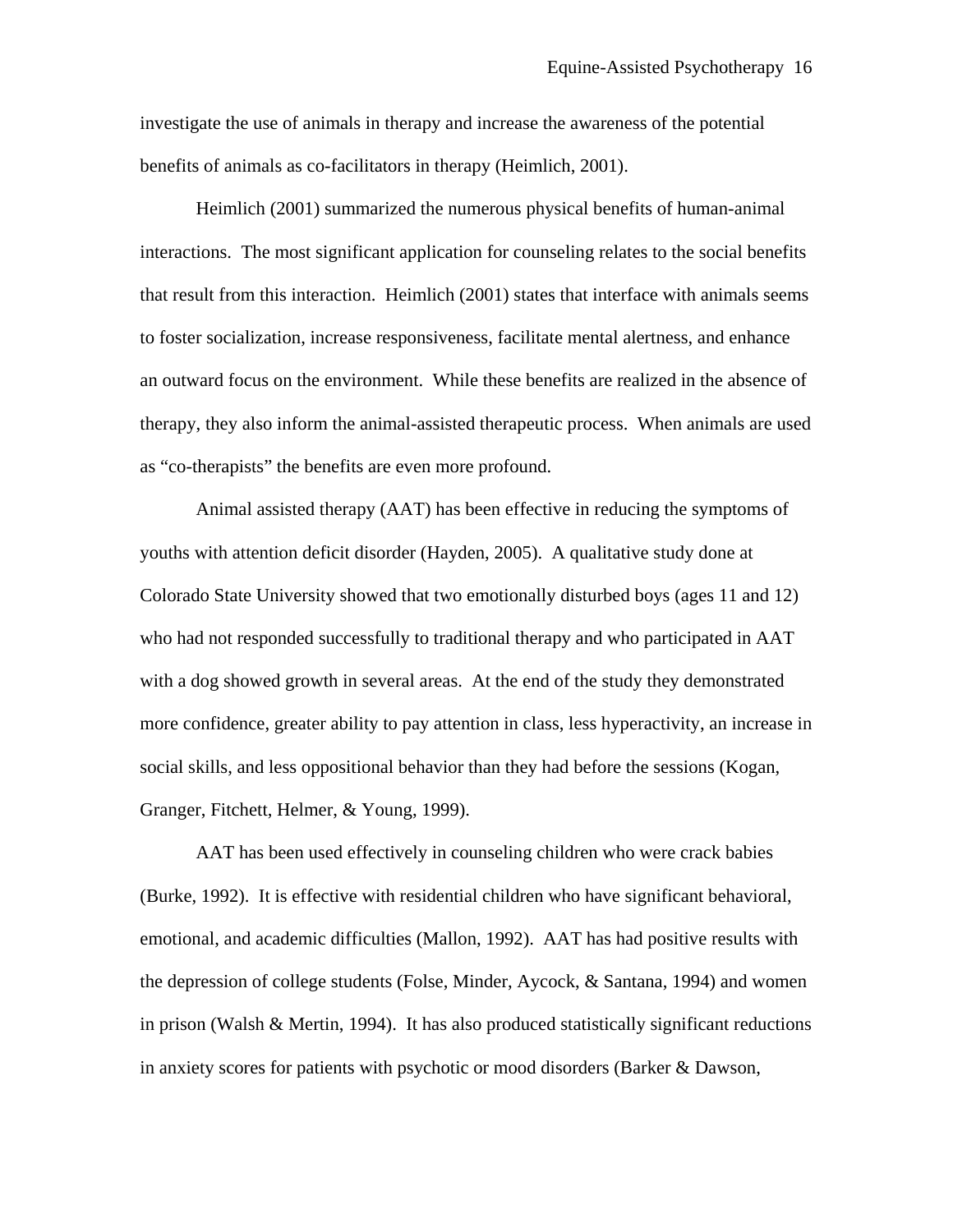investigate the use of animals in therapy and increase the awareness of the potential benefits of animals as co-facilitators in therapy (Heimlich, 2001).

Heimlich (2001) summarized the numerous physical benefits of human-animal interactions. The most significant application for counseling relates to the social benefits that result from this interaction. Heimlich (2001) states that interface with animals seems to foster socialization, increase responsiveness, facilitate mental alertness, and enhance an outward focus on the environment. While these benefits are realized in the absence of therapy, they also inform the animal-assisted therapeutic process. When animals are used as "co-therapists" the benefits are even more profound.

Animal assisted therapy (AAT) has been effective in reducing the symptoms of youths with attention deficit disorder (Hayden, 2005). A qualitative study done at Colorado State University showed that two emotionally disturbed boys (ages 11 and 12) who had not responded successfully to traditional therapy and who participated in AAT with a dog showed growth in several areas. At the end of the study they demonstrated more confidence, greater ability to pay attention in class, less hyperactivity, an increase in social skills, and less oppositional behavior than they had before the sessions (Kogan, Granger, Fitchett, Helmer, & Young, 1999).

AAT has been used effectively in counseling children who were crack babies (Burke, 1992). It is effective with residential children who have significant behavioral, emotional, and academic difficulties (Mallon, 1992). AAT has had positive results with the depression of college students (Folse, Minder, Aycock, & Santana, 1994) and women in prison (Walsh & Mertin, 1994). It has also produced statistically significant reductions in anxiety scores for patients with psychotic or mood disorders (Barker & Dawson,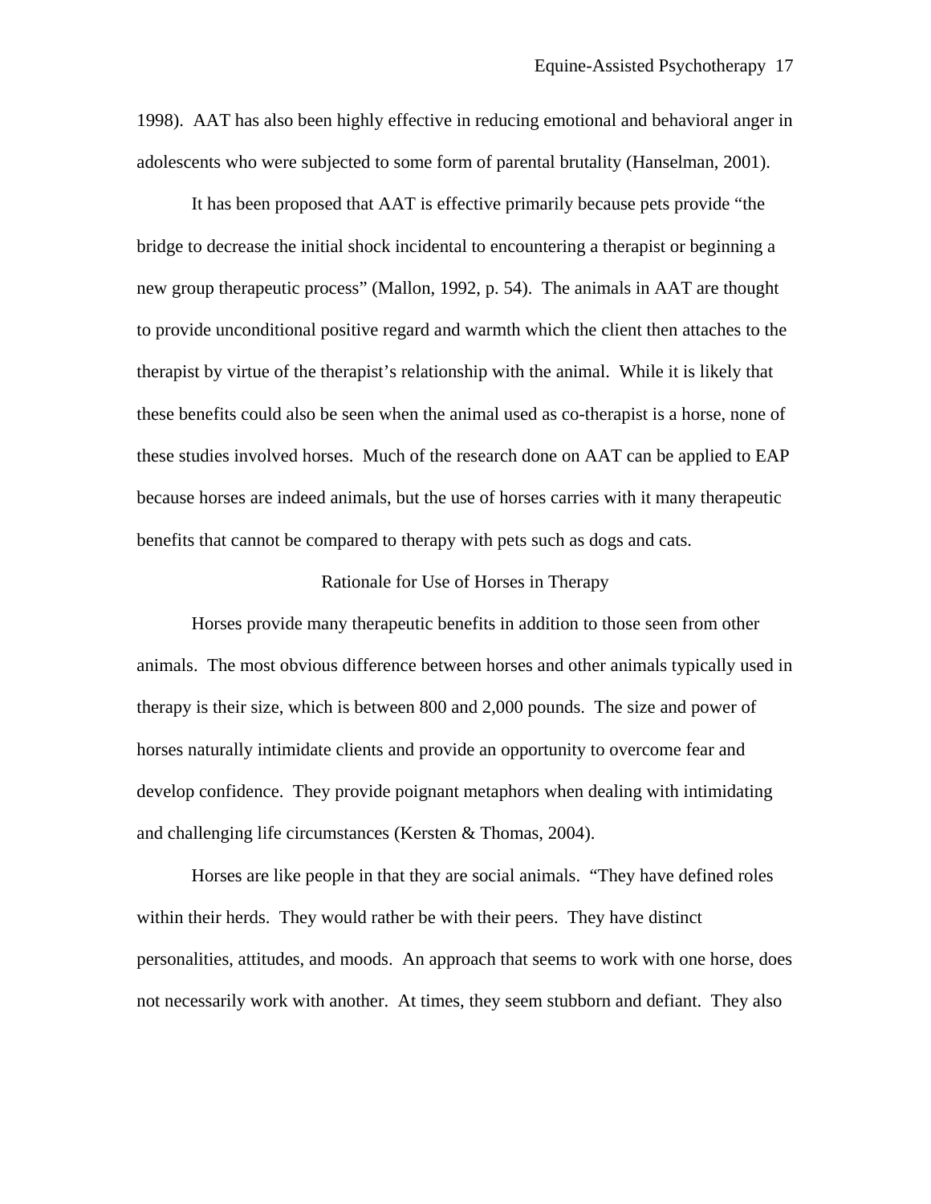1998). AAT has also been highly effective in reducing emotional and behavioral anger in adolescents who were subjected to some form of parental brutality (Hanselman, 2001).

It has been proposed that AAT is effective primarily because pets provide “the bridge to decrease the initial shock incidental to encountering a therapist or beginning a new group therapeutic process” (Mallon, 1992, p. 54). The animals in AAT are thought to provide unconditional positive regard and warmth which the client then attaches to the therapist by virtue of the therapist’s relationship with the animal. While it is likely that these benefits could also be seen when the animal used as co-therapist is a horse, none of these studies involved horses. Much of the research done on AAT can be applied to EAP because horses are indeed animals, but the use of horses carries with it many therapeutic benefits that cannot be compared to therapy with pets such as dogs and cats.

## Rationale for Use of Horses in Therapy

Horses provide many therapeutic benefits in addition to those seen from other animals. The most obvious difference between horses and other animals typically used in therapy is their size, which is between 800 and 2,000 pounds. The size and power of horses naturally intimidate clients and provide an opportunity to overcome fear and develop confidence. They provide poignant metaphors when dealing with intimidating and challenging life circumstances (Kersten & Thomas, 2004).

Horses are like people in that they are social animals. “They have defined roles within their herds. They would rather be with their peers. They have distinct personalities, attitudes, and moods. An approach that seems to work with one horse, does not necessarily work with another. At times, they seem stubborn and defiant. They also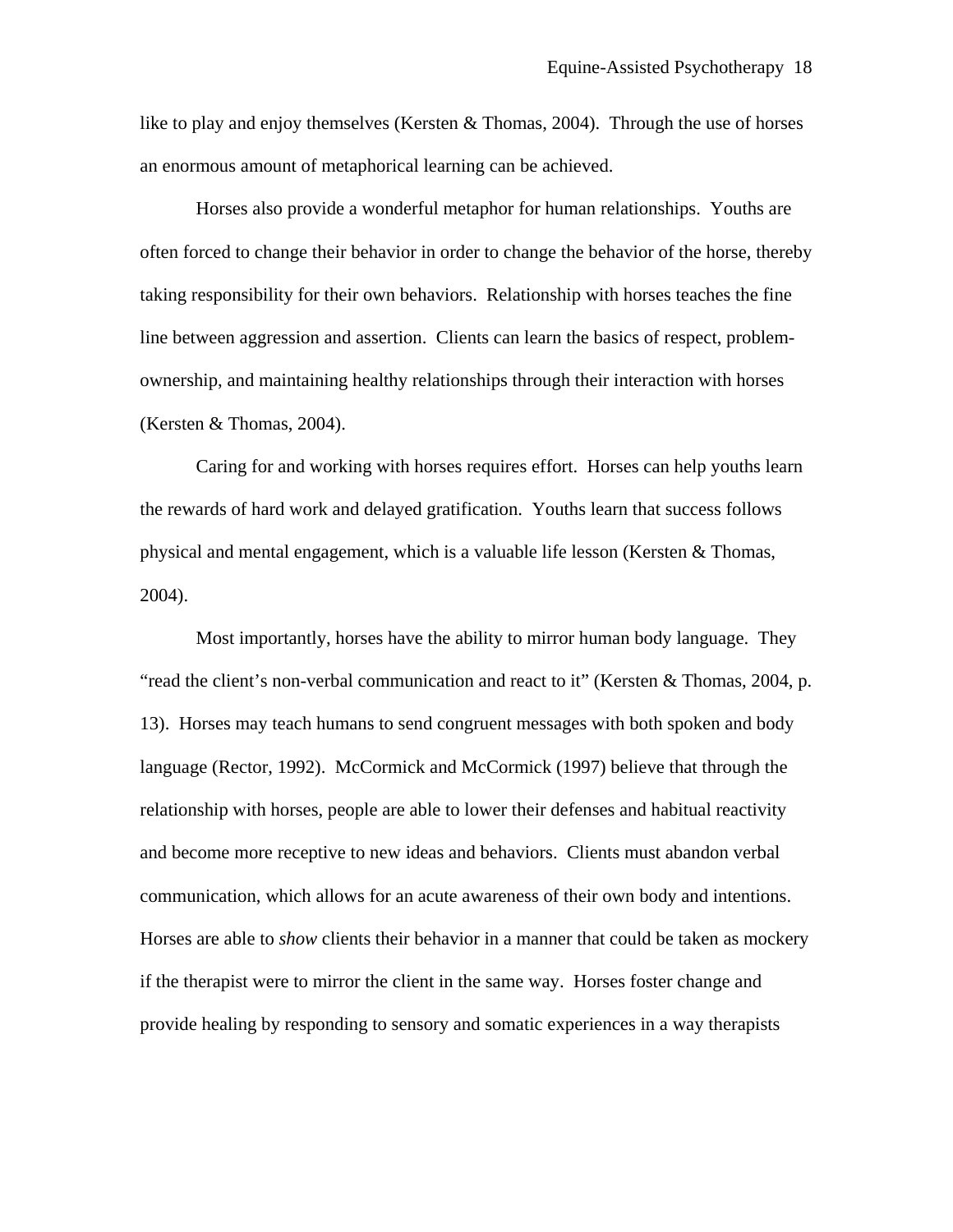like to play and enjoy themselves (Kersten & Thomas, 2004). Through the use of horses an enormous amount of metaphorical learning can be achieved.

Horses also provide a wonderful metaphor for human relationships. Youths are often forced to change their behavior in order to change the behavior of the horse, thereby taking responsibility for their own behaviors. Relationship with horses teaches the fine line between aggression and assertion. Clients can learn the basics of respect, problem-ownership, and maintaining healthy relationships through their interaction with horses (Kersten & Thomas, 2004).

Caring for and working with horses requires effort. Horses can help youths learn the rewards of hard work and delayed gratification. Youths learn that success follows physical and mental engagement, which is a valuable life lesson (Kersten & Thomas, 2004).

Most importantly, horses have the ability to mirror human body language. They "read the client's non-verbal communication and react to it" (Kersten & Thomas, 2004, p. 13). Horses may teach humans to send congruent messages with both spoken and body language (Rector, 1992). McCormick and McCormick (1997) believe that through the relationship with horses, people are able to lower their defenses and habitual reactivity and become more receptive to new ideas and behaviors. Clients must abandon verbal communication, which allows for an acute awareness of their own body and intentions. Horses are able to *show* clients their behavior in a manner that could be taken as mockery if the therapist were to mirror the client in the same way. Horses foster change and provide healing by responding to sensory and somatic experiences in a way therapists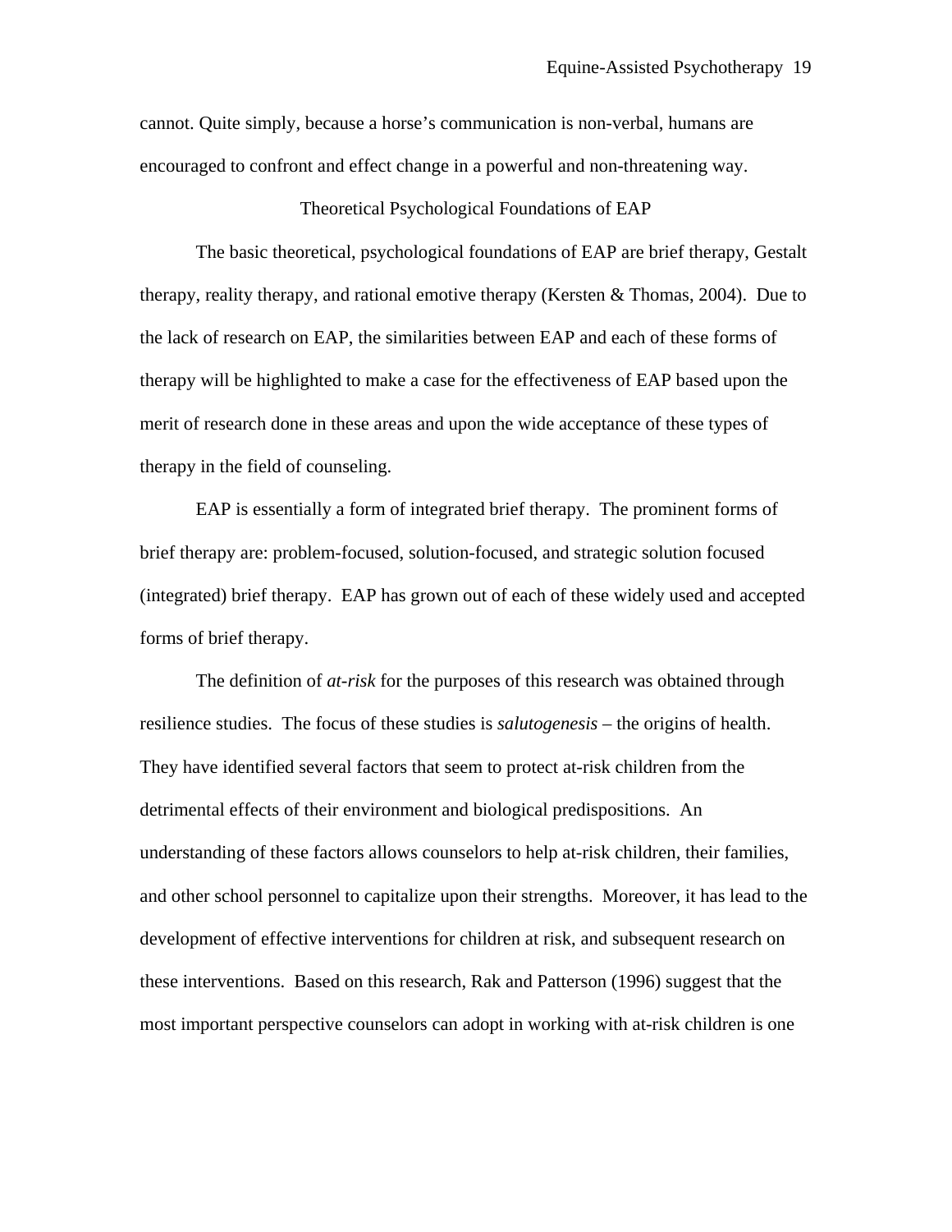cannot. Quite simply, because a horse's communication is non-verbal, humans are encouraged to confront and effect change in a powerful and non-threatening way.

## Theoretical Psychological Foundations of EAP

The basic theoretical, psychological foundations of EAP are brief therapy, Gestalt therapy, reality therapy, and rational emotive therapy (Kersten & Thomas, 2004). Due to the lack of research on EAP, the similarities between EAP and each of these forms of therapy will be highlighted to make a case for the effectiveness of EAP based upon the merit of research done in these areas and upon the wide acceptance of these types of therapy in the field of counseling.

EAP is essentially a form of integrated brief therapy. The prominent forms of brief therapy are: problem-focused, solution-focused, and strategic solution focused (integrated) brief therapy. EAP has grown out of each of these widely used and accepted forms of brief therapy.

The definition of *at-risk* for the purposes of this research was obtained through resilience studies. The focus of these studies is *salutogenesis* – the origins of health. They have identified several factors that seem to protect at-risk children from the detrimental effects of their environment and biological predispositions. An understanding of these factors allows counselors to help at-risk children, their families, and other school personnel to capitalize upon their strengths. Moreover, it has lead to the development of effective interventions for children at risk, and subsequent research on these interventions. Based on this research, Rak and Patterson (1996) suggest that the most important perspective counselors can adopt in working with at-risk children is one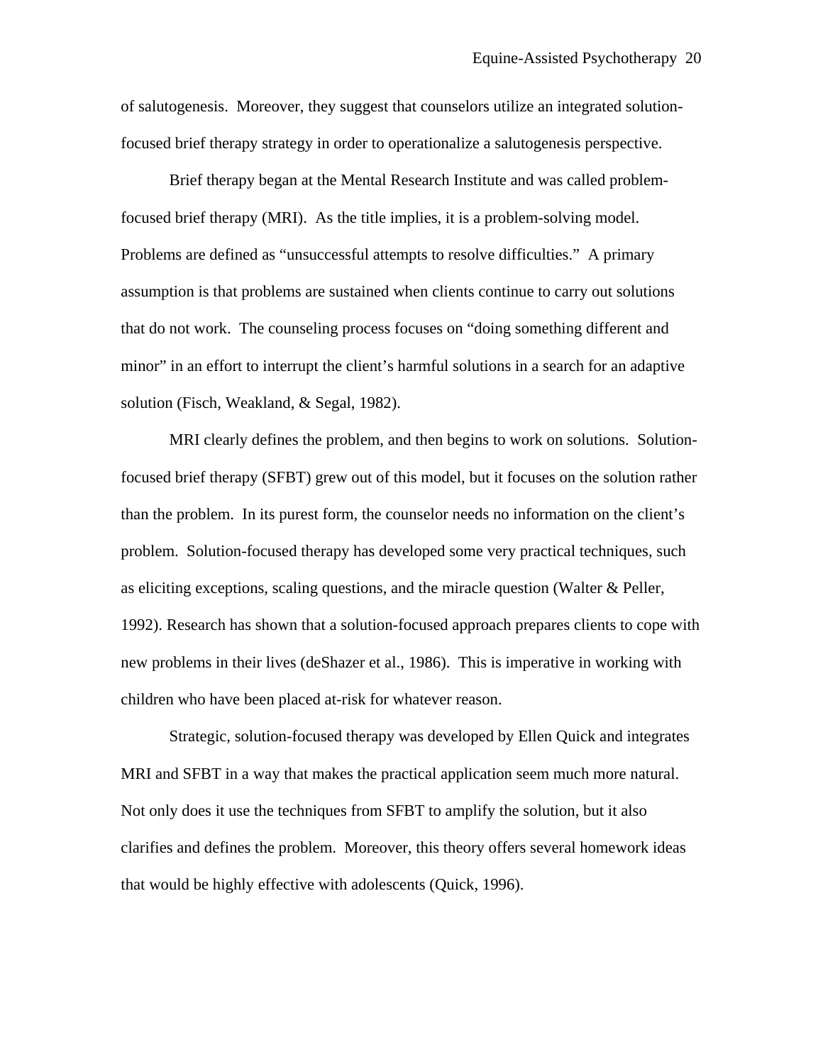of salutogenesis. Moreover, they suggest that counselors utilize an integrated solution-focused brief therapy strategy in order to operationalize a salutogenesis perspective.

Brief therapy began at the Mental Research Institute and was called problem-focused brief therapy (MRI). As the title implies, it is a problem-solving model. Problems are defined as "unsuccessful attempts to resolve difficulties." A primary assumption is that problems are sustained when clients continue to carry out solutions that do not work. The counseling process focuses on "doing something different and minor" in an effort to interrupt the client's harmful solutions in a search for an adaptive solution (Fisch, Weakland, & Segal, 1982).

MRI clearly defines the problem, and then begins to work on solutions. Solution-focused brief therapy (SFBT) grew out of this model, but it focuses on the solution rather than the problem. In its purest form, the counselor needs no information on the client's problem. Solution-focused therapy has developed some very practical techniques, such as eliciting exceptions, scaling questions, and the miracle question (Walter & Peller, 1992). Research has shown that a solution-focused approach prepares clients to cope with new problems in their lives (deShazer et al., 1986). This is imperative in working with children who have been placed at-risk for whatever reason.

Strategic, solution-focused therapy was developed by Ellen Quick and integrates MRI and SFBT in a way that makes the practical application seem much more natural. Not only does it use the techniques from SFBT to amplify the solution, but it also clarifies and defines the problem. Moreover, this theory offers several homework ideas that would be highly effective with adolescents (Quick, 1996).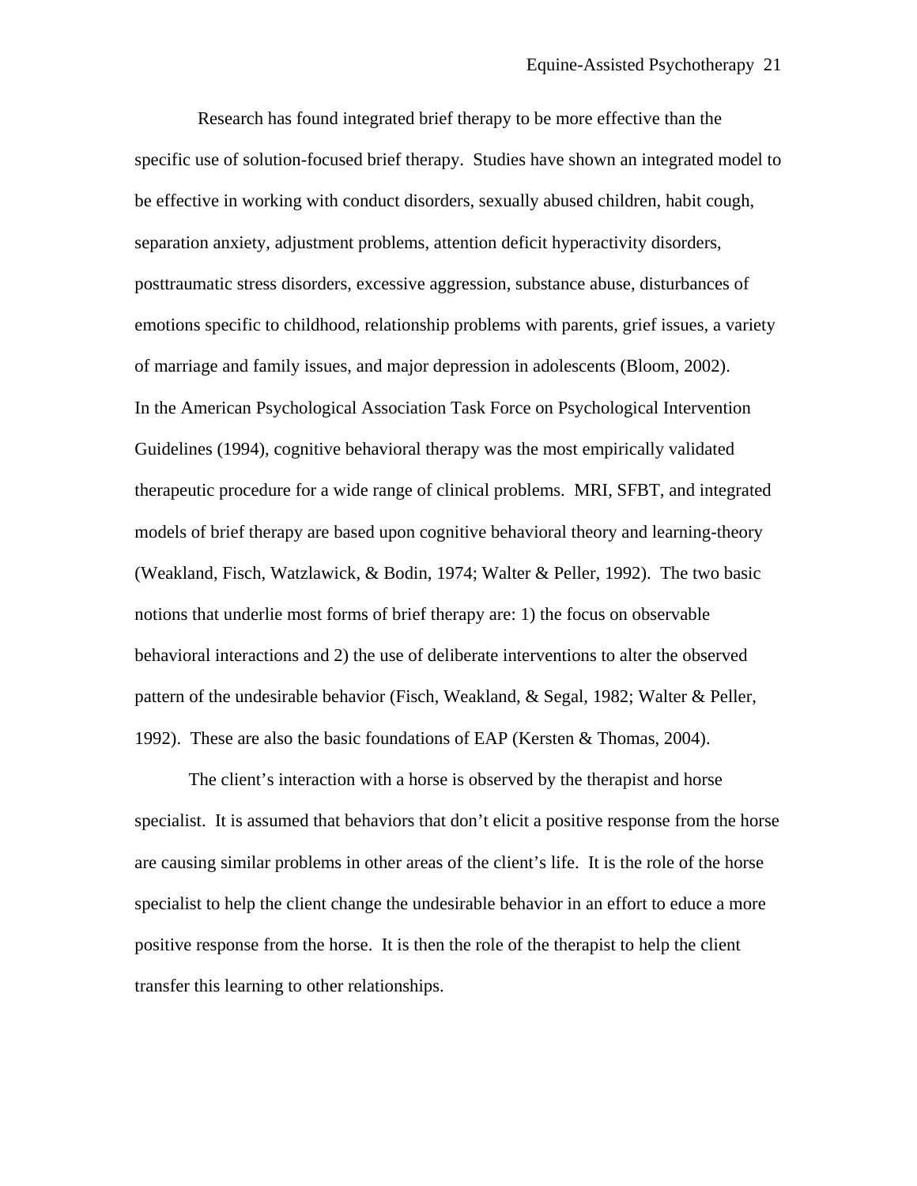Research has found integrated brief therapy to be more effective than the specific use of solution-focused brief therapy. Studies have shown an integrated model to be effective in working with conduct disorders, sexually abused children, habit cough, separation anxiety, adjustment problems, attention deficit hyperactivity disorders, posttraumatic stress disorders, excessive aggression, substance abuse, disturbances of emotions specific to childhood, relationship problems with parents, grief issues, a variety of marriage and family issues, and major depression in adolescents (Bloom, 2002). In the American Psychological Association Task Force on Psychological Intervention Guidelines (1994), cognitive behavioral therapy was the most empirically validated therapeutic procedure for a wide range of clinical problems. MRI, SFBT, and integrated models of brief therapy are based upon cognitive behavioral theory and learning-theory (Weakland, Fisch, Watzlawick, & Bodin, 1974; Walter & Peller, 1992). The two basic notions that underlie most forms of brief therapy are: 1) the focus on observable behavioral interactions and 2) the use of deliberate interventions to alter the observed pattern of the undesirable behavior (Fisch, Weakland, & Segal, 1982; Walter & Peller, 1992). These are also the basic foundations of EAP (Kersten & Thomas, 2004).

The client's interaction with a horse is observed by the therapist and horse specialist. It is assumed that behaviors that don't elicit a positive response from the horse are causing similar problems in other areas of the client's life. It is the role of the horse specialist to help the client change the undesirable behavior in an effort to educe a more positive response from the horse. It is then the role of the therapist to help the client transfer this learning to other relationships.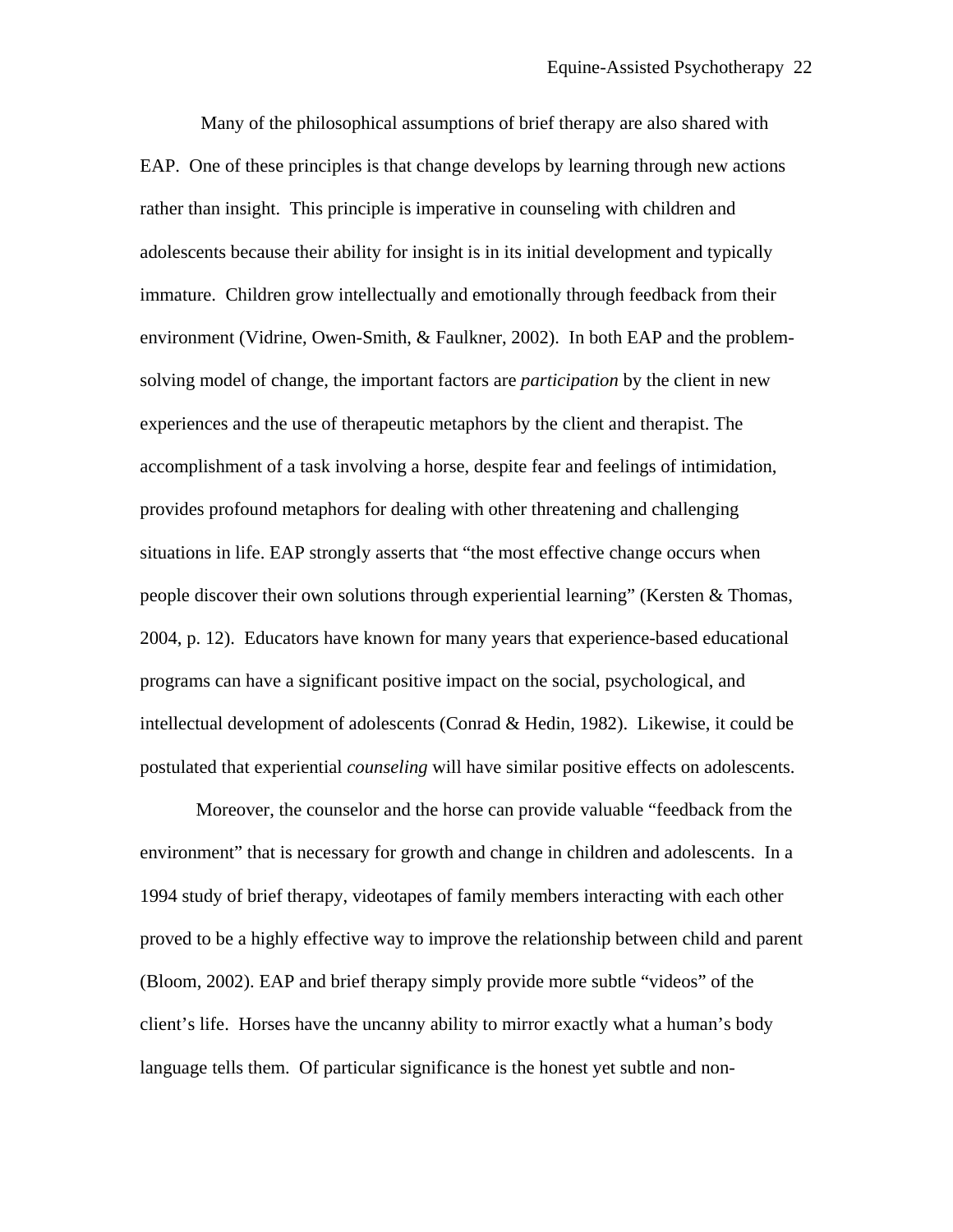Many of the philosophical assumptions of brief therapy are also shared with EAP. One of these principles is that change develops by learning through new actions rather than insight. This principle is imperative in counseling with children and adolescents because their ability for insight is in its initial development and typically immature. Children grow intellectually and emotionally through feedback from their environment (Vidrine, Owen-Smith, & Faulkner, 2002). In both EAP and the problem-solving model of change, the important factors are *participation* by the client in new experiences and the use of therapeutic metaphors by the client and therapist. The accomplishment of a task involving a horse, despite fear and feelings of intimidation, provides profound metaphors for dealing with other threatening and challenging situations in life. EAP strongly asserts that "the most effective change occurs when people discover their own solutions through experiential learning" (Kersten & Thomas, 2004, p. 12). Educators have known for many years that experience-based educational programs can have a significant positive impact on the social, psychological, and intellectual development of adolescents (Conrad & Hedin, 1982). Likewise, it could be postulated that experiential *counseling* will have similar positive effects on adolescents.

Moreover, the counselor and the horse can provide valuable "feedback from the environment" that is necessary for growth and change in children and adolescents. In a 1994 study of brief therapy, videotapes of family members interacting with each other proved to be a highly effective way to improve the relationship between child and parent (Bloom, 2002). EAP and brief therapy simply provide more subtle "videos" of the client's life. Horses have the uncanny ability to mirror exactly what a human's body language tells them. Of particular significance is the honest yet subtle and non-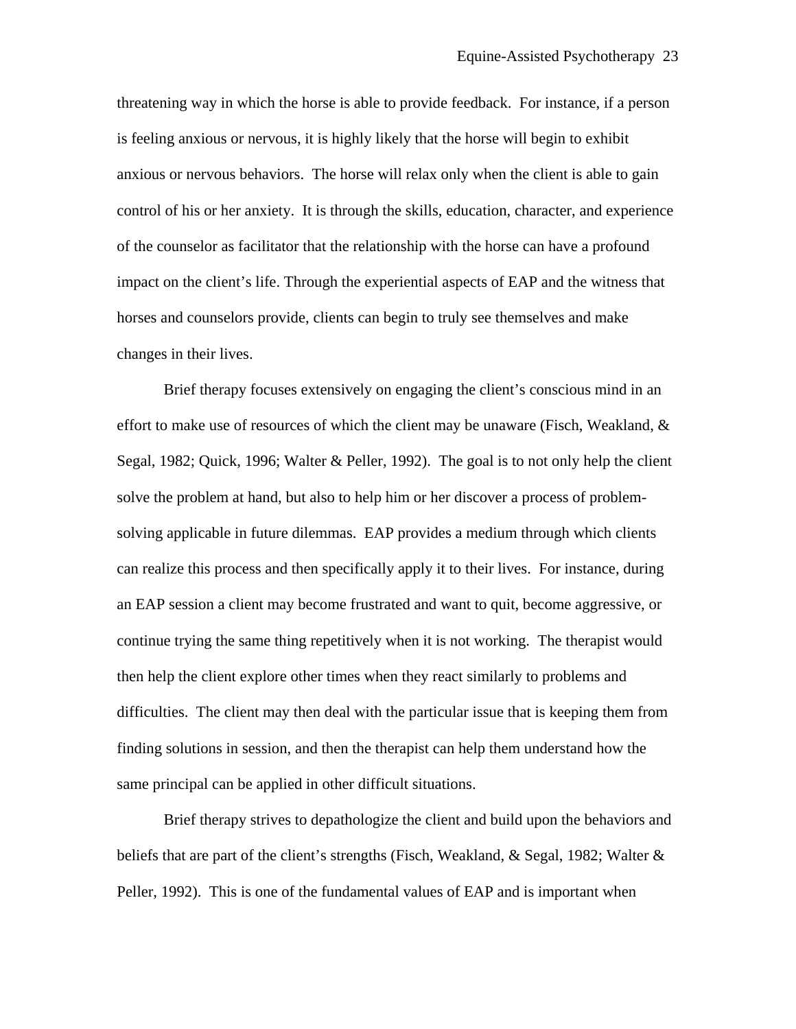threatening way in which the horse is able to provide feedback. For instance, if a person is feeling anxious or nervous, it is highly likely that the horse will begin to exhibit anxious or nervous behaviors. The horse will relax only when the client is able to gain control of his or her anxiety. It is through the skills, education, character, and experience of the counselor as facilitator that the relationship with the horse can have a profound impact on the client's life. Through the experiential aspects of EAP and the witness that horses and counselors provide, clients can begin to truly see themselves and make changes in their lives.

Brief therapy focuses extensively on engaging the client's conscious mind in an effort to make use of resources of which the client may be unaware (Fisch, Weakland, & Segal, 1982; Quick, 1996; Walter & Peller, 1992). The goal is to not only help the client solve the problem at hand, but also to help him or her discover a process of problem-solving applicable in future dilemmas. EAP provides a medium through which clients can realize this process and then specifically apply it to their lives. For instance, during an EAP session a client may become frustrated and want to quit, become aggressive, or continue trying the same thing repetitively when it is not working. The therapist would then help the client explore other times when they react similarly to problems and difficulties. The client may then deal with the particular issue that is keeping them from finding solutions in session, and then the therapist can help them understand how the same principal can be applied in other difficult situations.

Brief therapy strives to depathologize the client and build upon the behaviors and beliefs that are part of the client's strengths (Fisch, Weakland, & Segal, 1982; Walter & Peller, 1992). This is one of the fundamental values of EAP and is important when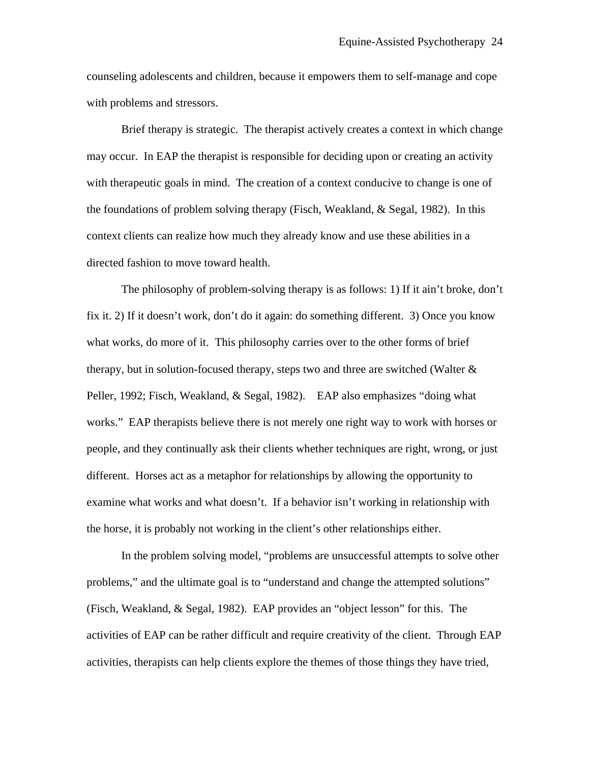counseling adolescents and children, because it empowers them to self-manage and cope with problems and stressors.

Brief therapy is strategic. The therapist actively creates a context in which change may occur. In EAP the therapist is responsible for deciding upon or creating an activity with therapeutic goals in mind. The creation of a context conducive to change is one of the foundations of problem solving therapy (Fisch, Weakland, & Segal, 1982). In this context clients can realize how much they already know and use these abilities in a directed fashion to move toward health.

The philosophy of problem-solving therapy is as follows: 1) If it ain't broke, don't fix it. 2) If it doesn't work, don't do it again: do something different. 3) Once you know what works, do more of it. This philosophy carries over to the other forms of brief therapy, but in solution-focused therapy, steps two and three are switched (Walter & Peller, 1992; Fisch, Weakland, & Segal, 1982). EAP also emphasizes "doing what works." EAP therapists believe there is not merely one right way to work with horses or people, and they continually ask their clients whether techniques are right, wrong, or just different. Horses act as a metaphor for relationships by allowing the opportunity to examine what works and what doesn't. If a behavior isn't working in relationship with the horse, it is probably not working in the client's other relationships either.

In the problem solving model, "problems are unsuccessful attempts to solve other problems," and the ultimate goal is to "understand and change the attempted solutions" (Fisch, Weakland, & Segal, 1982). EAP provides an "object lesson" for this. The activities of EAP can be rather difficult and require creativity of the client. Through EAP activities, therapists can help clients explore the themes of those things they have tried,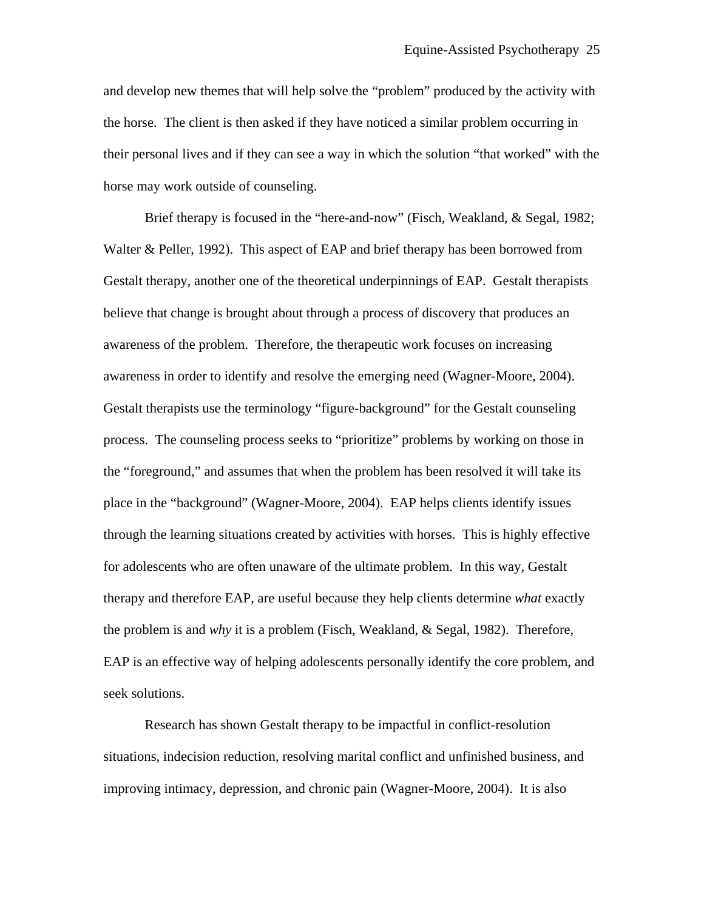and develop new themes that will help solve the "problem" produced by the activity with the horse. The client is then asked if they have noticed a similar problem occurring in their personal lives and if they can see a way in which the solution "that worked" with the horse may work outside of counseling.

Brief therapy is focused in the "here-and-now" (Fisch, Weakland, & Segal, 1982; Walter & Peller, 1992). This aspect of EAP and brief therapy has been borrowed from Gestalt therapy, another one of the theoretical underpinnings of EAP. Gestalt therapists believe that change is brought about through a process of discovery that produces an awareness of the problem. Therefore, the therapeutic work focuses on increasing awareness in order to identify and resolve the emerging need (Wagner-Moore, 2004). Gestalt therapists use the terminology "figure-background" for the Gestalt counseling process. The counseling process seeks to "prioritize" problems by working on those in the "foreground," and assumes that when the problem has been resolved it will take its place in the "background" (Wagner-Moore, 2004). EAP helps clients identify issues through the learning situations created by activities with horses. This is highly effective for adolescents who are often unaware of the ultimate problem. In this way, Gestalt therapy and therefore EAP, are useful because they help clients determine *what* exactly the problem is and *why* it is a problem (Fisch, Weakland, & Segal, 1982). Therefore, EAP is an effective way of helping adolescents personally identify the core problem, and seek solutions.

Research has shown Gestalt therapy to be impactful in conflict-resolution situations, indecision reduction, resolving marital conflict and unfinished business, and improving intimacy, depression, and chronic pain (Wagner-Moore, 2004). It is also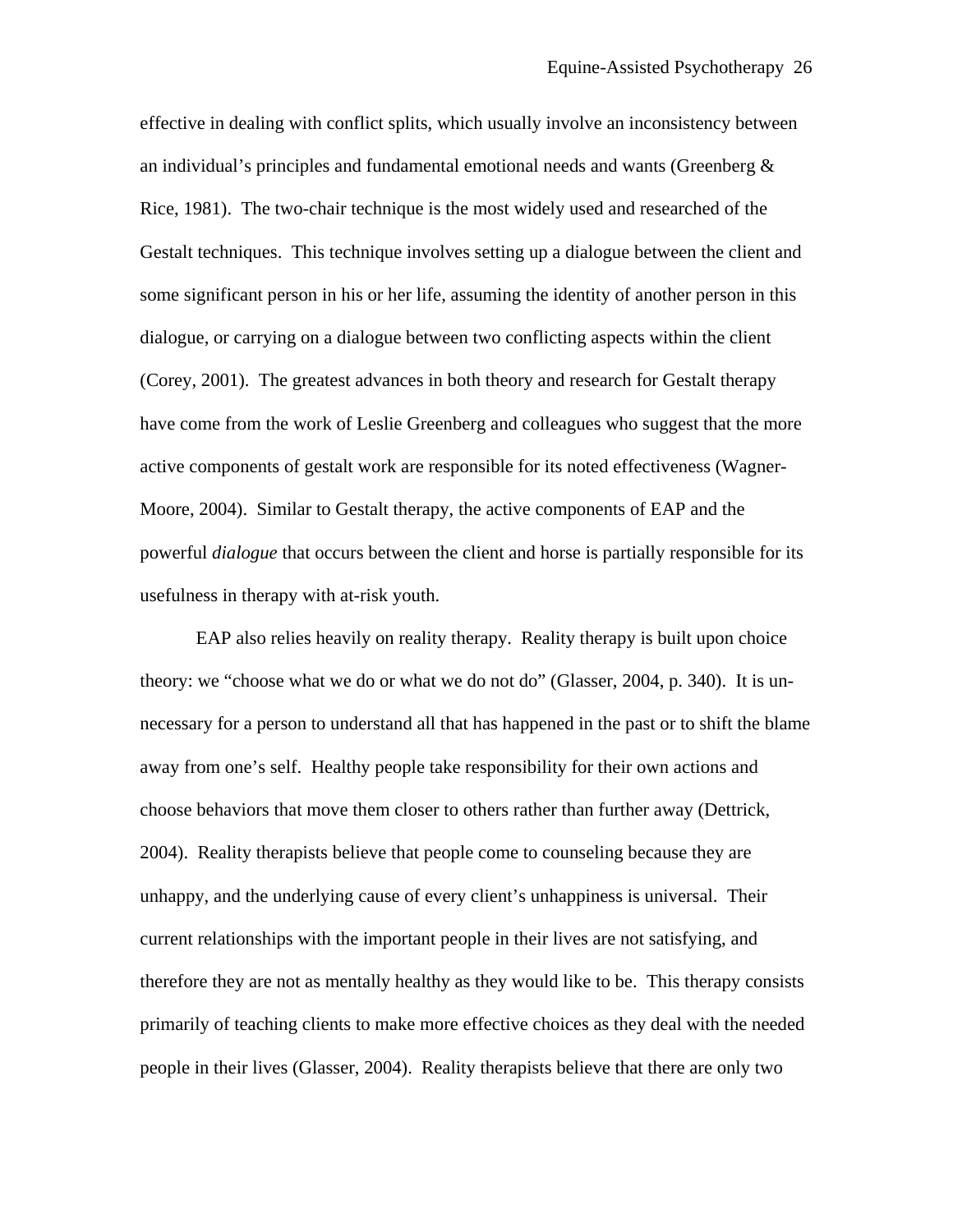effective in dealing with conflict splits, which usually involve an inconsistency between an individual's principles and fundamental emotional needs and wants (Greenberg & Rice, 1981). The two-chair technique is the most widely used and researched of the Gestalt techniques. This technique involves setting up a dialogue between the client and some significant person in his or her life, assuming the identity of another person in this dialogue, or carrying on a dialogue between two conflicting aspects within the client (Corey, 2001). The greatest advances in both theory and research for Gestalt therapy have come from the work of Leslie Greenberg and colleagues who suggest that the more active components of gestalt work are responsible for its noted effectiveness (Wagner-Moore, 2004). Similar to Gestalt therapy, the active components of EAP and the powerful *dialogue* that occurs between the client and horse is partially responsible for its usefulness in therapy with at-risk youth.

EAP also relies heavily on reality therapy. Reality therapy is built upon choice theory: we "choose what we do or what we do not do" (Glasser, 2004, p. 340). It is un-necessary for a person to understand all that has happened in the past or to shift the blame away from one's self. Healthy people take responsibility for their own actions and choose behaviors that move them closer to others rather than further away (Dettrick, 2004). Reality therapists believe that people come to counseling because they are unhappy, and the underlying cause of every client's unhappiness is universal. Their current relationships with the important people in their lives are not satisfying, and therefore they are not as mentally healthy as they would like to be. This therapy consists primarily of teaching clients to make more effective choices as they deal with the needed people in their lives (Glasser, 2004). Reality therapists believe that there are only two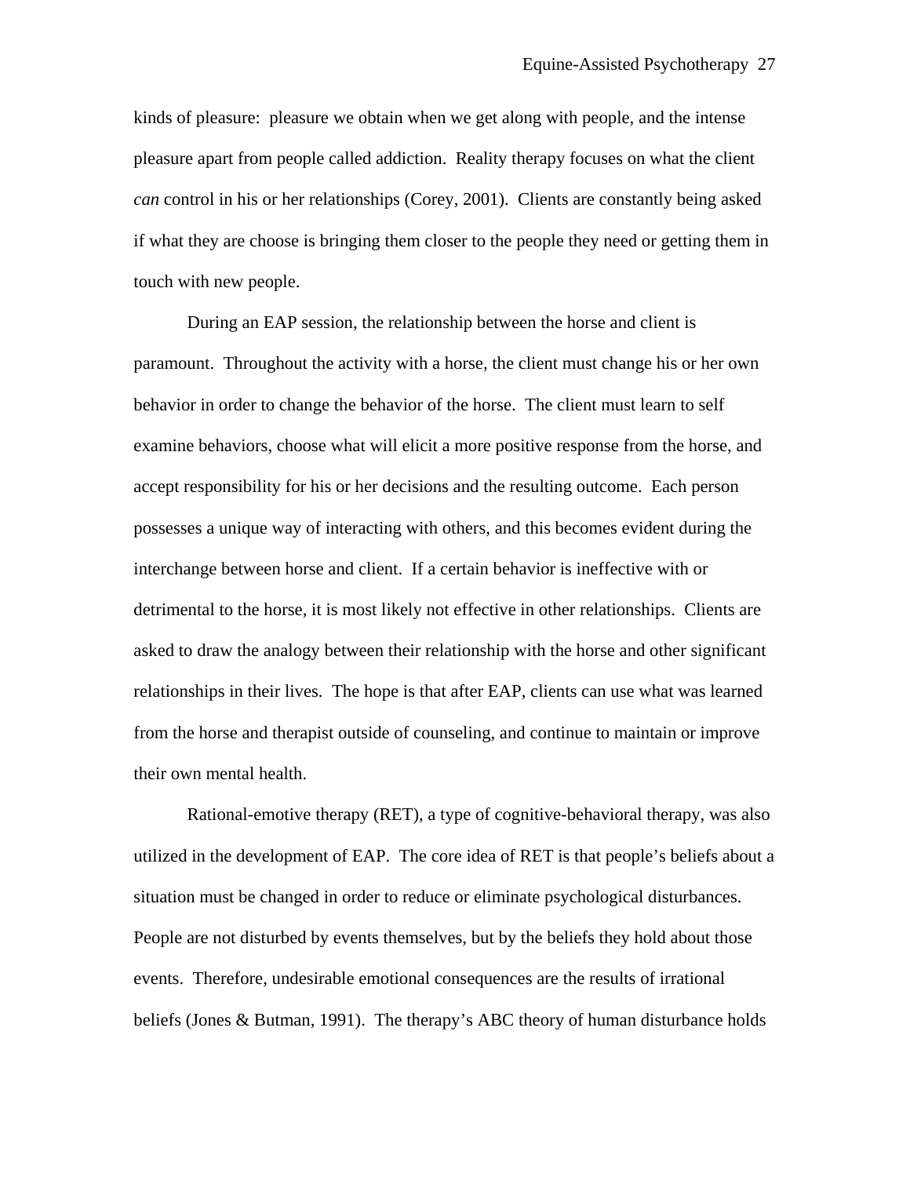kinds of pleasure: pleasure we obtain when we get along with people, and the intense pleasure apart from people called addiction. Reality therapy focuses on what the client *can* control in his or her relationships (Corey, 2001). Clients are constantly being asked if what they are choose is bringing them closer to the people they need or getting them in touch with new people.

During an EAP session, the relationship between the horse and client is paramount. Throughout the activity with a horse, the client must change his or her own behavior in order to change the behavior of the horse. The client must learn to self examine behaviors, choose what will elicit a more positive response from the horse, and accept responsibility for his or her decisions and the resulting outcome. Each person possesses a unique way of interacting with others, and this becomes evident during the interchange between horse and client. If a certain behavior is ineffective with or detrimental to the horse, it is most likely not effective in other relationships. Clients are asked to draw the analogy between their relationship with the horse and other significant relationships in their lives. The hope is that after EAP, clients can use what was learned from the horse and therapist outside of counseling, and continue to maintain or improve their own mental health.

Rational-emotive therapy (RET), a type of cognitive-behavioral therapy, was also utilized in the development of EAP. The core idea of RET is that people's beliefs about a situation must be changed in order to reduce or eliminate psychological disturbances. People are not disturbed by events themselves, but by the beliefs they hold about those events. Therefore, undesirable emotional consequences are the results of irrational beliefs (Jones & Butman, 1991). The therapy's ABC theory of human disturbance holds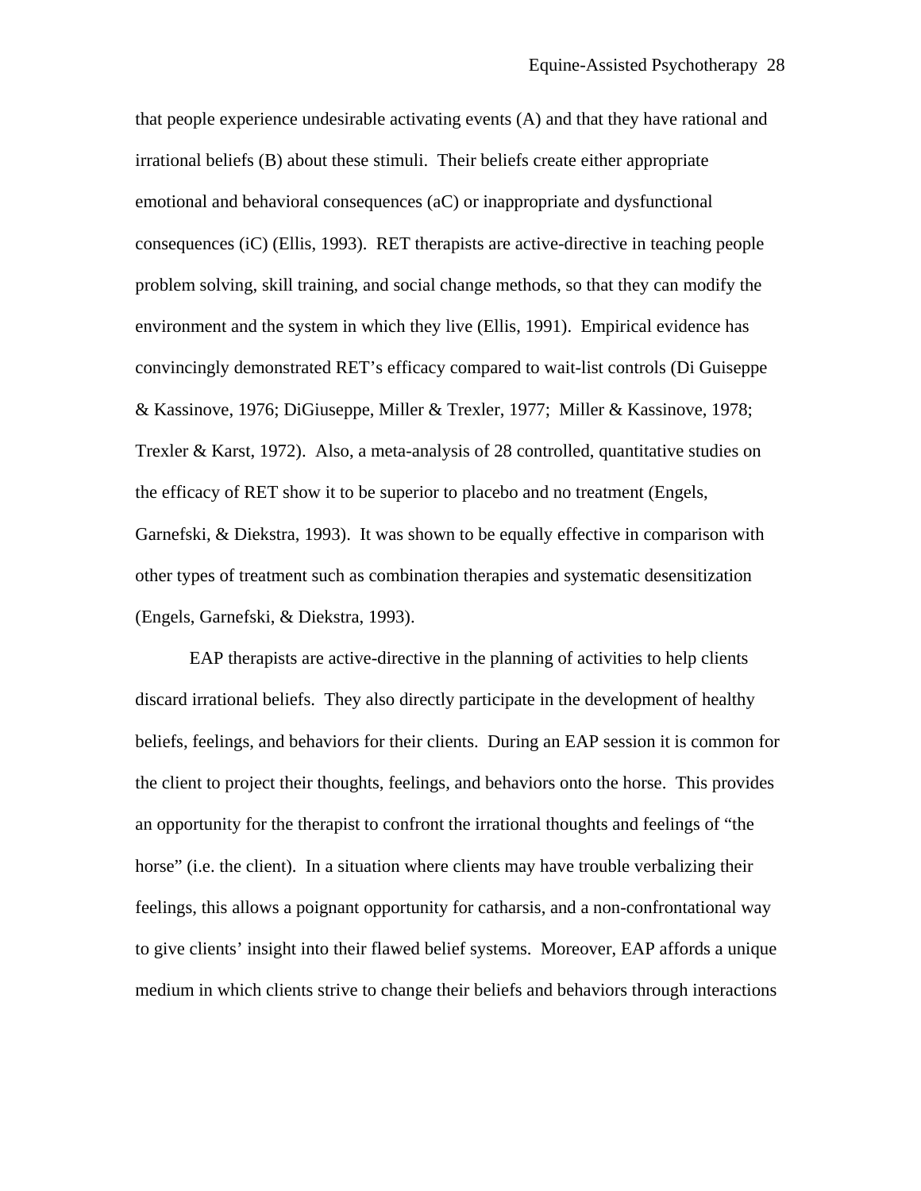that people experience undesirable activating events (A) and that they have rational and irrational beliefs (B) about these stimuli. Their beliefs create either appropriate emotional and behavioral consequences (aC) or inappropriate and dysfunctional consequences (iC) (Ellis, 1993). RET therapists are active-directive in teaching people problem solving, skill training, and social change methods, so that they can modify the environment and the system in which they live (Ellis, 1991). Empirical evidence has convincingly demonstrated RET's efficacy compared to wait-list controls (Di Guiseppe & Kassinove, 1976; DiGiuseppe, Miller & Trexler, 1977; Miller & Kassinove, 1978; Trexler & Karst, 1972). Also, a meta-analysis of 28 controlled, quantitative studies on the efficacy of RET show it to be superior to placebo and no treatment (Engels, Garnefski, & Diekstra, 1993). It was shown to be equally effective in comparison with other types of treatment such as combination therapies and systematic desensitization (Engels, Garnefski, & Diekstra, 1993).

EAP therapists are active-directive in the planning of activities to help clients discard irrational beliefs. They also directly participate in the development of healthy beliefs, feelings, and behaviors for their clients. During an EAP session it is common for the client to project their thoughts, feelings, and behaviors onto the horse. This provides an opportunity for the therapist to confront the irrational thoughts and feelings of "the horse" (i.e. the client). In a situation where clients may have trouble verbalizing their feelings, this allows a poignant opportunity for catharsis, and a non-confrontational way to give clients' insight into their flawed belief systems. Moreover, EAP affords a unique medium in which clients strive to change their beliefs and behaviors through interactions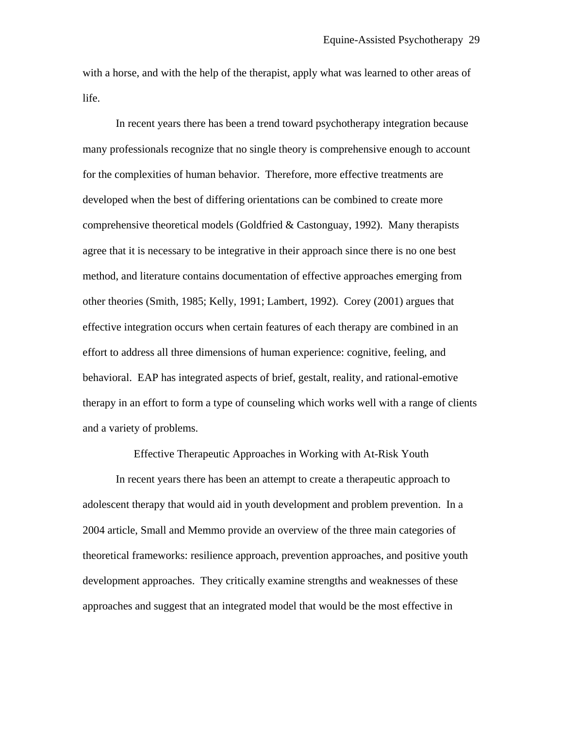with a horse, and with the help of the therapist, apply what was learned to other areas of life.

In recent years there has been a trend toward psychotherapy integration because many professionals recognize that no single theory is comprehensive enough to account for the complexities of human behavior. Therefore, more effective treatments are developed when the best of differing orientations can be combined to create more comprehensive theoretical models (Goldfried & Castonguay, 1992). Many therapists agree that it is necessary to be integrative in their approach since there is no one best method, and literature contains documentation of effective approaches emerging from other theories (Smith, 1985; Kelly, 1991; Lambert, 1992). Corey (2001) argues that effective integration occurs when certain features of each therapy are combined in an effort to address all three dimensions of human experience: cognitive, feeling, and behavioral. EAP has integrated aspects of brief, gestalt, reality, and rational-emotive therapy in an effort to form a type of counseling which works well with a range of clients and a variety of problems.

## Effective Therapeutic Approaches in Working with At-Risk Youth

In recent years there has been an attempt to create a therapeutic approach to adolescent therapy that would aid in youth development and problem prevention. In a 2004 article, Small and Memmo provide an overview of the three main categories of theoretical frameworks: resilience approach, prevention approaches, and positive youth development approaches. They critically examine strengths and weaknesses of these approaches and suggest that an integrated model that would be the most effective in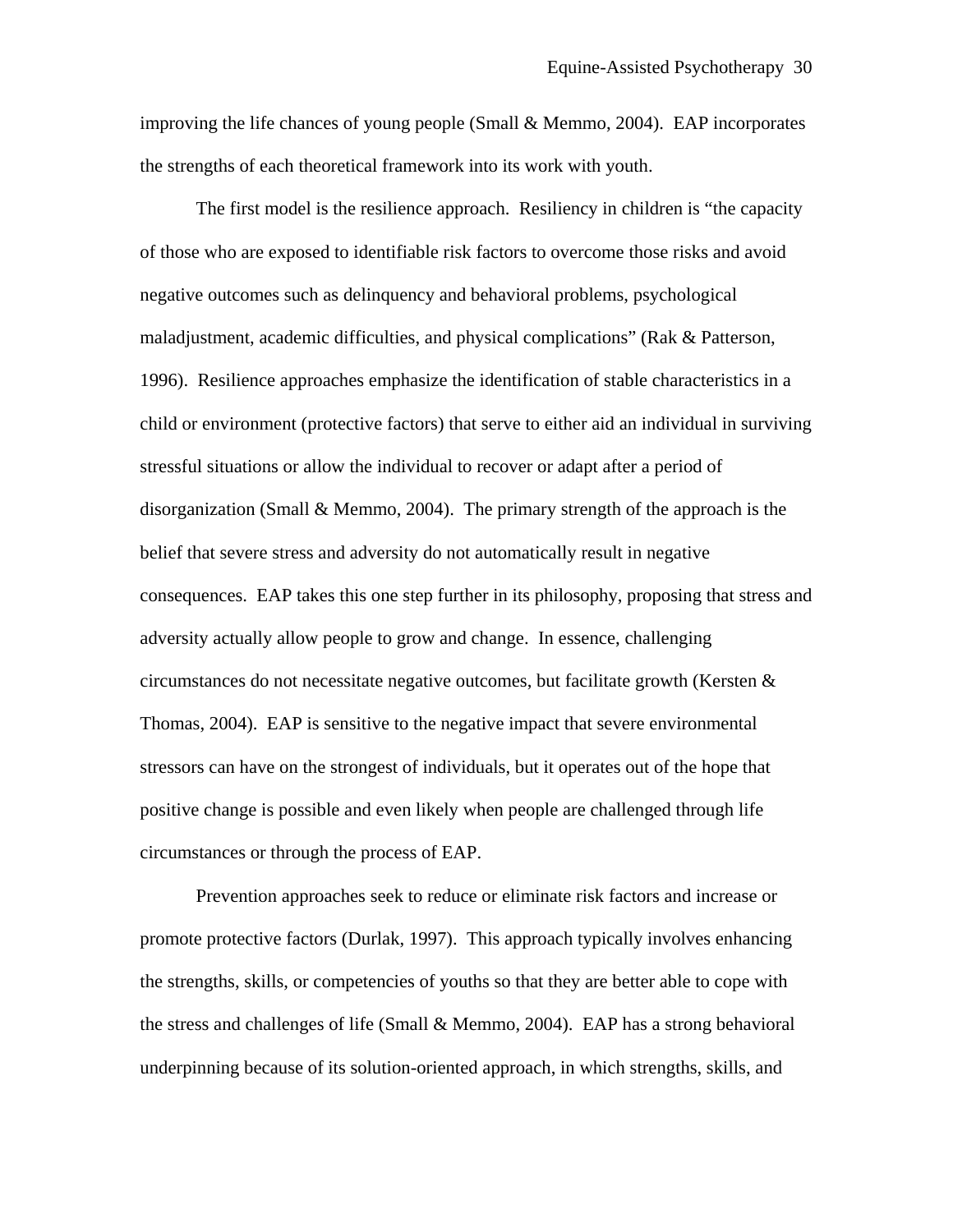improving the life chances of young people (Small & Memmo, 2004). EAP incorporates the strengths of each theoretical framework into its work with youth.

The first model is the resilience approach. Resiliency in children is "the capacity of those who are exposed to identifiable risk factors to overcome those risks and avoid negative outcomes such as delinquency and behavioral problems, psychological maladjustment, academic difficulties, and physical complications" (Rak & Patterson, 1996). Resilience approaches emphasize the identification of stable characteristics in a child or environment (protective factors) that serve to either aid an individual in surviving stressful situations or allow the individual to recover or adapt after a period of disorganization (Small & Memmo, 2004). The primary strength of the approach is the belief that severe stress and adversity do not automatically result in negative consequences. EAP takes this one step further in its philosophy, proposing that stress and adversity actually allow people to grow and change. In essence, challenging circumstances do not necessitate negative outcomes, but facilitate growth (Kersten & Thomas, 2004). EAP is sensitive to the negative impact that severe environmental stressors can have on the strongest of individuals, but it operates out of the hope that positive change is possible and even likely when people are challenged through life circumstances or through the process of EAP.

Prevention approaches seek to reduce or eliminate risk factors and increase or promote protective factors (Durlak, 1997). This approach typically involves enhancing the strengths, skills, or competencies of youths so that they are better able to cope with the stress and challenges of life (Small & Memmo, 2004). EAP has a strong behavioral underpinning because of its solution-oriented approach, in which strengths, skills, and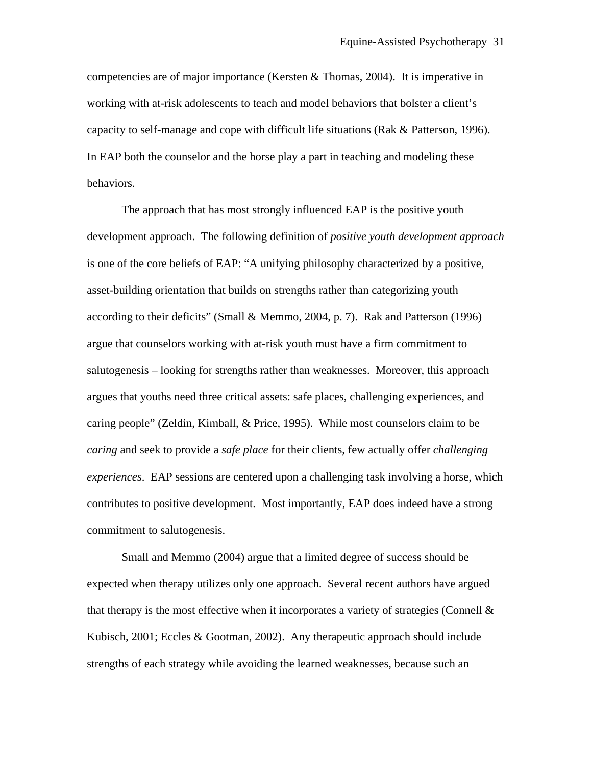competencies are of major importance (Kersten & Thomas, 2004). It is imperative in working with at-risk adolescents to teach and model behaviors that bolster a client's capacity to self-manage and cope with difficult life situations (Rak & Patterson, 1996). In EAP both the counselor and the horse play a part in teaching and modeling these behaviors.

The approach that has most strongly influenced EAP is the positive youth development approach. The following definition of *positive youth development approach* is one of the core beliefs of EAP: "A unifying philosophy characterized by a positive, asset-building orientation that builds on strengths rather than categorizing youth according to their deficits" (Small & Memmo, 2004, p. 7). Rak and Patterson (1996) argue that counselors working with at-risk youth must have a firm commitment to salutogenesis – looking for strengths rather than weaknesses. Moreover, this approach argues that youths need three critical assets: safe places, challenging experiences, and caring people" (Zeldin, Kimball, & Price, 1995). While most counselors claim to be *caring* and seek to provide a *safe place* for their clients, few actually offer *challenging experiences*. EAP sessions are centered upon a challenging task involving a horse, which contributes to positive development. Most importantly, EAP does indeed have a strong commitment to salutogenesis.

Small and Memmo (2004) argue that a limited degree of success should be expected when therapy utilizes only one approach. Several recent authors have argued that therapy is the most effective when it incorporates a variety of strategies (Connell & Kubisch, 2001; Eccles & Gootman, 2002). Any therapeutic approach should include strengths of each strategy while avoiding the learned weaknesses, because such an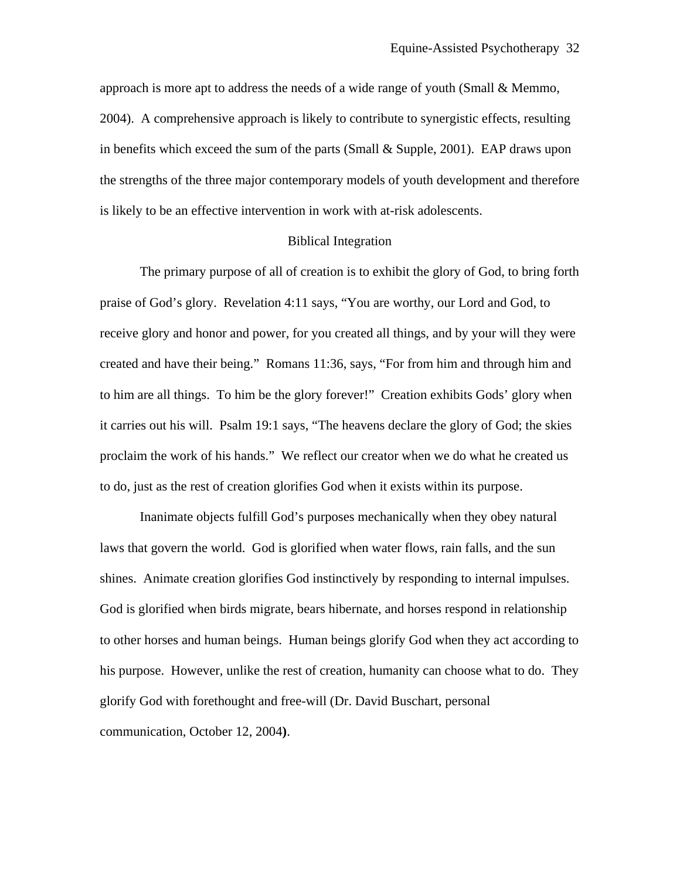approach is more apt to address the needs of a wide range of youth (Small & Memmo, 2004). A comprehensive approach is likely to contribute to synergistic effects, resulting in benefits which exceed the sum of the parts (Small & Supple, 2001). EAP draws upon the strengths of the three major contemporary models of youth development and therefore is likely to be an effective intervention in work with at-risk adolescents.

## Biblical Integration

The primary purpose of all of creation is to exhibit the glory of God, to bring forth praise of God's glory. Revelation 4:11 says, "You are worthy, our Lord and God, to receive glory and honor and power, for you created all things, and by your will they were created and have their being." Romans 11:36, says, "For from him and through him and to him are all things. To him be the glory forever!" Creation exhibits Gods' glory when it carries out his will. Psalm 19:1 says, "The heavens declare the glory of God; the skies proclaim the work of his hands." We reflect our creator when we do what he created us to do, just as the rest of creation glorifies God when it exists within its purpose.

Inanimate objects fulfill God's purposes mechanically when they obey natural laws that govern the world. God is glorified when water flows, rain falls, and the sun shines. Animate creation glorifies God instinctively by responding to internal impulses. God is glorified when birds migrate, bears hibernate, and horses respond in relationship to other horses and human beings. Human beings glorify God when they act according to his purpose. However, unlike the rest of creation, humanity can choose what to do. They glorify God with forethought and free-will (Dr. David Buschart, personal communication, October 12, 2004).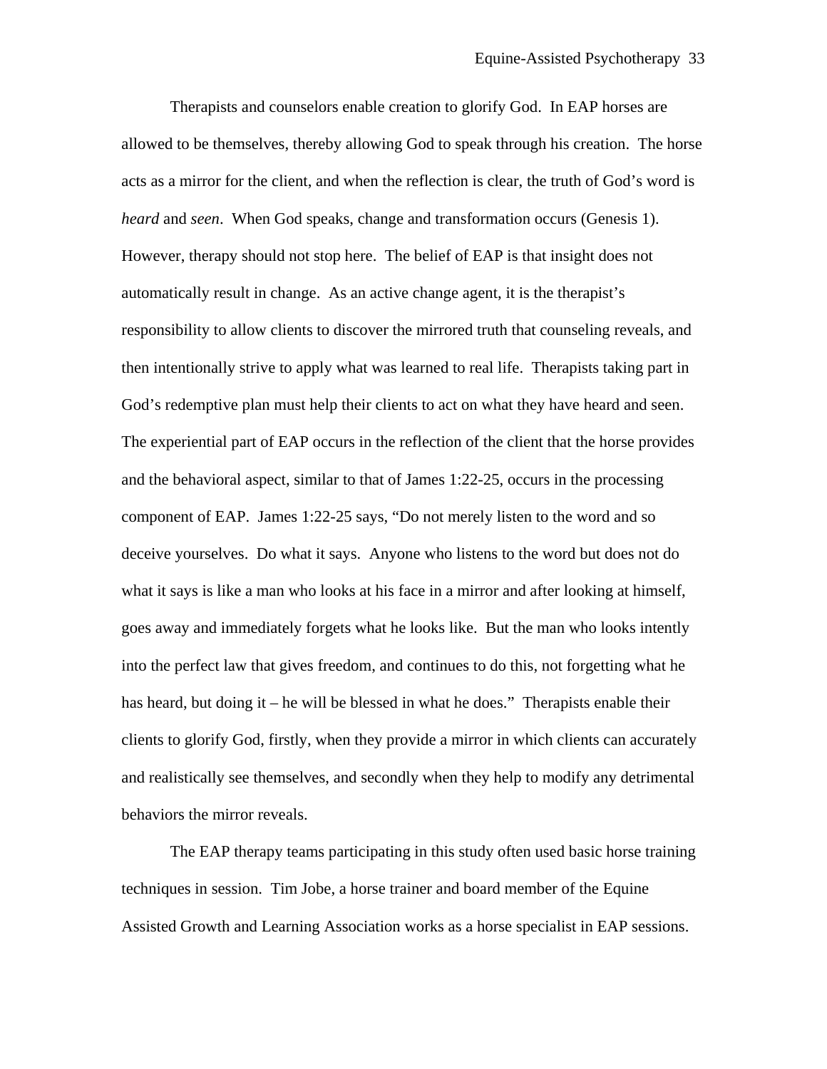Therapists and counselors enable creation to glorify God. In EAP horses are allowed to be themselves, thereby allowing God to speak through his creation. The horse acts as a mirror for the client, and when the reflection is clear, the truth of God's word is *heard* and *seen*. When God speaks, change and transformation occurs (Genesis 1). However, therapy should not stop here. The belief of EAP is that insight does not automatically result in change. As an active change agent, it is the therapist's responsibility to allow clients to discover the mirrored truth that counseling reveals, and then intentionally strive to apply what was learned to real life. Therapists taking part in God's redemptive plan must help their clients to act on what they have heard and seen. The experiential part of EAP occurs in the reflection of the client that the horse provides and the behavioral aspect, similar to that of James 1:22-25, occurs in the processing component of EAP. James 1:22-25 says, "Do not merely listen to the word and so deceive yourselves. Do what it says. Anyone who listens to the word but does not do what it says is like a man who looks at his face in a mirror and after looking at himself, goes away and immediately forgets what he looks like. But the man who looks intently into the perfect law that gives freedom, and continues to do this, not forgetting what he has heard, but doing it – he will be blessed in what he does." Therapists enable their clients to glorify God, firstly, when they provide a mirror in which clients can accurately and realistically see themselves, and secondly when they help to modify any detrimental behaviors the mirror reveals.

The EAP therapy teams participating in this study often used basic horse training techniques in session. Tim Jobe, a horse trainer and board member of the Equine Assisted Growth and Learning Association works as a horse specialist in EAP sessions.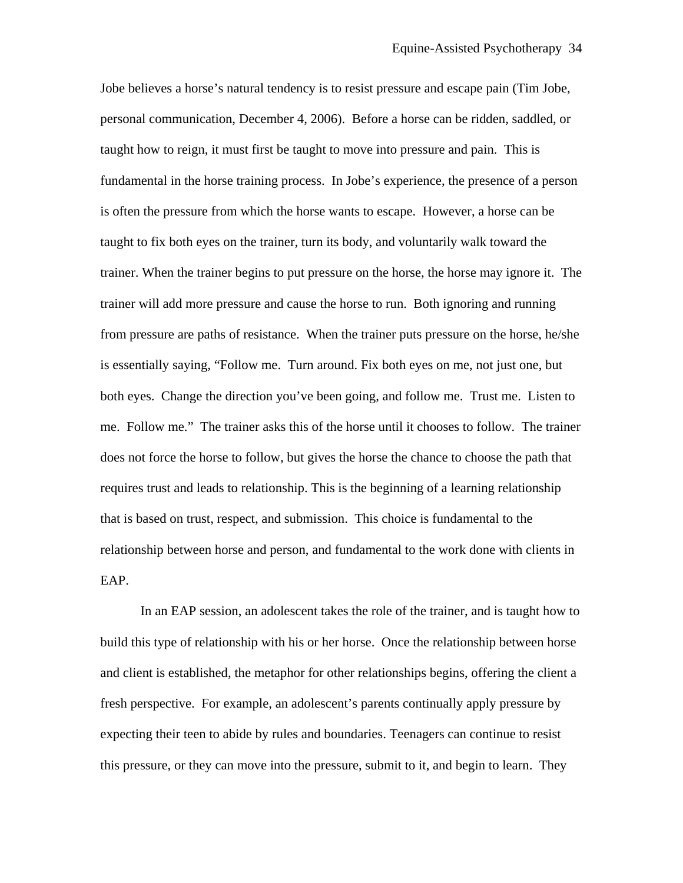Jobe believes a horse's natural tendency is to resist pressure and escape pain (Tim Jobe, personal communication, December 4, 2006). Before a horse can be ridden, saddled, or taught how to reign, it must first be taught to move into pressure and pain. This is fundamental in the horse training process. In Jobe's experience, the presence of a person is often the pressure from which the horse wants to escape. However, a horse can be taught to fix both eyes on the trainer, turn its body, and voluntarily walk toward the trainer. When the trainer begins to put pressure on the horse, the horse may ignore it. The trainer will add more pressure and cause the horse to run. Both ignoring and running from pressure are paths of resistance. When the trainer puts pressure on the horse, he/she is essentially saying, "Follow me. Turn around. Fix both eyes on me, not just one, but both eyes. Change the direction you've been going, and follow me. Trust me. Listen to me. Follow me." The trainer asks this of the horse until it chooses to follow. The trainer does not force the horse to follow, but gives the horse the chance to choose the path that requires trust and leads to relationship. This is the beginning of a learning relationship that is based on trust, respect, and submission. This choice is fundamental to the relationship between horse and person, and fundamental to the work done with clients in EAP.

In an EAP session, an adolescent takes the role of the trainer, and is taught how to build this type of relationship with his or her horse. Once the relationship between horse and client is established, the metaphor for other relationships begins, offering the client a fresh perspective. For example, an adolescent's parents continually apply pressure by expecting their teen to abide by rules and boundaries. Teenagers can continue to resist this pressure, or they can move into the pressure, submit to it, and begin to learn. They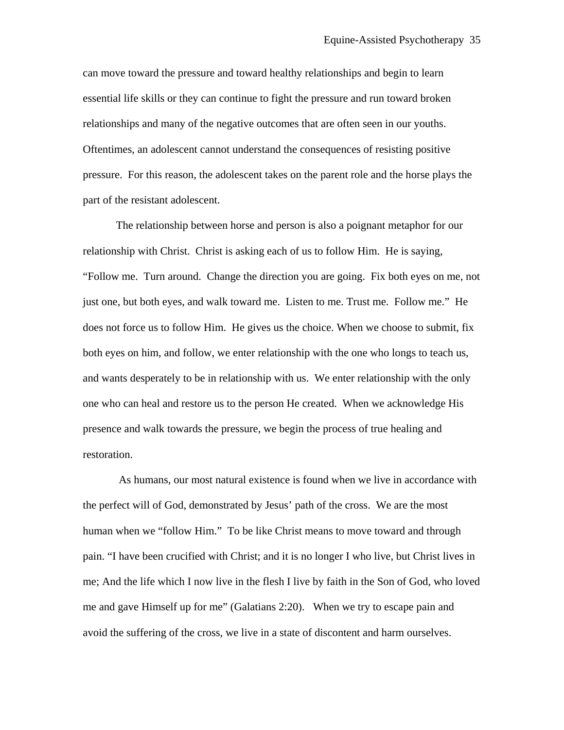can move toward the pressure and toward healthy relationships and begin to learn essential life skills or they can continue to fight the pressure and run toward broken relationships and many of the negative outcomes that are often seen in our youths. Oftentimes, an adolescent cannot understand the consequences of resisting positive pressure. For this reason, the adolescent takes on the parent role and the horse plays the part of the resistant adolescent.

The relationship between horse and person is also a poignant metaphor for our relationship with Christ. Christ is asking each of us to follow Him. He is saying, "Follow me. Turn around. Change the direction you are going. Fix both eyes on me, not just one, but both eyes, and walk toward me. Listen to me. Trust me. Follow me." He does not force us to follow Him. He gives us the choice. When we choose to submit, fix both eyes on him, and follow, we enter relationship with the one who longs to teach us, and wants desperately to be in relationship with us. We enter relationship with the only one who can heal and restore us to the person He created. When we acknowledge His presence and walk towards the pressure, we begin the process of true healing and restoration.

As humans, our most natural existence is found when we live in accordance with the perfect will of God, demonstrated by Jesus' path of the cross. We are the most human when we "follow Him." To be like Christ means to move toward and through pain. "I have been crucified with Christ; and it is no longer I who live, but Christ lives in me; And the life which I now live in the flesh I live by faith in the Son of God, who loved me and gave Himself up for me" (Galatians 2:20). When we try to escape pain and avoid the suffering of the cross, we live in a state of discontent and harm ourselves.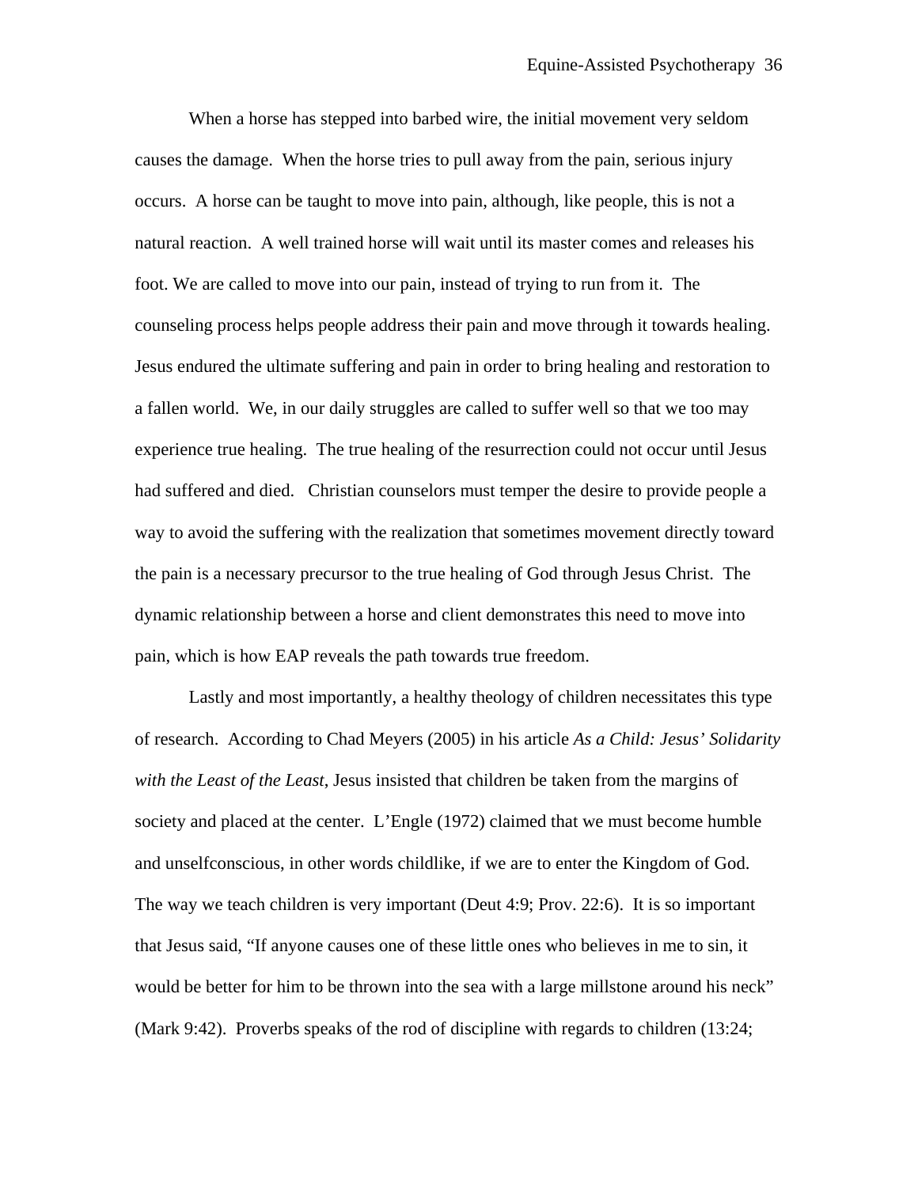When a horse has stepped into barbed wire, the initial movement very seldom causes the damage. When the horse tries to pull away from the pain, serious injury occurs. A horse can be taught to move into pain, although, like people, this is not a natural reaction. A well trained horse will wait until its master comes and releases his foot. We are called to move into our pain, instead of trying to run from it. The counseling process helps people address their pain and move through it towards healing. Jesus endured the ultimate suffering and pain in order to bring healing and restoration to a fallen world. We, in our daily struggles are called to suffer well so that we too may experience true healing. The true healing of the resurrection could not occur until Jesus had suffered and died. Christian counselors must temper the desire to provide people a way to avoid the suffering with the realization that sometimes movement directly toward the pain is a necessary precursor to the true healing of God through Jesus Christ. The dynamic relationship between a horse and client demonstrates this need to move into pain, which is how EAP reveals the path towards true freedom.

Lastly and most importantly, a healthy theology of children necessitates this type of research. According to Chad Meyers (2005) in his article *As a Child: Jesus' Solidarity with the Least of the Least*, Jesus insisted that children be taken from the margins of society and placed at the center. L'Engle (1972) claimed that we must become humble and unselfconscious, in other words childlike, if we are to enter the Kingdom of God. The way we teach children is very important (Deut 4:9; Prov. 22:6). It is so important that Jesus said, "If anyone causes one of these little ones who believes in me to sin, it would be better for him to be thrown into the sea with a large millstone around his neck" (Mark 9:42). Proverbs speaks of the rod of discipline with regards to children (13:24;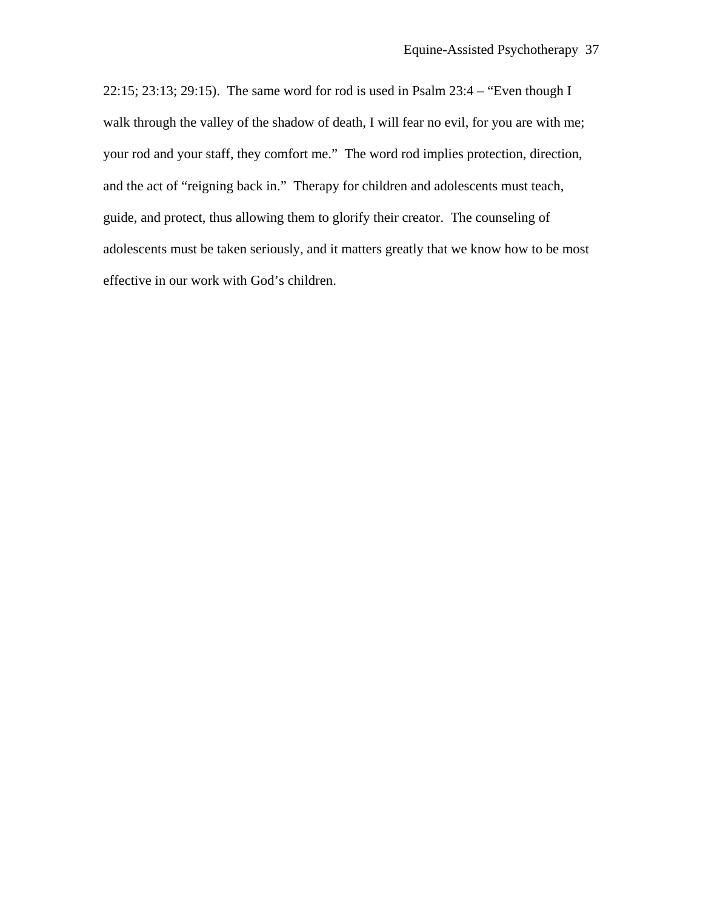22:15; 23:13; 29:15). The same word for rod is used in Psalm 23:4 – “Even though I walk through the valley of the shadow of death, I will fear no evil, for you are with me; your rod and your staff, they comfort me.” The word rod implies protection, direction, and the act of “reigning back in.” Therapy for children and adolescents must teach, guide, and protect, thus allowing them to glorify their creator. The counseling of adolescents must be taken seriously, and it matters greatly that we know how to be most effective in our work with God’s children.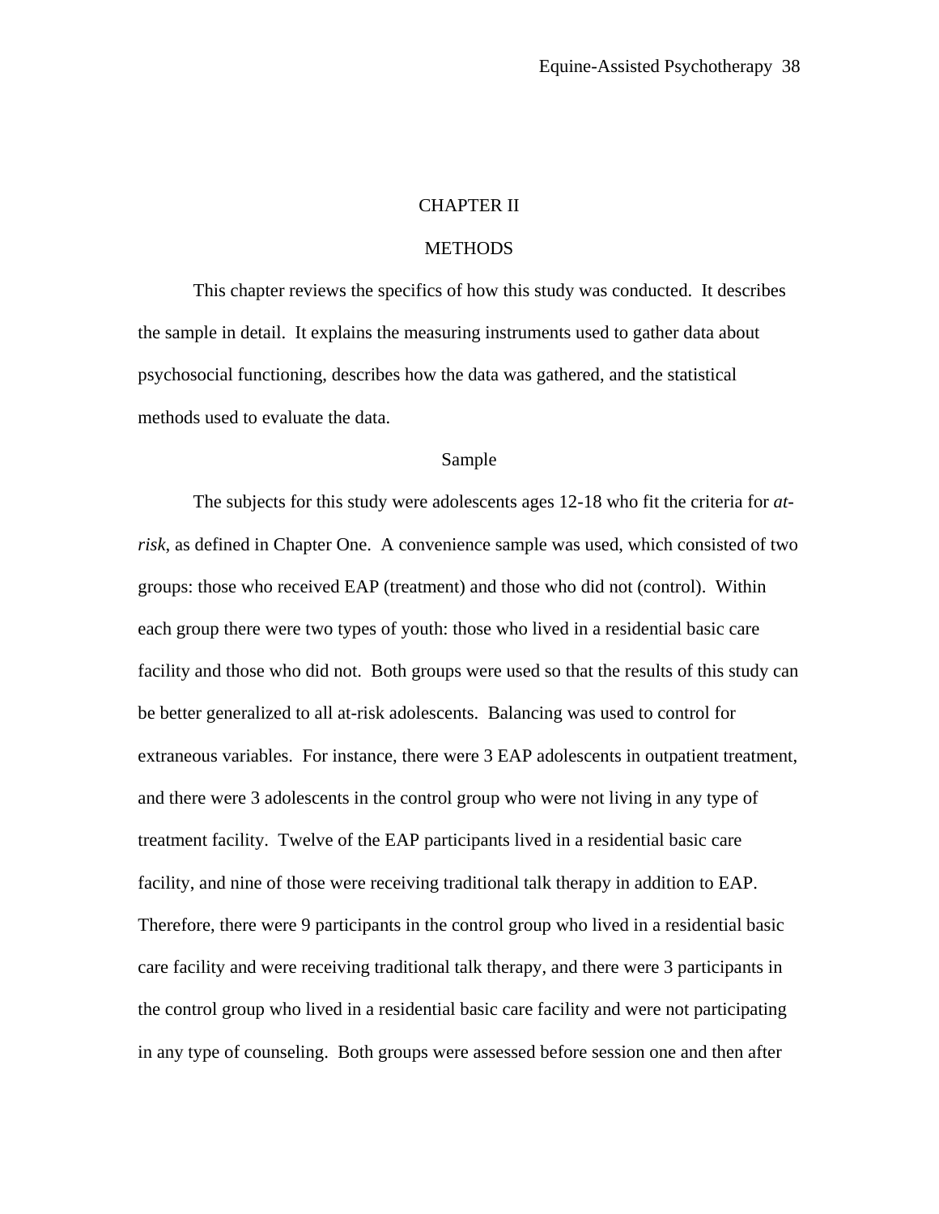# CHAPTER II

# METHODS

This chapter reviews the specifics of how this study was conducted. It describes the sample in detail. It explains the measuring instruments used to gather data about psychosocial functioning, describes how the data was gathered, and the statistical methods used to evaluate the data.

## Sample

The subjects for this study were adolescents ages 12-18 who fit the criteria for *at-risk*, as defined in Chapter One. A convenience sample was used, which consisted of two groups: those who received EAP (treatment) and those who did not (control). Within each group there were two types of youth: those who lived in a residential basic care facility and those who did not. Both groups were used so that the results of this study can be better generalized to all at-risk adolescents. Balancing was used to control for extraneous variables. For instance, there were 3 EAP adolescents in outpatient treatment, and there were 3 adolescents in the control group who were not living in any type of treatment facility. Twelve of the EAP participants lived in a residential basic care facility, and nine of those were receiving traditional talk therapy in addition to EAP. Therefore, there were 9 participants in the control group who lived in a residential basic care facility and were receiving traditional talk therapy, and there were 3 participants in the control group who lived in a residential basic care facility and were not participating in any type of counseling. Both groups were assessed before session one and then after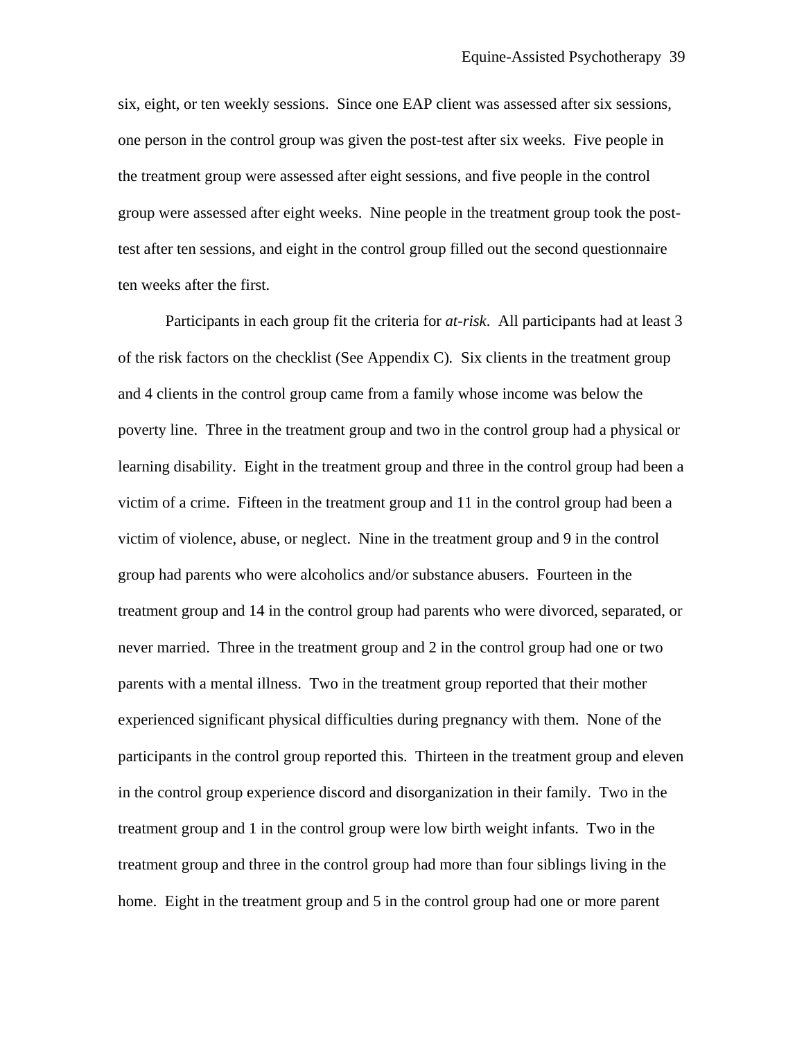six, eight, or ten weekly sessions. Since one EAP client was assessed after six sessions, one person in the control group was given the post-test after six weeks. Five people in the treatment group were assessed after eight sessions, and five people in the control group were assessed after eight weeks. Nine people in the treatment group took the post-test after ten sessions, and eight in the control group filled out the second questionnaire ten weeks after the first.

Participants in each group fit the criteria for *at-risk*. All participants had at least 3 of the risk factors on the checklist (See Appendix C). Six clients in the treatment group and 4 clients in the control group came from a family whose income was below the poverty line. Three in the treatment group and two in the control group had a physical or learning disability. Eight in the treatment group and three in the control group had been a victim of a crime. Fifteen in the treatment group and 11 in the control group had been a victim of violence, abuse, or neglect. Nine in the treatment group and 9 in the control group had parents who were alcoholics and/or substance abusers. Fourteen in the treatment group and 14 in the control group had parents who were divorced, separated, or never married. Three in the treatment group and 2 in the control group had one or two parents with a mental illness. Two in the treatment group reported that their mother experienced significant physical difficulties during pregnancy with them. None of the participants in the control group reported this. Thirteen in the treatment group and eleven in the control group experience discord and disorganization in their family. Two in the treatment group and 1 in the control group were low birth weight infants. Two in the treatment group and three in the control group had more than four siblings living in the home. Eight in the treatment group and 5 in the control group had one or more parent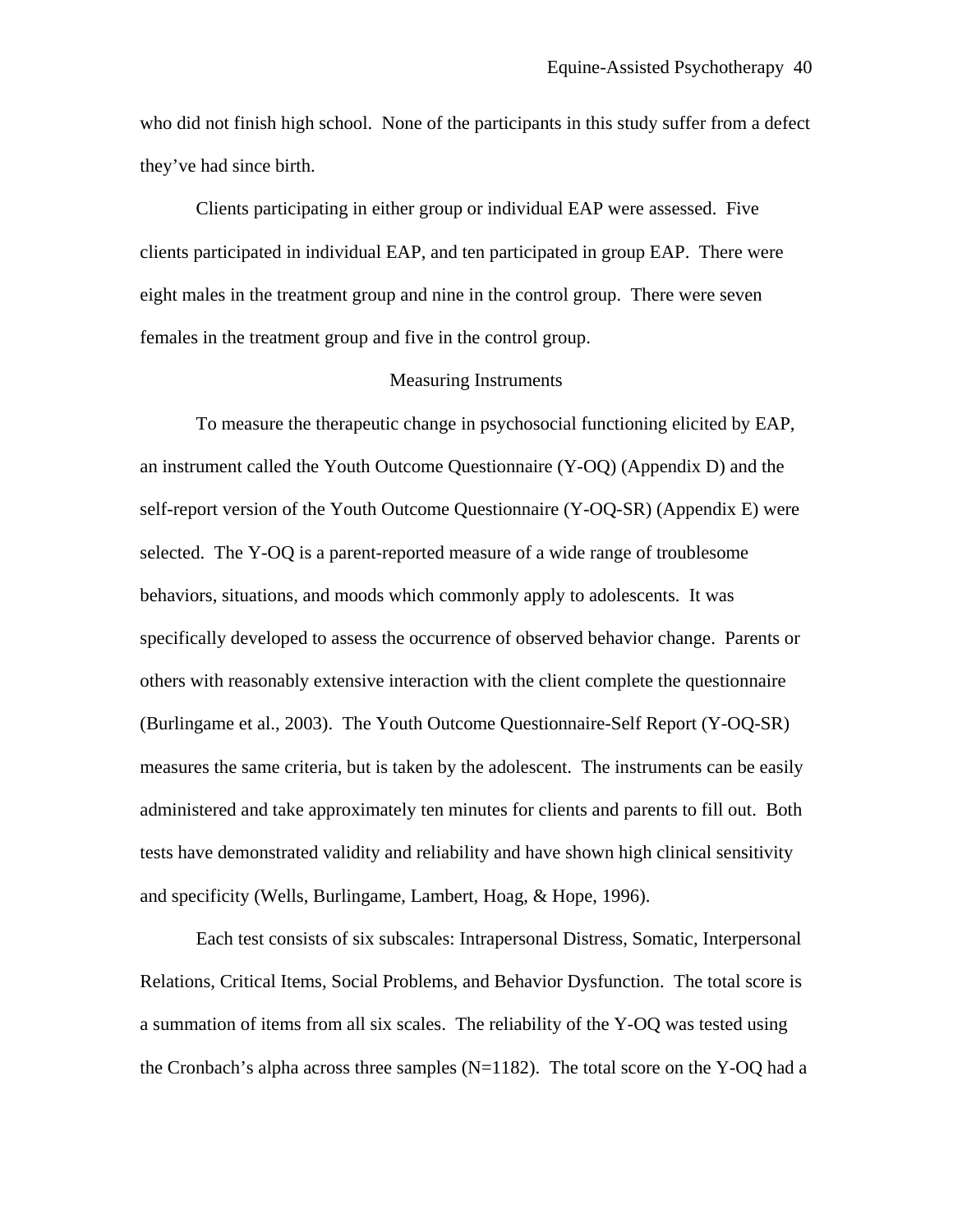who did not finish high school. None of the participants in this study suffer from a defect they've had since birth.

Clients participating in either group or individual EAP were assessed. Five clients participated in individual EAP, and ten participated in group EAP. There were eight males in the treatment group and nine in the control group. There were seven females in the treatment group and five in the control group.

## Measuring Instruments

To measure the therapeutic change in psychosocial functioning elicited by EAP, an instrument called the Youth Outcome Questionnaire (Y-OQ) (Appendix D) and the self-report version of the Youth Outcome Questionnaire (Y-OQ-SR) (Appendix E) were selected. The Y-OQ is a parent-reported measure of a wide range of troublesome behaviors, situations, and moods which commonly apply to adolescents. It was specifically developed to assess the occurrence of observed behavior change. Parents or others with reasonably extensive interaction with the client complete the questionnaire (Burlingame et al., 2003). The Youth Outcome Questionnaire-Self Report (Y-OQ-SR) measures the same criteria, but is taken by the adolescent. The instruments can be easily administered and take approximately ten minutes for clients and parents to fill out. Both tests have demonstrated validity and reliability and have shown high clinical sensitivity and specificity (Wells, Burlingame, Lambert, Hoag, & Hope, 1996).

Each test consists of six subscales: Intrapersonal Distress, Somatic, Interpersonal Relations, Critical Items, Social Problems, and Behavior Dysfunction. The total score is a summation of items from all six scales. The reliability of the Y-OQ was tested using the Cronbach's alpha across three samples (N=1182). The total score on the Y-OQ had a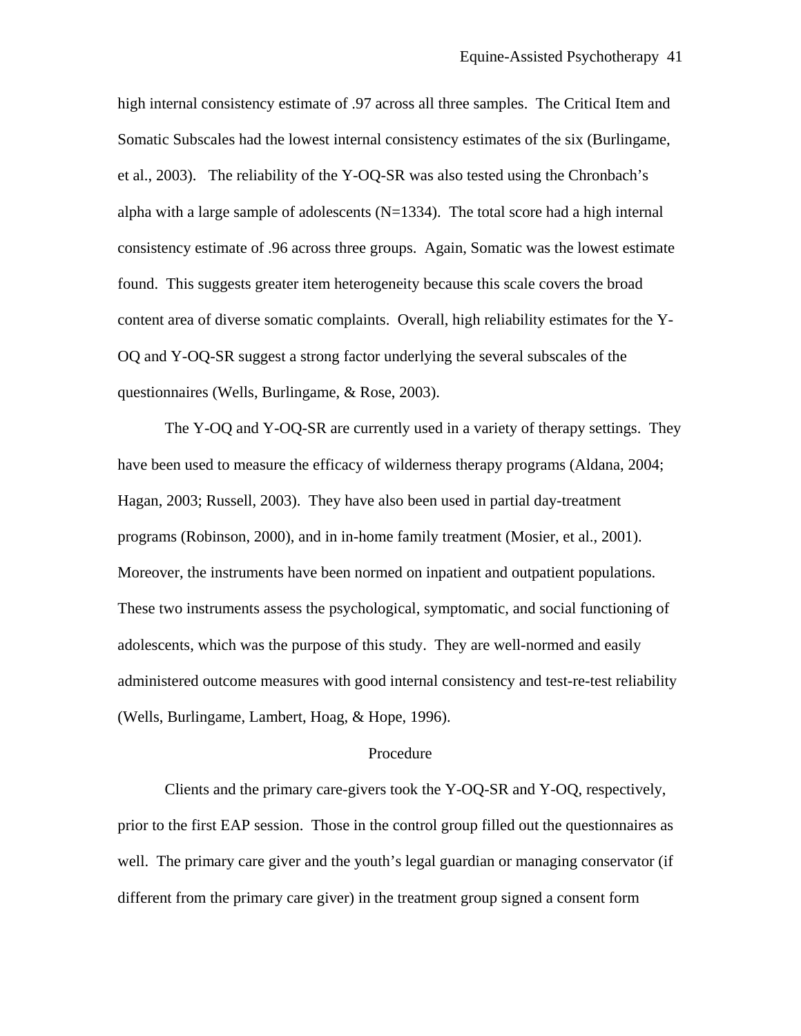high internal consistency estimate of .97 across all three samples. The Critical Item and Somatic Subscales had the lowest internal consistency estimates of the six (Burlingame, et al., 2003). The reliability of the Y-OQ-SR was also tested using the Chronbach's alpha with a large sample of adolescents (N=1334). The total score had a high internal consistency estimate of .96 across three groups. Again, Somatic was the lowest estimate found. This suggests greater item heterogeneity because this scale covers the broad content area of diverse somatic complaints. Overall, high reliability estimates for the Y-OQ and Y-OQ-SR suggest a strong factor underlying the several subscales of the questionnaires (Wells, Burlingame, & Rose, 2003).

The Y-OQ and Y-OQ-SR are currently used in a variety of therapy settings. They have been used to measure the efficacy of wilderness therapy programs (Aldana, 2004; Hagan, 2003; Russell, 2003). They have also been used in partial day-treatment programs (Robinson, 2000), and in in-home family treatment (Mosier, et al., 2001). Moreover, the instruments have been normed on inpatient and outpatient populations. These two instruments assess the psychological, symptomatic, and social functioning of adolescents, which was the purpose of this study. They are well-normed and easily administered outcome measures with good internal consistency and test-re-test reliability (Wells, Burlingame, Lambert, Hoag, & Hope, 1996).

## Procedure

Clients and the primary care-givers took the Y-OQ-SR and Y-OQ, respectively, prior to the first EAP session. Those in the control group filled out the questionnaires as well. The primary care giver and the youth's legal guardian or managing conservator (if different from the primary care giver) in the treatment group signed a consent form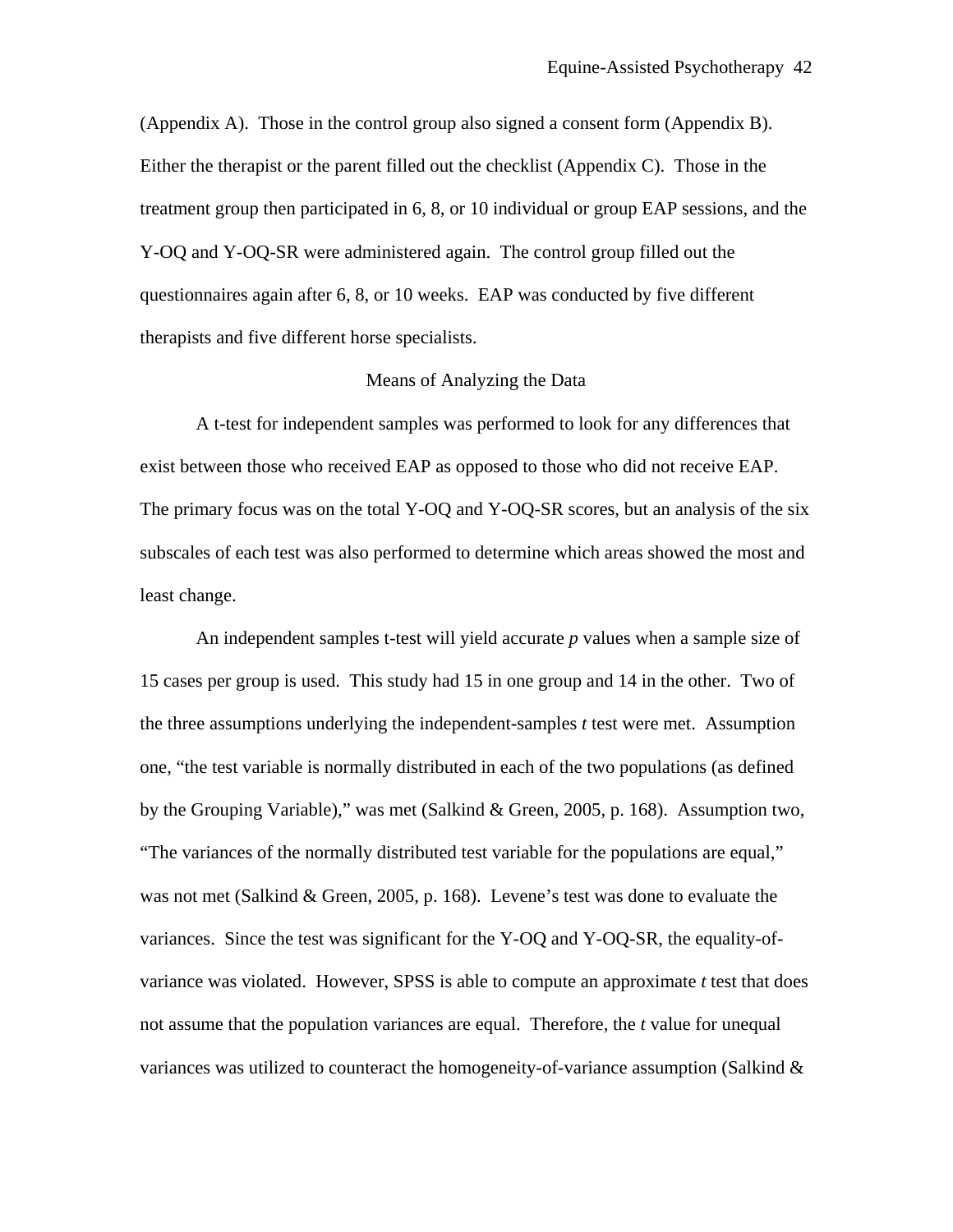(Appendix A). Those in the control group also signed a consent form (Appendix B). Either the therapist or the parent filled out the checklist (Appendix C). Those in the treatment group then participated in 6, 8, or 10 individual or group EAP sessions, and the Y-OQ and Y-OQ-SR were administered again. The control group filled out the questionnaires again after 6, 8, or 10 weeks. EAP was conducted by five different therapists and five different horse specialists.

## Means of Analyzing the Data

A t-test for independent samples was performed to look for any differences that exist between those who received EAP as opposed to those who did not receive EAP. The primary focus was on the total Y-OQ and Y-OQ-SR scores, but an analysis of the six subscales of each test was also performed to determine which areas showed the most and least change.

An independent samples t-test will yield accurate *p* values when a sample size of 15 cases per group is used. This study had 15 in one group and 14 in the other. Two of the three assumptions underlying the independent-samples *t* test were met. Assumption one, "the test variable is normally distributed in each of the two populations (as defined by the Grouping Variable)," was met (Salkind & Green, 2005, p. 168). Assumption two, "The variances of the normally distributed test variable for the populations are equal," was not met (Salkind & Green, 2005, p. 168). Levene's test was done to evaluate the variances. Since the test was significant for the Y-OQ and Y-OQ-SR, the equality-of-variance was violated. However, SPSS is able to compute an approximate *t* test that does not assume that the population variances are equal. Therefore, the *t* value for unequal variances was utilized to counteract the homogeneity-of-variance assumption (Salkind &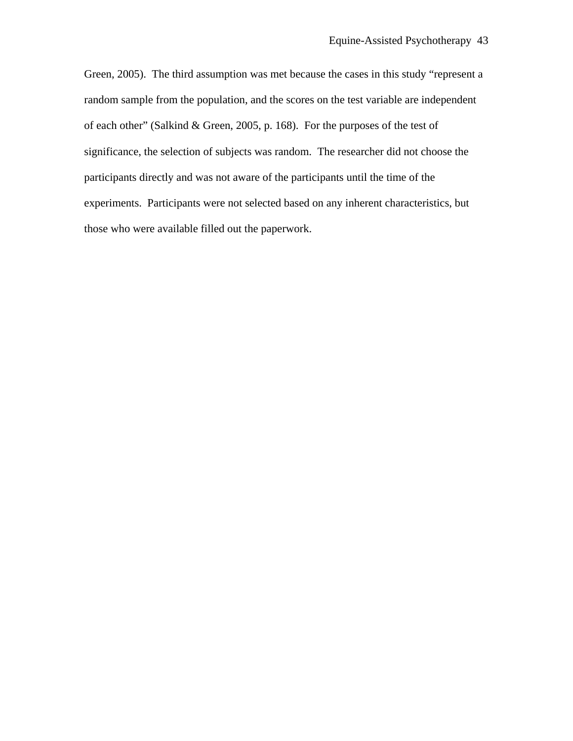Green, 2005). The third assumption was met because the cases in this study "represent a random sample from the population, and the scores on the test variable are independent of each other" (Salkind & Green, 2005, p. 168). For the purposes of the test of significance, the selection of subjects was random. The researcher did not choose the participants directly and was not aware of the participants until the time of the experiments. Participants were not selected based on any inherent characteristics, but those who were available filled out the paperwork.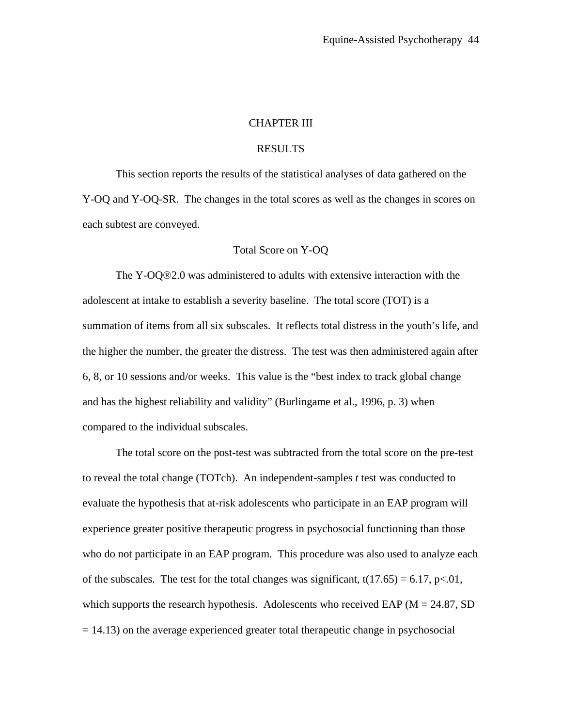# CHAPTER III

# RESULTS

This section reports the results of the statistical analyses of data gathered on the Y-OQ and Y-OQ-SR. The changes in the total scores as well as the changes in scores on each subtest are conveyed.

## Total Score on Y-OQ

The Y-OQ®2.0 was administered to adults with extensive interaction with the adolescent at intake to establish a severity baseline. The total score (TOT) is a summation of items from all six subscales. It reflects total distress in the youth's life, and the higher the number, the greater the distress. The test was then administered again after 6, 8, or 10 sessions and/or weeks. This value is the "best index to track global change and has the highest reliability and validity" (Burlingame et al., 1996, p. 3) when compared to the individual subscales.

The total score on the post-test was subtracted from the total score on the pre-test to reveal the total change (TOTch). An independent-samples *t* test was conducted to evaluate the hypothesis that at-risk adolescents who participate in an EAP program will experience greater positive therapeutic progress in psychosocial functioning than those who do not participate in an EAP program. This procedure was also used to analyze each of the subscales. The test for the total changes was significant, $t(17.65) = 6.17$, $p<.01$, which supports the research hypothesis. Adolescents who received EAP ($M = 24.87$, $SD = 14.13$) on the average experienced greater total therapeutic change in psychosocial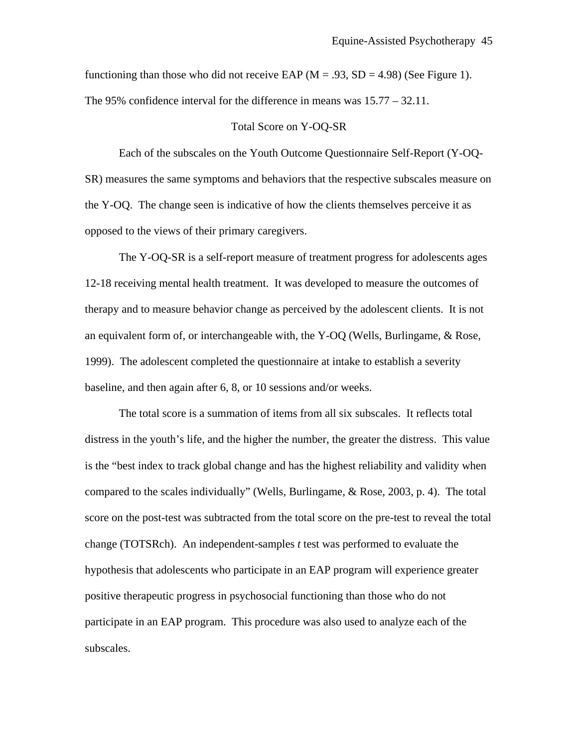functioning than those who did not receive EAP ($M = .93$, $SD = 4.98$) (See Figure 1). The 95% confidence interval for the difference in means was 15.77 – 32.11.

## Total Score on Y-OQ-SR

Each of the subscales on the Youth Outcome Questionnaire Self-Report (Y-OQ-SR) measures the same symptoms and behaviors that the respective subscales measure on the Y-OQ. The change seen is indicative of how the clients themselves perceive it as opposed to the views of their primary caregivers.

The Y-OQ-SR is a self-report measure of treatment progress for adolescents ages 12-18 receiving mental health treatment. It was developed to measure the outcomes of therapy and to measure behavior change as perceived by the adolescent clients. It is not an equivalent form of, or interchangeable with, the Y-OQ (Wells, Burlingame, & Rose, 1999). The adolescent completed the questionnaire at intake to establish a severity baseline, and then again after 6, 8, or 10 sessions and/or weeks.

The total score is a summation of items from all six subscales. It reflects total distress in the youth's life, and the higher the number, the greater the distress. This value is the "best index to track global change and has the highest reliability and validity when compared to the scales individually" (Wells, Burlingame, & Rose, 2003, p. 4). The total score on the post-test was subtracted from the total score on the pre-test to reveal the total change (TOTSRch). An independent-samples *t* test was performed to evaluate the hypothesis that adolescents who participate in an EAP program will experience greater positive therapeutic progress in psychosocial functioning than those who do not participate in an EAP program. This procedure was also used to analyze each of the subscales.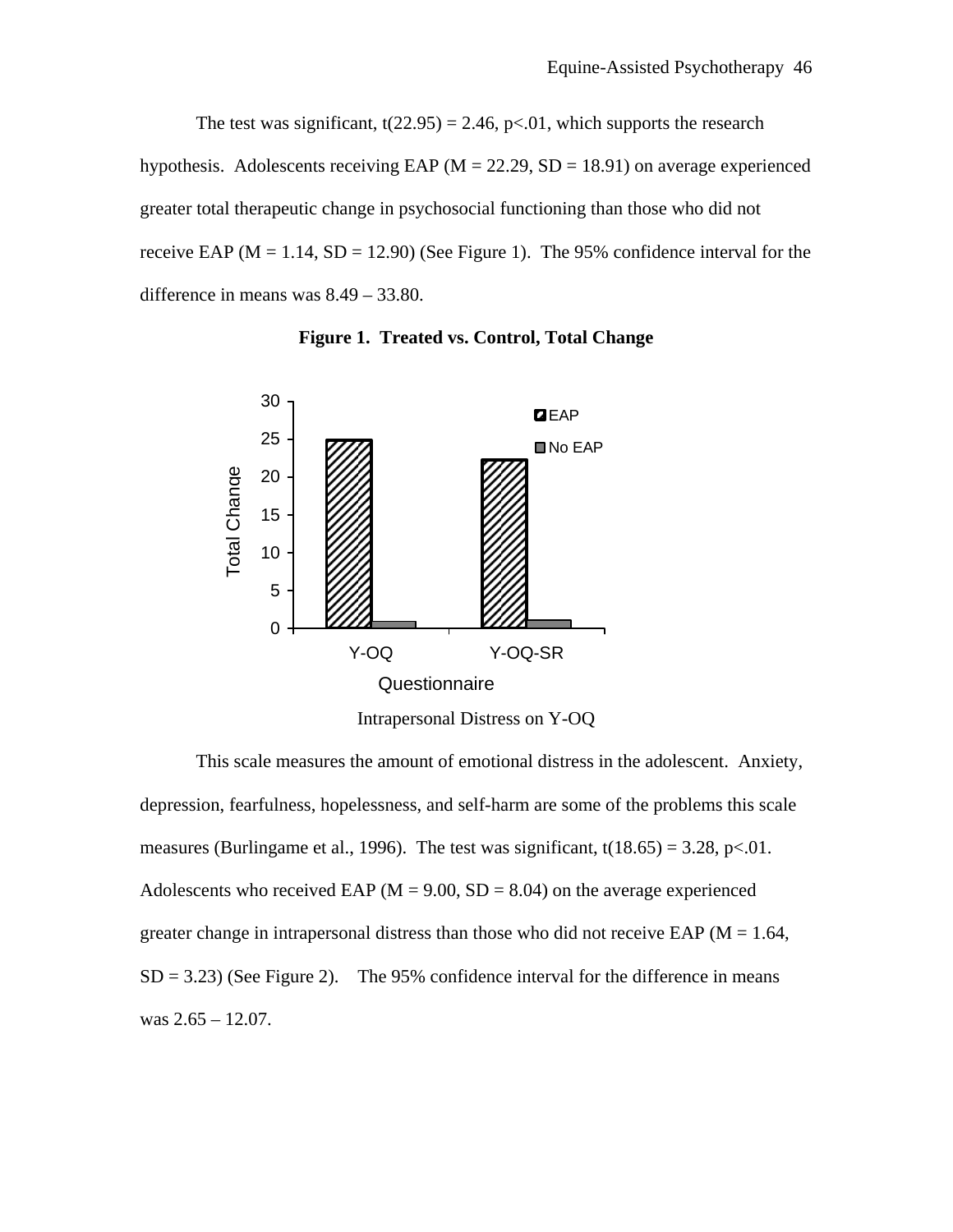The test was significant, $t(22.95) = 2.46$, $p<.01$, which supports the research hypothesis. Adolescents receiving EAP ($M = 22.29$, $SD = 18.91$) on average experienced greater total therapeutic change in psychosocial functioning than those who did not receive EAP ($M = 1.14$, $SD = 12.90$) (See Figure 1). The 95% confidence interval for the difference in means was 8.49 – 33.80.

**Figure 1. Treated vs. Control, Total Change**

Intrapersonal Distress on Y-OQ

This scale measures the amount of emotional distress in the adolescent. Anxiety, depression, fearfulness, hopelessness, and self-harm are some of the problems this scale measures (Burlingame et al., 1996). The test was significant, $t(18.65) = 3.28$, $p<.01$. Adolescents who received EAP ($M = 9.00$, $SD = 8.04$) on the average experienced greater change in intrapersonal distress than those who did not receive EAP ($M = 1.64$, $SD = 3.23$) (See Figure 2). The 95% confidence interval for the difference in means was 2.65 – 12.07.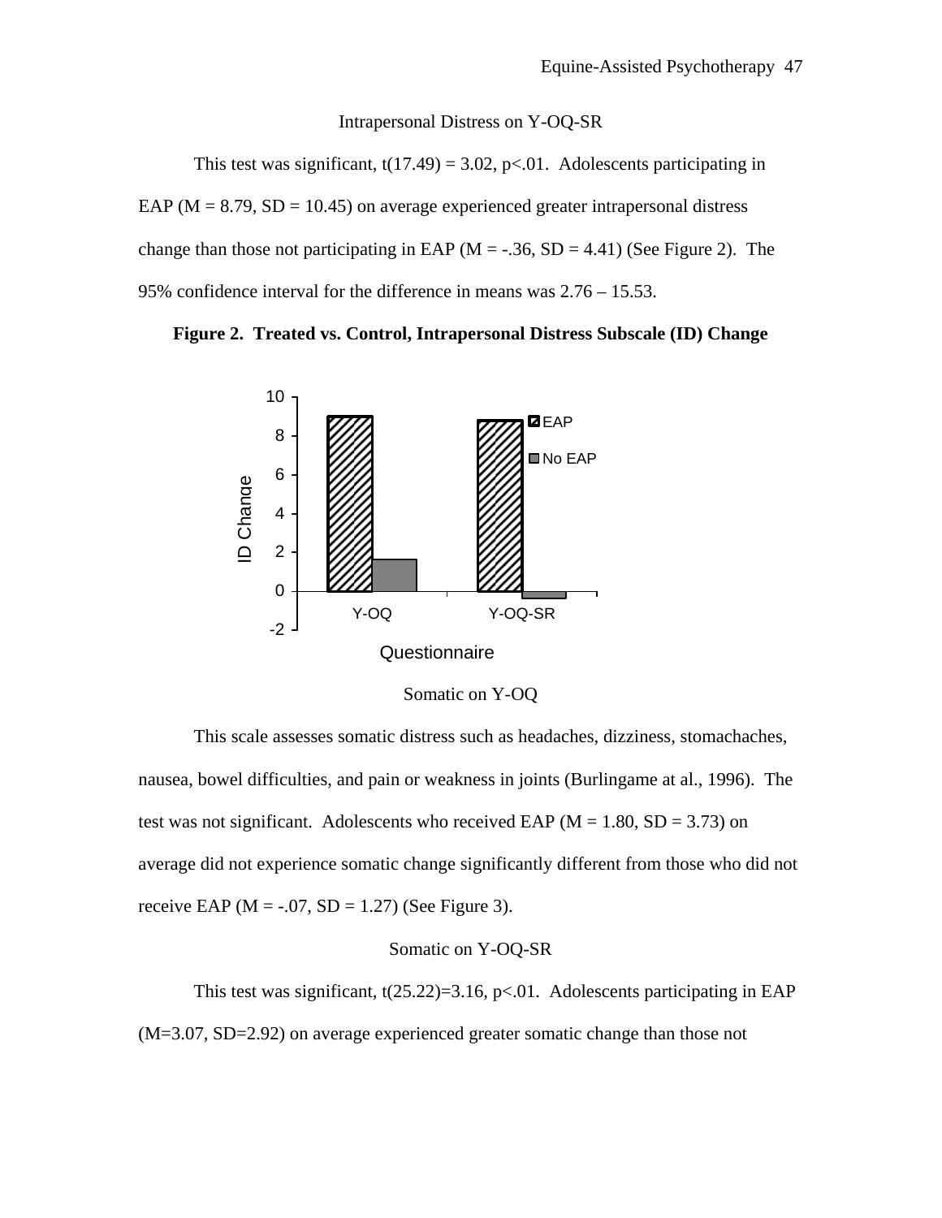### Intrapersonal Distress on Y-OQ-SR

This test was significant, $t(17.49) = 3.02$, $p<.01$. Adolescents participating in EAP ($M = 8.79$, $SD = 10.45$) on average experienced greater intrapersonal distress change than those not participating in EAP ($M = -.36$, $SD = 4.41$) (See Figure 2). The 95% confidence interval for the difference in means was 2.76 – 15.53.

**Figure 2. Treated vs. Control, Intrapersonal Distress Subscale (ID) Change**

### Somatic on Y-OQ

This scale assesses somatic distress such as headaches, dizziness, stomachaches, nausea, bowel difficulties, and pain or weakness in joints (Burlingame at al., 1996). The test was not significant. Adolescents who received EAP ($M = 1.80$, $SD = 3.73$) on average did not experience somatic change significantly different from those who did not receive EAP ($M = -.07$, $SD = 1.27$) (See Figure 3).

### Somatic on Y-OQ-SR

This test was significant, $t(25.22)=3.16$, $p<.01$. Adolescents participating in EAP ($M=3.07$, $SD=2.92$) on average experienced greater somatic change than those not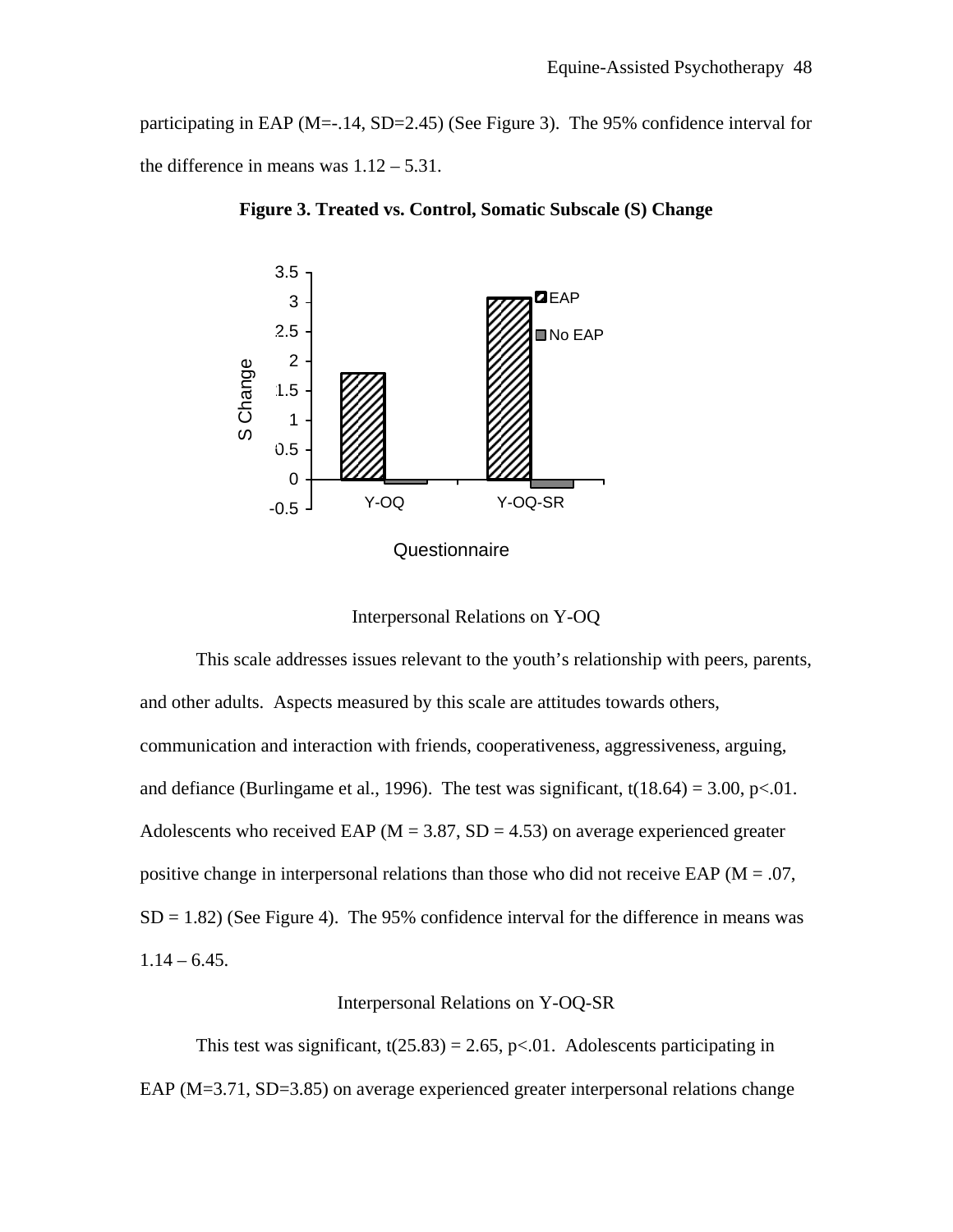participating in EAP (M=-.14, SD=2.45) (See Figure 3). The 95% confidence interval for the difference in means was 1.12 – 5.31.

**Figure 3. Treated vs. Control, Somatic Subscale (S) Change**

Interpersonal Relations on Y-OQ

This scale addresses issues relevant to the youth's relationship with peers, parents, and other adults. Aspects measured by this scale are attitudes towards others, communication and interaction with friends, cooperativeness, aggressiveness, arguing, and defiance (Burlingame et al., 1996). The test was significant, $t(18.64) = 3.00$, $p<.01$. Adolescents who received EAP (M = 3.87, SD = 4.53) on average experienced greater positive change in interpersonal relations than those who did not receive EAP (M = .07, SD = 1.82) (See Figure 4). The 95% confidence interval for the difference in means was 1.14 – 6.45.

Interpersonal Relations on Y-OQ-SR

This test was significant, $t(25.83) = 2.65$, $p<.01$. Adolescents participating in EAP (M=3.71, SD=3.85) on average experienced greater interpersonal relations change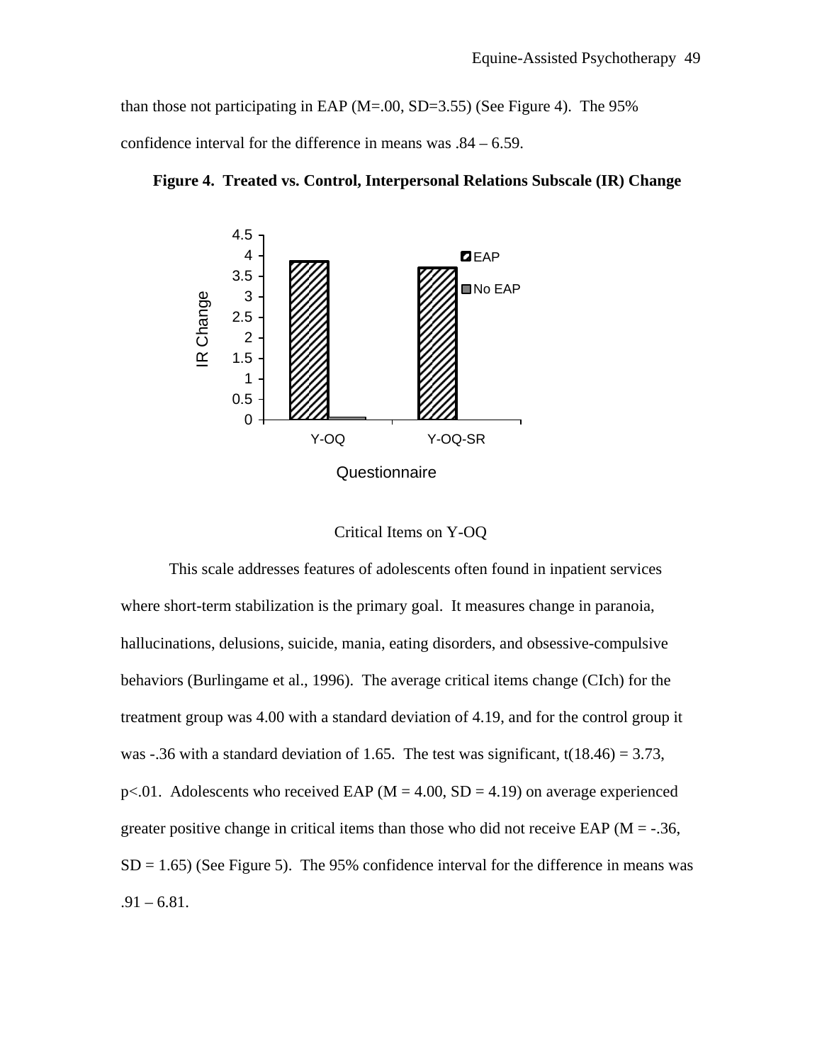than those not participating in EAP (M=.00, SD=3.55) (See Figure 4). The 95% confidence interval for the difference in means was .84 – 6.59.

**Figure 4. Treated vs. Control, Interpersonal Relations Subscale (IR) Change**

Critical Items on Y-OQ

This scale addresses features of adolescents often found in inpatient services where short-term stabilization is the primary goal. It measures change in paranoia, hallucinations, delusions, suicide, mania, eating disorders, and obsessive-compulsive behaviors (Burlingame et al., 1996). The average critical items change (CIch) for the treatment group was 4.00 with a standard deviation of 4.19, and for the control group it was -.36 with a standard deviation of 1.65. The test was significant, $t(18.46) = 3.73$, $p<.01$. Adolescents who received EAP (M = 4.00, SD = 4.19) on average experienced greater positive change in critical items than those who did not receive EAP (M = -.36, SD = 1.65) (See Figure 5). The 95% confidence interval for the difference in means was .91 – 6.81.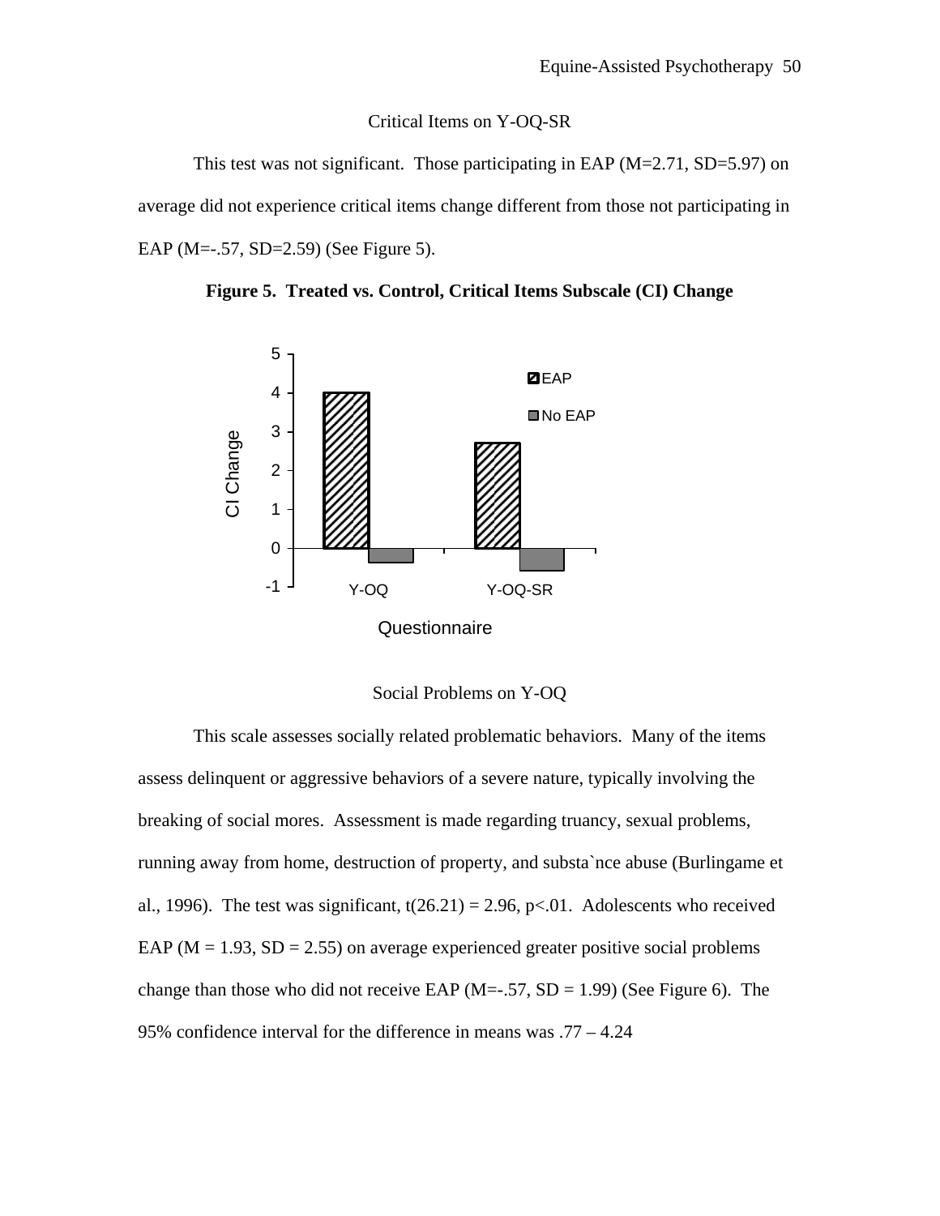## Critical Items on Y-OQ-SR

This test was not significant. Those participating in EAP (M=2.71, SD=5.97) on average did not experience critical items change different from those not participating in EAP (M=-.57, SD=2.59) (See Figure 5).

**Figure 5. Treated vs. Control, Critical Items Subscale (CI) Change**

## Social Problems on Y-OQ

This scale assesses socially related problematic behaviors. Many of the items assess delinquent or aggressive behaviors of a severe nature, typically involving the breaking of social mores. Assessment is made regarding truancy, sexual problems, running away from home, destruction of property, and substa`nce abuse (Burlingame et al., 1996). The test was significant, $t(26.21) = 2.96$, $p<.01$. Adolescents who received EAP (M = 1.93, SD = 2.55) on average experienced greater positive social problems change than those who did not receive EAP (M=-.57, SD = 1.99) (See Figure 6). The 95% confidence interval for the difference in means was .77 – 4.24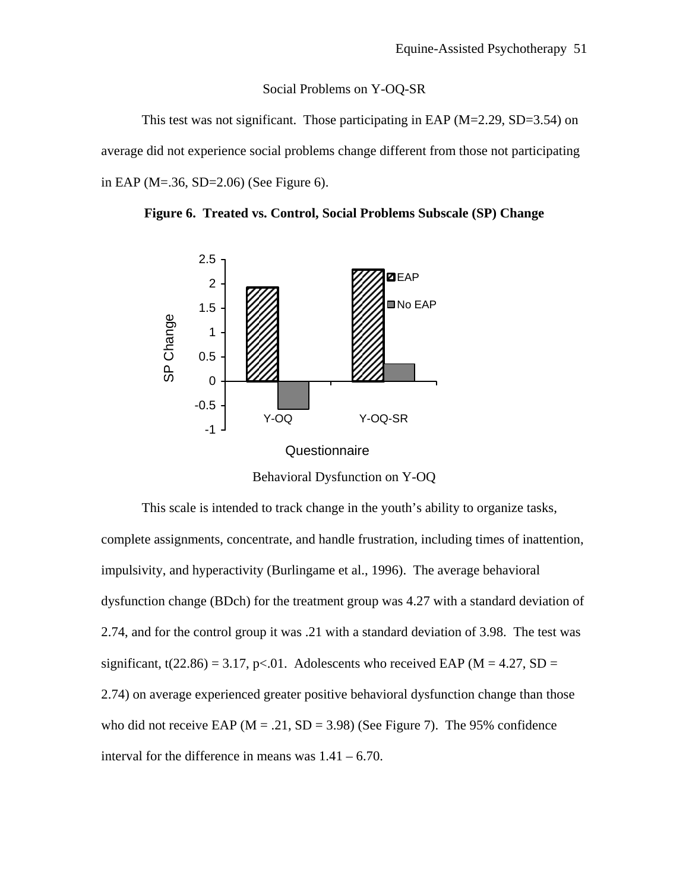## Social Problems on Y-OQ-SR

This test was not significant. Those participating in EAP (M=2.29, SD=3.54) on average did not experience social problems change different from those not participating in EAP (M=.36, SD=2.06) (See Figure 6).

**Figure 6. Treated vs. Control, Social Problems Subscale (SP) Change**

## Behavioral Dysfunction on Y-OQ

This scale is intended to track change in the youth's ability to organize tasks, complete assignments, concentrate, and handle frustration, including times of inattention, impulsivity, and hyperactivity (Burlingame et al., 1996). The average behavioral dysfunction change (BDch) for the treatment group was 4.27 with a standard deviation of 2.74, and for the control group it was .21 with a standard deviation of 3.98. The test was significant, $t(22.86) = 3.17$, $p<.01$. Adolescents who received EAP (M = 4.27, SD = 2.74) on average experienced greater positive behavioral dysfunction change than those who did not receive EAP (M = .21, SD = 3.98) (See Figure 7). The 95% confidence interval for the difference in means was 1.41 – 6.70.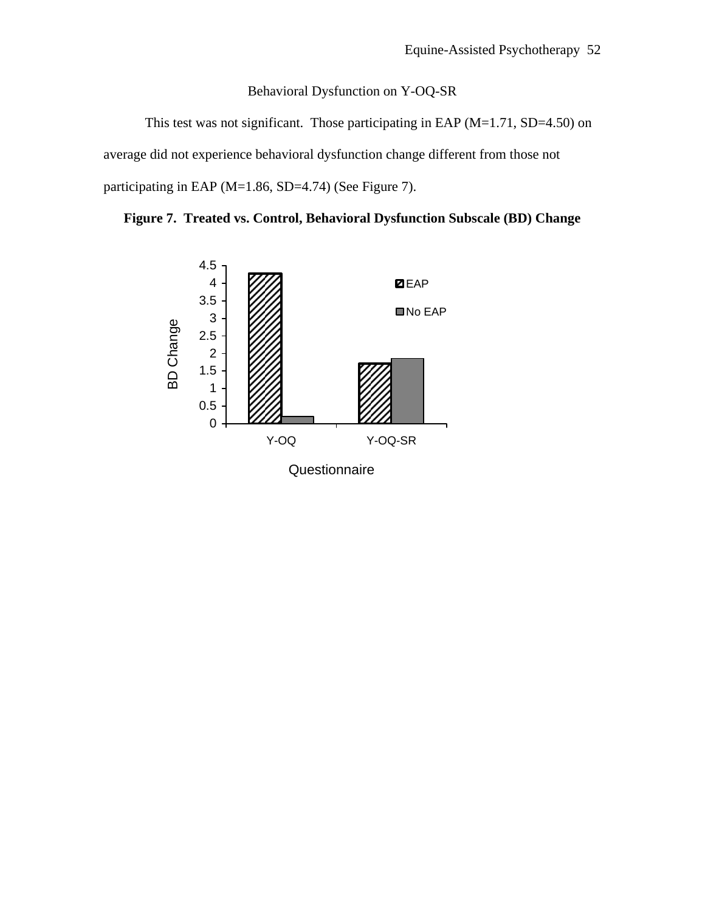### Behavioral Dysfunction on Y-OQ-SR

This test was not significant. Those participating in EAP (M=1.71, SD=4.50) on average did not experience behavioral dysfunction change different from those not participating in EAP (M=1.86, SD=4.74) (See Figure 7).

**Figure 7. Treated vs. Control, Behavioral Dysfunction Subscale (BD) Change**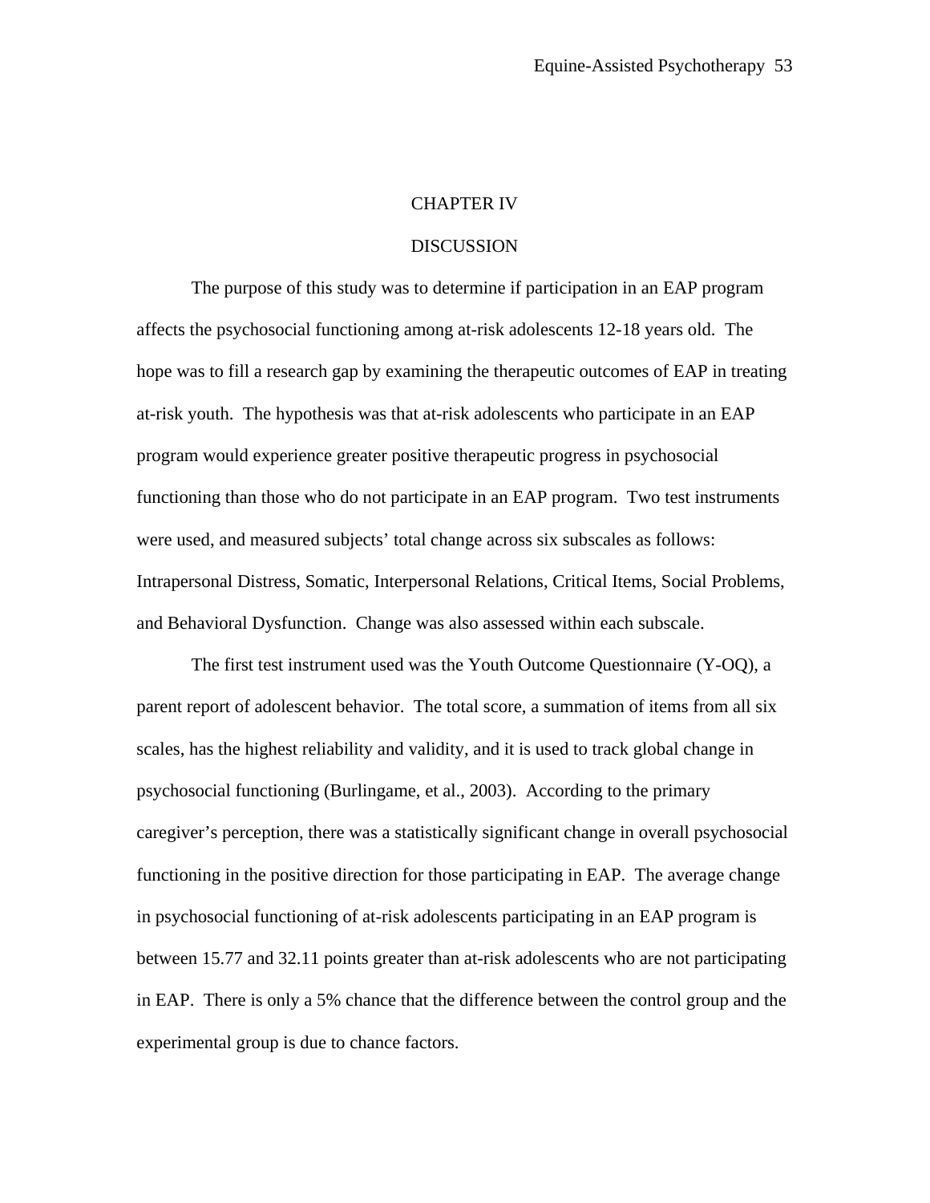# CHAPTER IV

# DISCUSSION

The purpose of this study was to determine if participation in an EAP program affects the psychosocial functioning among at-risk adolescents 12-18 years old. The hope was to fill a research gap by examining the therapeutic outcomes of EAP in treating at-risk youth. The hypothesis was that at-risk adolescents who participate in an EAP program would experience greater positive therapeutic progress in psychosocial functioning than those who do not participate in an EAP program. Two test instruments were used, and measured subjects' total change across six subscales as follows: Intrapersonal Distress, Somatic, Interpersonal Relations, Critical Items, Social Problems, and Behavioral Dysfunction. Change was also assessed within each subscale.

The first test instrument used was the Youth Outcome Questionnaire (Y-OQ), a parent report of adolescent behavior. The total score, a summation of items from all six scales, has the highest reliability and validity, and it is used to track global change in psychosocial functioning (Burlingame, et al., 2003). According to the primary caregiver's perception, there was a statistically significant change in overall psychosocial functioning in the positive direction for those participating in EAP. The average change in psychosocial functioning of at-risk adolescents participating in an EAP program is between 15.77 and 32.11 points greater than at-risk adolescents who are not participating in EAP. There is only a 5% chance that the difference between the control group and the experimental group is due to chance factors.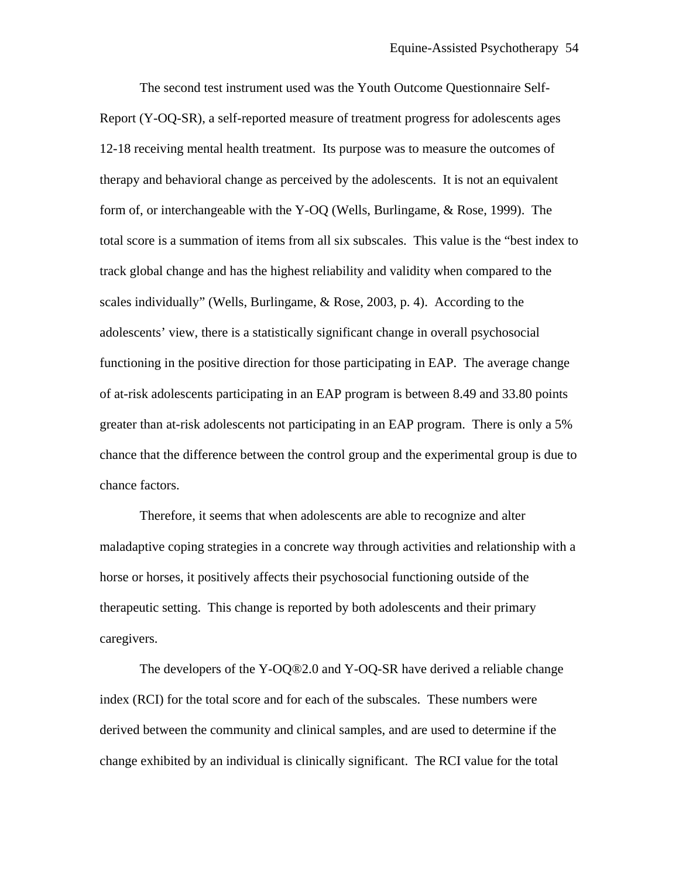The second test instrument used was the Youth Outcome Questionnaire Self-Report (Y-OQ-SR), a self-reported measure of treatment progress for adolescents ages 12-18 receiving mental health treatment. Its purpose was to measure the outcomes of therapy and behavioral change as perceived by the adolescents. It is not an equivalent form of, or interchangeable with the Y-OQ (Wells, Burlingame, & Rose, 1999). The total score is a summation of items from all six subscales. This value is the "best index to track global change and has the highest reliability and validity when compared to the scales individually" (Wells, Burlingame, & Rose, 2003, p. 4). According to the adolescents' view, there is a statistically significant change in overall psychosocial functioning in the positive direction for those participating in EAP. The average change of at-risk adolescents participating in an EAP program is between 8.49 and 33.80 points greater than at-risk adolescents not participating in an EAP program. There is only a 5% chance that the difference between the control group and the experimental group is due to chance factors.

Therefore, it seems that when adolescents are able to recognize and alter maladaptive coping strategies in a concrete way through activities and relationship with a horse or horses, it positively affects their psychosocial functioning outside of the therapeutic setting. This change is reported by both adolescents and their primary caregivers.

The developers of the Y-OQ®2.0 and Y-OQ-SR have derived a reliable change index (RCI) for the total score and for each of the subscales. These numbers were derived between the community and clinical samples, and are used to determine if the change exhibited by an individual is clinically significant. The RCI value for the total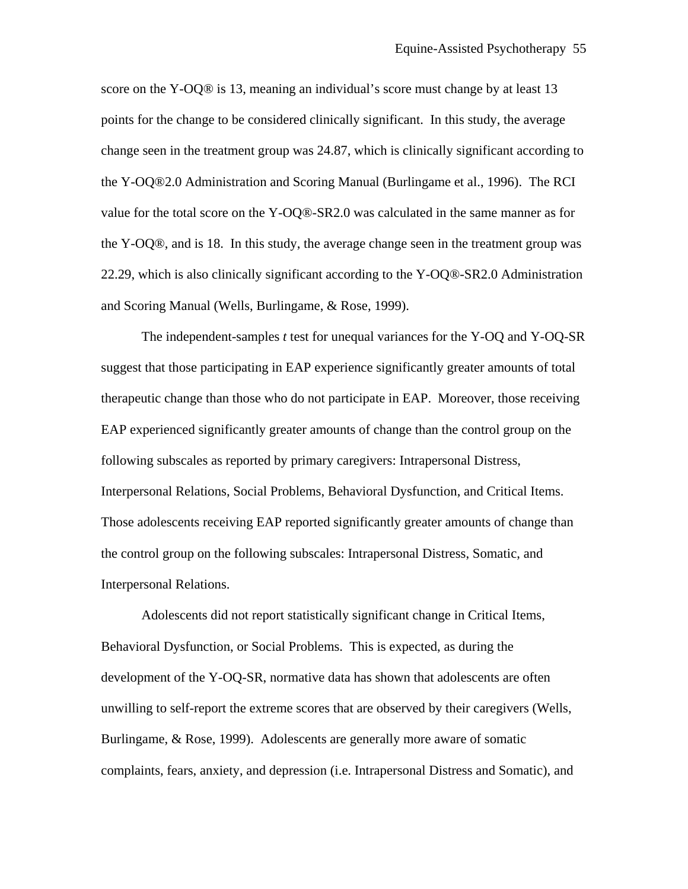score on the Y-OQ® is 13, meaning an individual's score must change by at least 13 points for the change to be considered clinically significant. In this study, the average change seen in the treatment group was 24.87, which is clinically significant according to the Y-OQ®2.0 Administration and Scoring Manual (Burlingame et al., 1996). The RCI value for the total score on the Y-OQ®-SR2.0 was calculated in the same manner as for the Y-OQ®, and is 18. In this study, the average change seen in the treatment group was 22.29, which is also clinically significant according to the Y-OQ®-SR2.0 Administration and Scoring Manual (Wells, Burlingame, & Rose, 1999).

The independent-samples *t* test for unequal variances for the Y-OQ and Y-OQ-SR suggest that those participating in EAP experience significantly greater amounts of total therapeutic change than those who do not participate in EAP. Moreover, those receiving EAP experienced significantly greater amounts of change than the control group on the following subscales as reported by primary caregivers: Intrapersonal Distress, Interpersonal Relations, Social Problems, Behavioral Dysfunction, and Critical Items. Those adolescents receiving EAP reported significantly greater amounts of change than the control group on the following subscales: Intrapersonal Distress, Somatic, and Interpersonal Relations.

Adolescents did not report statistically significant change in Critical Items, Behavioral Dysfunction, or Social Problems. This is expected, as during the development of the Y-OQ-SR, normative data has shown that adolescents are often unwilling to self-report the extreme scores that are observed by their caregivers (Wells, Burlingame, & Rose, 1999). Adolescents are generally more aware of somatic complaints, fears, anxiety, and depression (i.e. Intrapersonal Distress and Somatic), and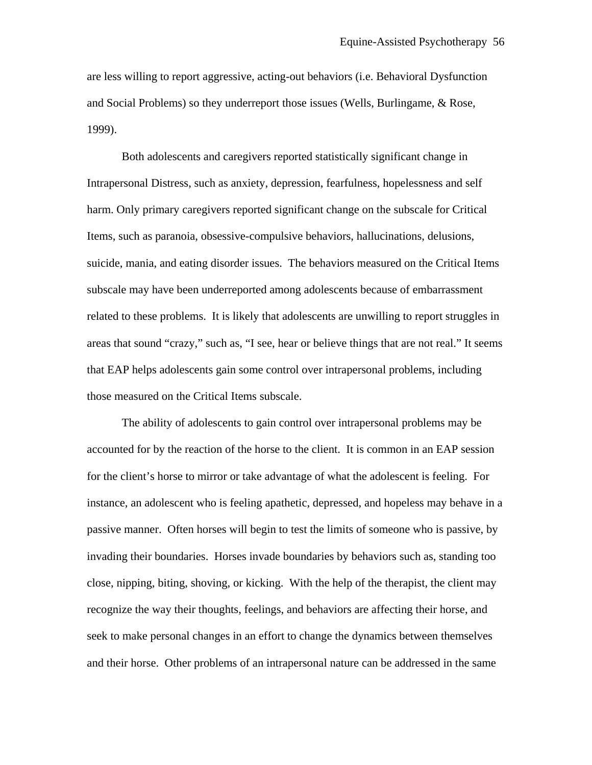are less willing to report aggressive, acting-out behaviors (i.e. Behavioral Dysfunction and Social Problems) so they underreport those issues (Wells, Burlingame, & Rose, 1999).

Both adolescents and caregivers reported statistically significant change in Intrapersonal Distress, such as anxiety, depression, fearfulness, hopelessness and self harm. Only primary caregivers reported significant change on the subscale for Critical Items, such as paranoia, obsessive-compulsive behaviors, hallucinations, delusions, suicide, mania, and eating disorder issues. The behaviors measured on the Critical Items subscale may have been underreported among adolescents because of embarrassment related to these problems. It is likely that adolescents are unwilling to report struggles in areas that sound "crazy," such as, "I see, hear or believe things that are not real." It seems that EAP helps adolescents gain some control over intrapersonal problems, including those measured on the Critical Items subscale.

The ability of adolescents to gain control over intrapersonal problems may be accounted for by the reaction of the horse to the client. It is common in an EAP session for the client's horse to mirror or take advantage of what the adolescent is feeling. For instance, an adolescent who is feeling apathetic, depressed, and hopeless may behave in a passive manner. Often horses will begin to test the limits of someone who is passive, by invading their boundaries. Horses invade boundaries by behaviors such as, standing too close, nipping, biting, shoving, or kicking. With the help of the therapist, the client may recognize the way their thoughts, feelings, and behaviors are affecting their horse, and seek to make personal changes in an effort to change the dynamics between themselves and their horse. Other problems of an intrapersonal nature can be addressed in the same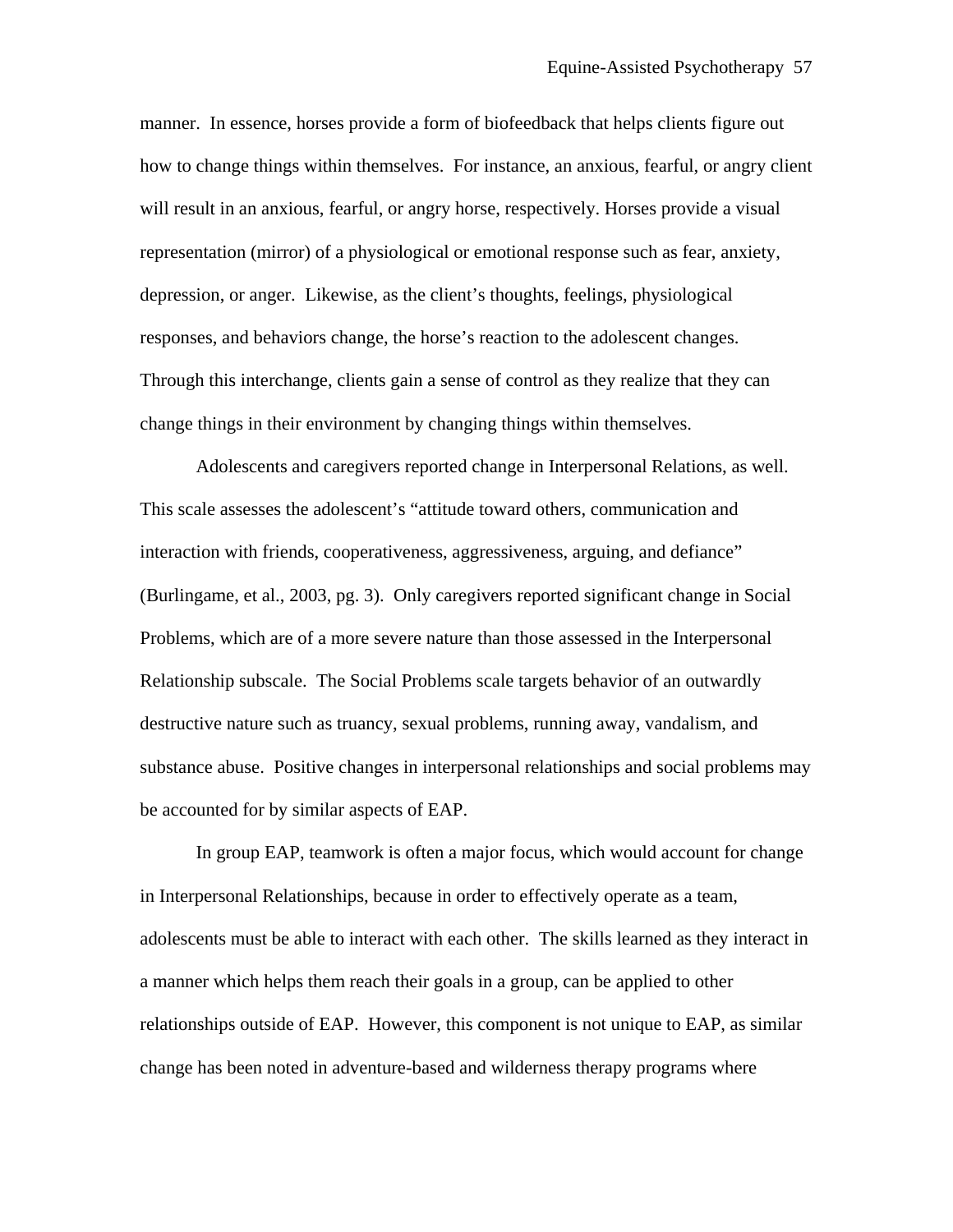manner. In essence, horses provide a form of biofeedback that helps clients figure out how to change things within themselves. For instance, an anxious, fearful, or angry client will result in an anxious, fearful, or angry horse, respectively. Horses provide a visual representation (mirror) of a physiological or emotional response such as fear, anxiety, depression, or anger. Likewise, as the client's thoughts, feelings, physiological responses, and behaviors change, the horse's reaction to the adolescent changes. Through this interchange, clients gain a sense of control as they realize that they can change things in their environment by changing things within themselves.

Adolescents and caregivers reported change in Interpersonal Relations, as well. This scale assesses the adolescent's "attitude toward others, communication and interaction with friends, cooperativeness, aggressiveness, arguing, and defiance" (Burlingame, et al., 2003, pg. 3). Only caregivers reported significant change in Social Problems, which are of a more severe nature than those assessed in the Interpersonal Relationship subscale. The Social Problems scale targets behavior of an outwardly destructive nature such as truancy, sexual problems, running away, vandalism, and substance abuse. Positive changes in interpersonal relationships and social problems may be accounted for by similar aspects of EAP.

In group EAP, teamwork is often a major focus, which would account for change in Interpersonal Relationships, because in order to effectively operate as a team, adolescents must be able to interact with each other. The skills learned as they interact in a manner which helps them reach their goals in a group, can be applied to other relationships outside of EAP. However, this component is not unique to EAP, as similar change has been noted in adventure-based and wilderness therapy programs where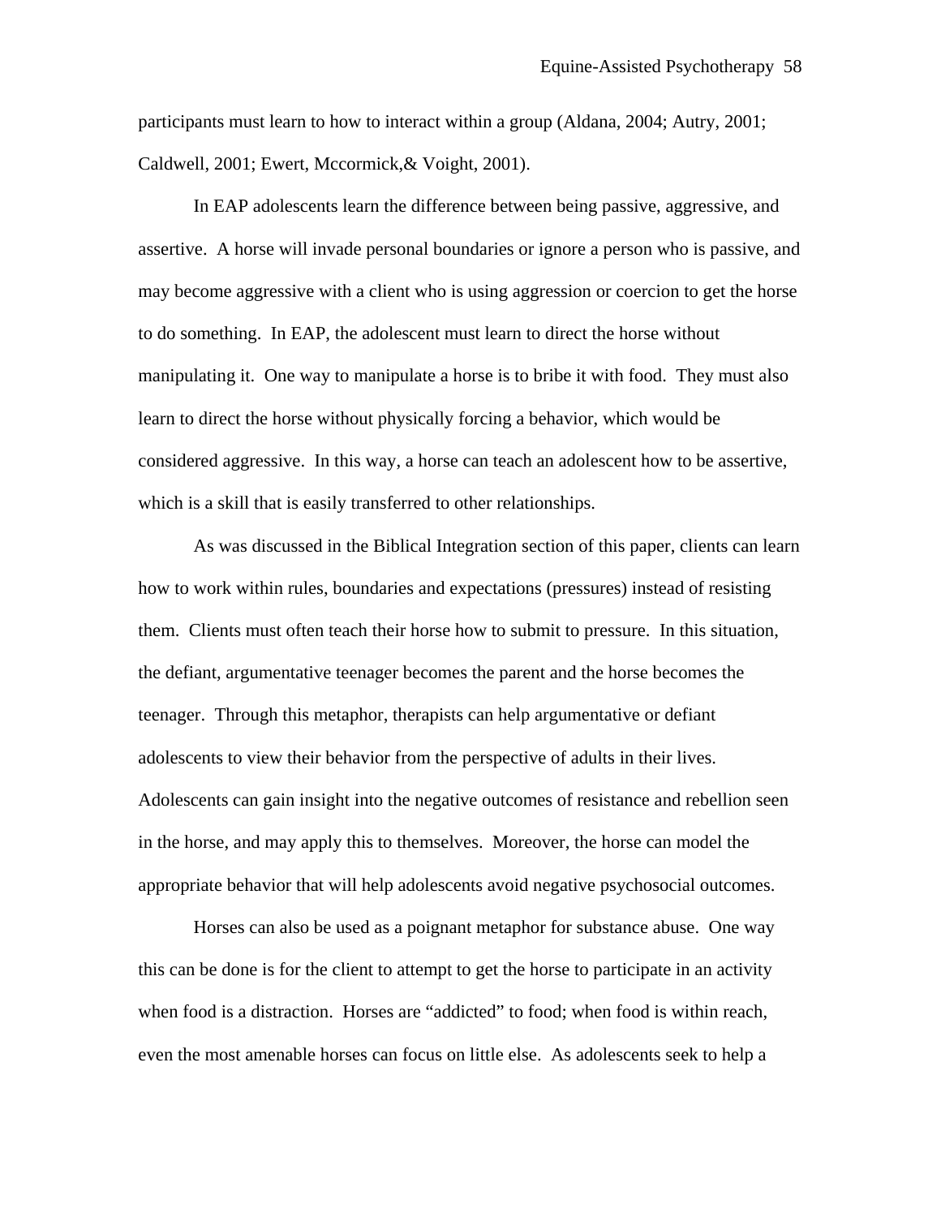participants must learn to how to interact within a group (Aldana, 2004; Autry, 2001; Caldwell, 2001; Ewert, Mccormick,& Voight, 2001).

In EAP adolescents learn the difference between being passive, aggressive, and assertive. A horse will invade personal boundaries or ignore a person who is passive, and may become aggressive with a client who is using aggression or coercion to get the horse to do something. In EAP, the adolescent must learn to direct the horse without manipulating it. One way to manipulate a horse is to bribe it with food. They must also learn to direct the horse without physically forcing a behavior, which would be considered aggressive. In this way, a horse can teach an adolescent how to be assertive, which is a skill that is easily transferred to other relationships.

As was discussed in the Biblical Integration section of this paper, clients can learn how to work within rules, boundaries and expectations (pressures) instead of resisting them. Clients must often teach their horse how to submit to pressure. In this situation, the defiant, argumentative teenager becomes the parent and the horse becomes the teenager. Through this metaphor, therapists can help argumentative or defiant adolescents to view their behavior from the perspective of adults in their lives. Adolescents can gain insight into the negative outcomes of resistance and rebellion seen in the horse, and may apply this to themselves. Moreover, the horse can model the appropriate behavior that will help adolescents avoid negative psychosocial outcomes.

Horses can also be used as a poignant metaphor for substance abuse. One way this can be done is for the client to attempt to get the horse to participate in an activity when food is a distraction. Horses are “addicted” to food; when food is within reach, even the most amenable horses can focus on little else. As adolescents seek to help a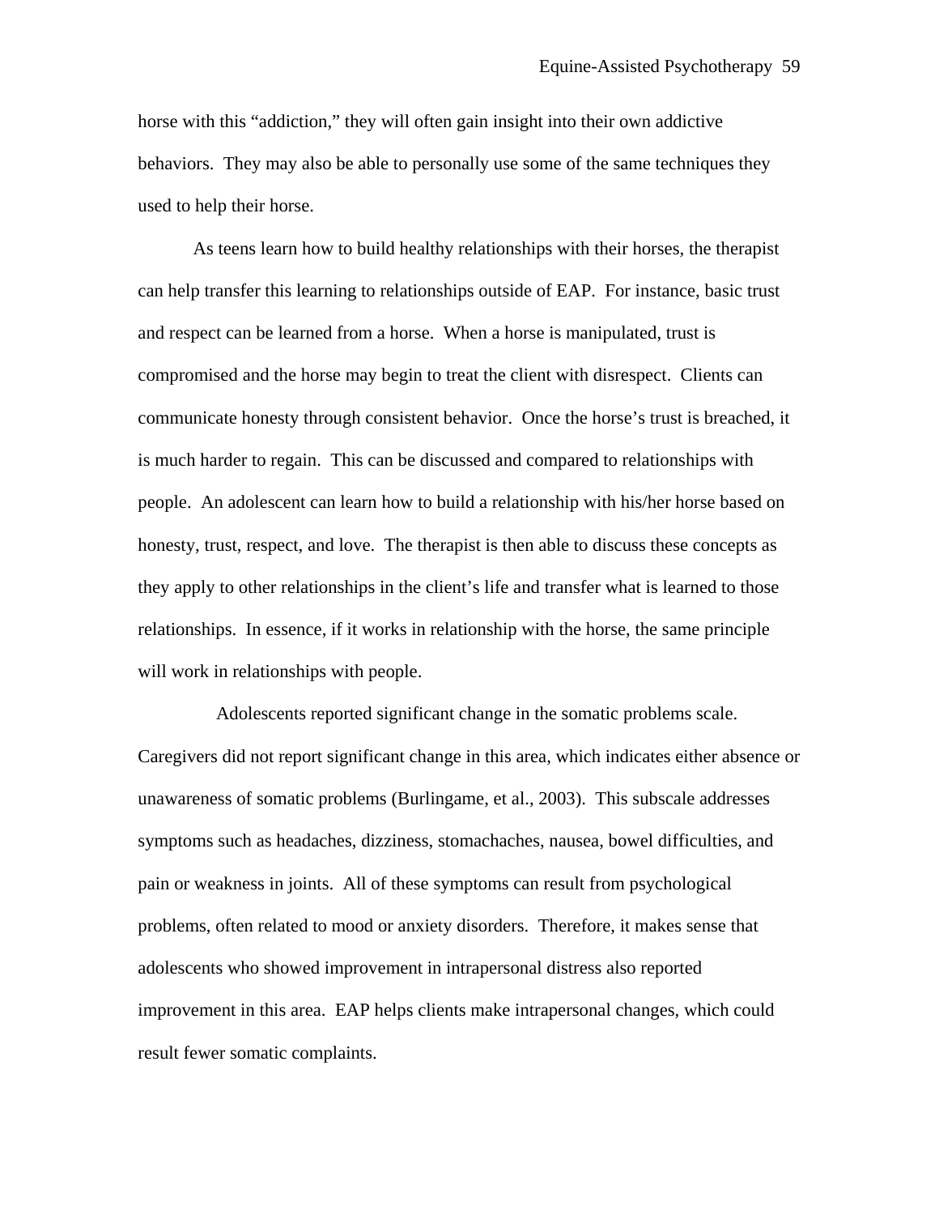horse with this "addiction," they will often gain insight into their own addictive behaviors. They may also be able to personally use some of the same techniques they used to help their horse.

As teens learn how to build healthy relationships with their horses, the therapist can help transfer this learning to relationships outside of EAP. For instance, basic trust and respect can be learned from a horse. When a horse is manipulated, trust is compromised and the horse may begin to treat the client with disrespect. Clients can communicate honesty through consistent behavior. Once the horse's trust is breached, it is much harder to regain. This can be discussed and compared to relationships with people. An adolescent can learn how to build a relationship with his/her horse based on honesty, trust, respect, and love. The therapist is then able to discuss these concepts as they apply to other relationships in the client's life and transfer what is learned to those relationships. In essence, if it works in relationship with the horse, the same principle will work in relationships with people.

Adolescents reported significant change in the somatic problems scale. Caregivers did not report significant change in this area, which indicates either absence or unawareness of somatic problems (Burlingame, et al., 2003). This subscale addresses symptoms such as headaches, dizziness, stomachaches, nausea, bowel difficulties, and pain or weakness in joints. All of these symptoms can result from psychological problems, often related to mood or anxiety disorders. Therefore, it makes sense that adolescents who showed improvement in intrapersonal distress also reported improvement in this area. EAP helps clients make intrapersonal changes, which could result fewer somatic complaints.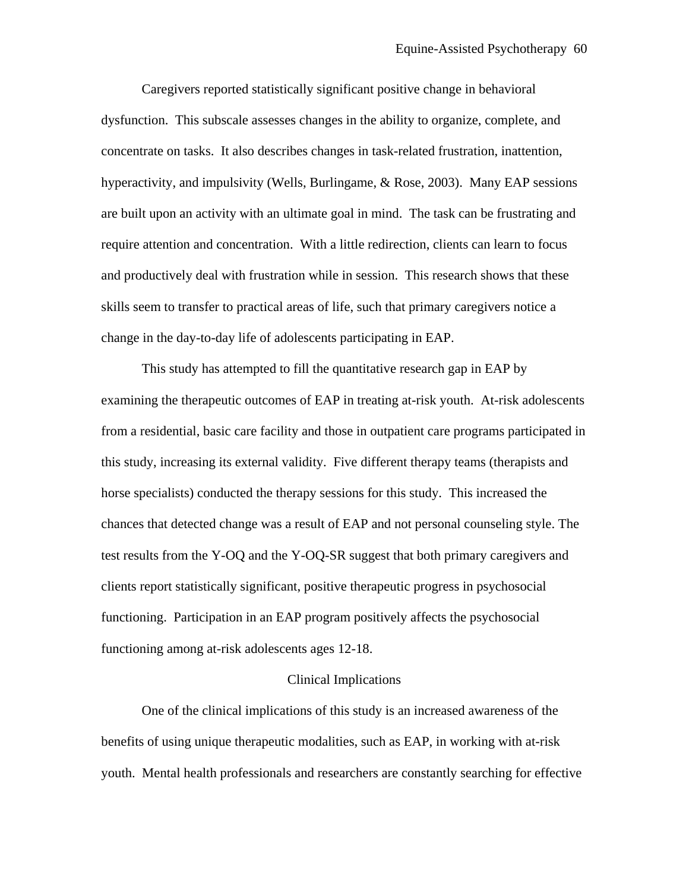Caregivers reported statistically significant positive change in behavioral dysfunction. This subscale assesses changes in the ability to organize, complete, and concentrate on tasks. It also describes changes in task-related frustration, inattention, hyperactivity, and impulsivity (Wells, Burlingame, & Rose, 2003). Many EAP sessions are built upon an activity with an ultimate goal in mind. The task can be frustrating and require attention and concentration. With a little redirection, clients can learn to focus and productively deal with frustration while in session. This research shows that these skills seem to transfer to practical areas of life, such that primary caregivers notice a change in the day-to-day life of adolescents participating in EAP.

This study has attempted to fill the quantitative research gap in EAP by examining the therapeutic outcomes of EAP in treating at-risk youth. At-risk adolescents from a residential, basic care facility and those in outpatient care programs participated in this study, increasing its external validity. Five different therapy teams (therapists and horse specialists) conducted the therapy sessions for this study. This increased the chances that detected change was a result of EAP and not personal counseling style. The test results from the Y-OQ and the Y-OQ-SR suggest that both primary caregivers and clients report statistically significant, positive therapeutic progress in psychosocial functioning. Participation in an EAP program positively affects the psychosocial functioning among at-risk adolescents ages 12-18.

## Clinical Implications

One of the clinical implications of this study is an increased awareness of the benefits of using unique therapeutic modalities, such as EAP, in working with at-risk youth. Mental health professionals and researchers are constantly searching for effective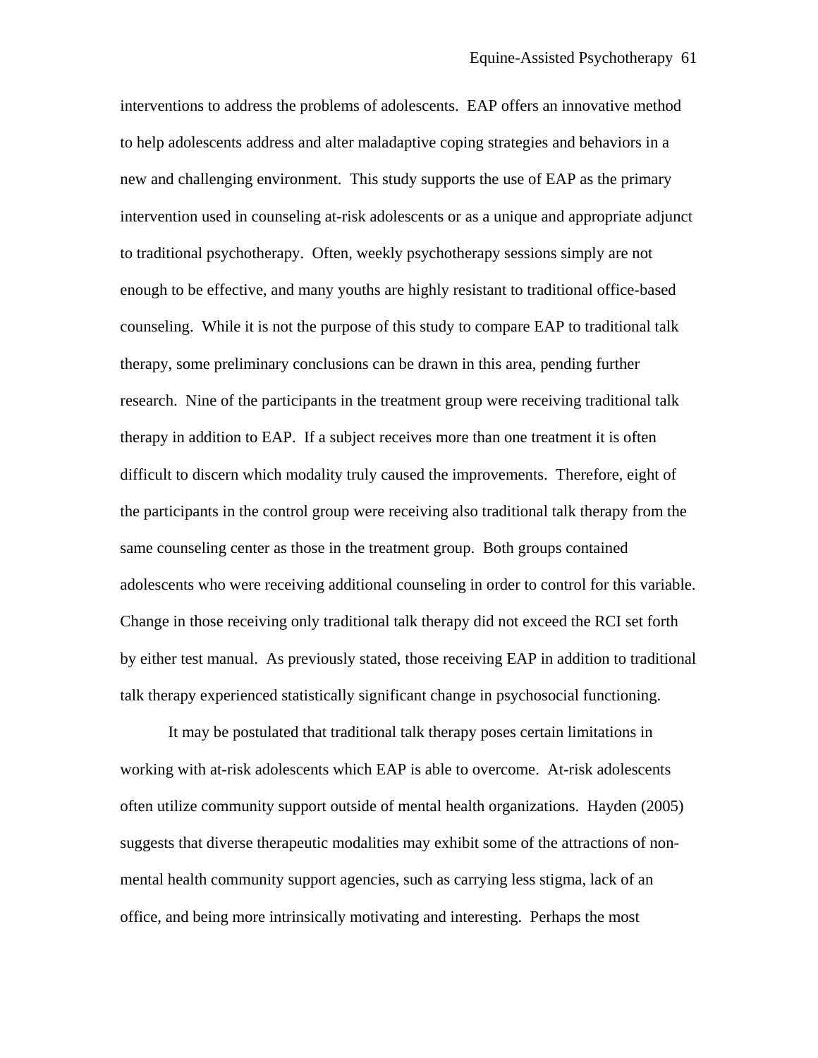interventions to address the problems of adolescents. EAP offers an innovative method to help adolescents address and alter maladaptive coping strategies and behaviors in a new and challenging environment. This study supports the use of EAP as the primary intervention used in counseling at-risk adolescents or as a unique and appropriate adjunct to traditional psychotherapy. Often, weekly psychotherapy sessions simply are not enough to be effective, and many youths are highly resistant to traditional office-based counseling. While it is not the purpose of this study to compare EAP to traditional talk therapy, some preliminary conclusions can be drawn in this area, pending further research. Nine of the participants in the treatment group were receiving traditional talk therapy in addition to EAP. If a subject receives more than one treatment it is often difficult to discern which modality truly caused the improvements. Therefore, eight of the participants in the control group were receiving also traditional talk therapy from the same counseling center as those in the treatment group. Both groups contained adolescents who were receiving additional counseling in order to control for this variable. Change in those receiving only traditional talk therapy did not exceed the RCI set forth by either test manual. As previously stated, those receiving EAP in addition to traditional talk therapy experienced statistically significant change in psychosocial functioning.

It may be postulated that traditional talk therapy poses certain limitations in working with at-risk adolescents which EAP is able to overcome. At-risk adolescents often utilize community support outside of mental health organizations. Hayden (2005) suggests that diverse therapeutic modalities may exhibit some of the attractions of non-mental health community support agencies, such as carrying less stigma, lack of an office, and being more intrinsically motivating and interesting. Perhaps the most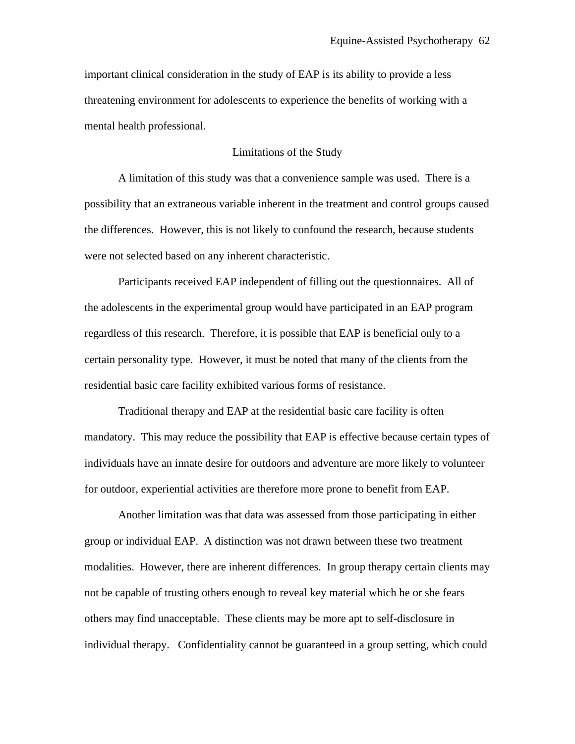important clinical consideration in the study of EAP is its ability to provide a less threatening environment for adolescents to experience the benefits of working with a mental health professional.

## Limitations of the Study

A limitation of this study was that a convenience sample was used. There is a possibility that an extraneous variable inherent in the treatment and control groups caused the differences. However, this is not likely to confound the research, because students were not selected based on any inherent characteristic.

Participants received EAP independent of filling out the questionnaires. All of the adolescents in the experimental group would have participated in an EAP program regardless of this research. Therefore, it is possible that EAP is beneficial only to a certain personality type. However, it must be noted that many of the clients from the residential basic care facility exhibited various forms of resistance.

Traditional therapy and EAP at the residential basic care facility is often mandatory. This may reduce the possibility that EAP is effective because certain types of individuals have an innate desire for outdoors and adventure are more likely to volunteer for outdoor, experiential activities are therefore more prone to benefit from EAP.

Another limitation was that data was assessed from those participating in either group or individual EAP. A distinction was not drawn between these two treatment modalities. However, there are inherent differences. In group therapy certain clients may not be capable of trusting others enough to reveal key material which he or she fears others may find unacceptable. These clients may be more apt to self-disclosure in individual therapy. Confidentiality cannot be guaranteed in a group setting, which could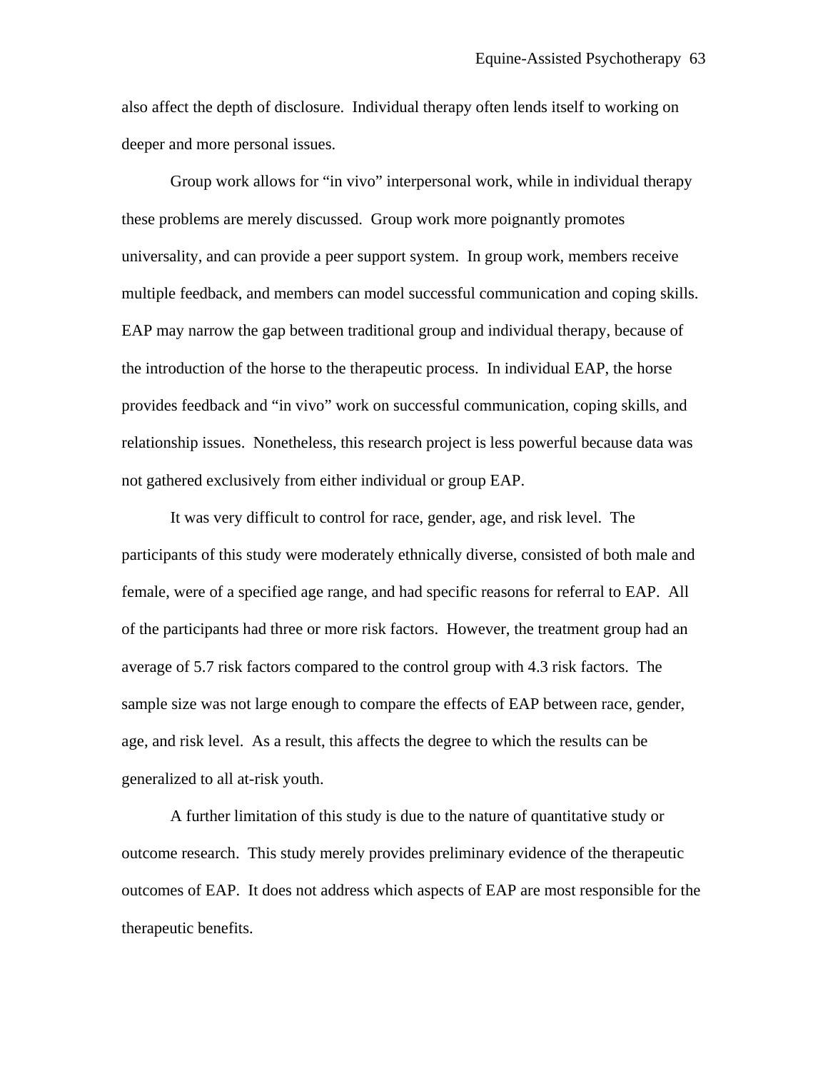also affect the depth of disclosure. Individual therapy often lends itself to working on deeper and more personal issues.

Group work allows for “in vivo” interpersonal work, while in individual therapy these problems are merely discussed. Group work more poignantly promotes universality, and can provide a peer support system. In group work, members receive multiple feedback, and members can model successful communication and coping skills. EAP may narrow the gap between traditional group and individual therapy, because of the introduction of the horse to the therapeutic process. In individual EAP, the horse provides feedback and “in vivo” work on successful communication, coping skills, and relationship issues. Nonetheless, this research project is less powerful because data was not gathered exclusively from either individual or group EAP.

It was very difficult to control for race, gender, age, and risk level. The participants of this study were moderately ethnically diverse, consisted of both male and female, were of a specified age range, and had specific reasons for referral to EAP. All of the participants had three or more risk factors. However, the treatment group had an average of 5.7 risk factors compared to the control group with 4.3 risk factors. The sample size was not large enough to compare the effects of EAP between race, gender, age, and risk level. As a result, this affects the degree to which the results can be generalized to all at-risk youth.

A further limitation of this study is due to the nature of quantitative study or outcome research. This study merely provides preliminary evidence of the therapeutic outcomes of EAP. It does not address which aspects of EAP are most responsible for the therapeutic benefits.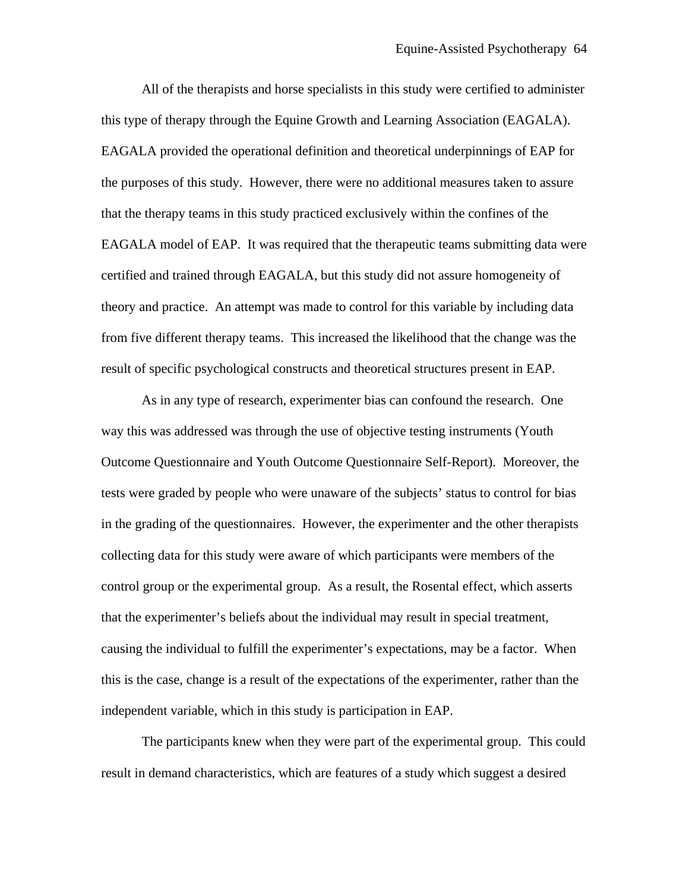All of the therapists and horse specialists in this study were certified to administer this type of therapy through the Equine Growth and Learning Association (EAGALA). EAGALA provided the operational definition and theoretical underpinnings of EAP for the purposes of this study. However, there were no additional measures taken to assure that the therapy teams in this study practiced exclusively within the confines of the EAGALA model of EAP. It was required that the therapeutic teams submitting data were certified and trained through EAGALA, but this study did not assure homogeneity of theory and practice. An attempt was made to control for this variable by including data from five different therapy teams. This increased the likelihood that the change was the result of specific psychological constructs and theoretical structures present in EAP.

As in any type of research, experimenter bias can confound the research. One way this was addressed was through the use of objective testing instruments (Youth Outcome Questionnaire and Youth Outcome Questionnaire Self-Report). Moreover, the tests were graded by people who were unaware of the subjects' status to control for bias in the grading of the questionnaires. However, the experimenter and the other therapists collecting data for this study were aware of which participants were members of the control group or the experimental group. As a result, the Rosental effect, which asserts that the experimenter's beliefs about the individual may result in special treatment, causing the individual to fulfill the experimenter's expectations, may be a factor. When this is the case, change is a result of the expectations of the experimenter, rather than the independent variable, which in this study is participation in EAP.

The participants knew when they were part of the experimental group. This could result in demand characteristics, which are features of a study which suggest a desired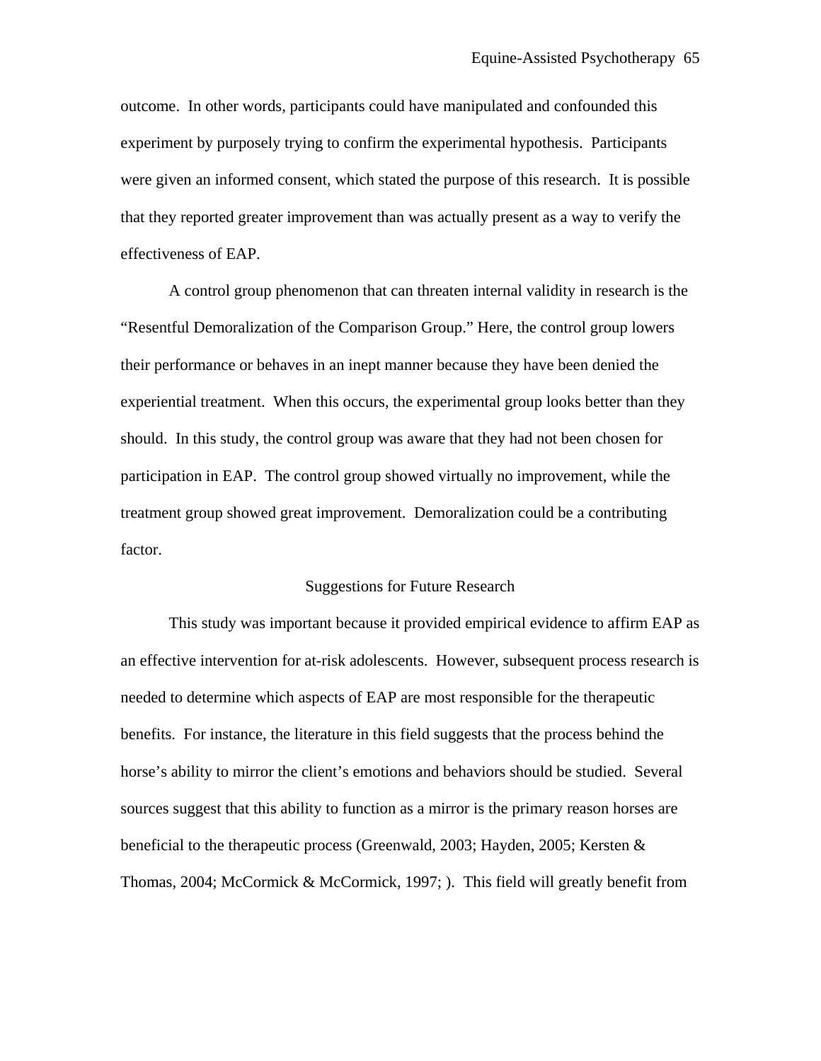outcome. In other words, participants could have manipulated and confounded this experiment by purposely trying to confirm the experimental hypothesis. Participants were given an informed consent, which stated the purpose of this research. It is possible that they reported greater improvement than was actually present as a way to verify the effectiveness of EAP.

A control group phenomenon that can threaten internal validity in research is the "Resentful Demoralization of the Comparison Group." Here, the control group lowers their performance or behaves in an inept manner because they have been denied the experiential treatment. When this occurs, the experimental group looks better than they should. In this study, the control group was aware that they had not been chosen for participation in EAP. The control group showed virtually no improvement, while the treatment group showed great improvement. Demoralization could be a contributing factor.

## Suggestions for Future Research

This study was important because it provided empirical evidence to affirm EAP as an effective intervention for at-risk adolescents. However, subsequent process research is needed to determine which aspects of EAP are most responsible for the therapeutic benefits. For instance, the literature in this field suggests that the process behind the horse's ability to mirror the client's emotions and behaviors should be studied. Several sources suggest that this ability to function as a mirror is the primary reason horses are beneficial to the therapeutic process (Greenwald, 2003; Hayden, 2005; Kersten & Thomas, 2004; McCormick & McCormick, 1997; ). This field will greatly benefit from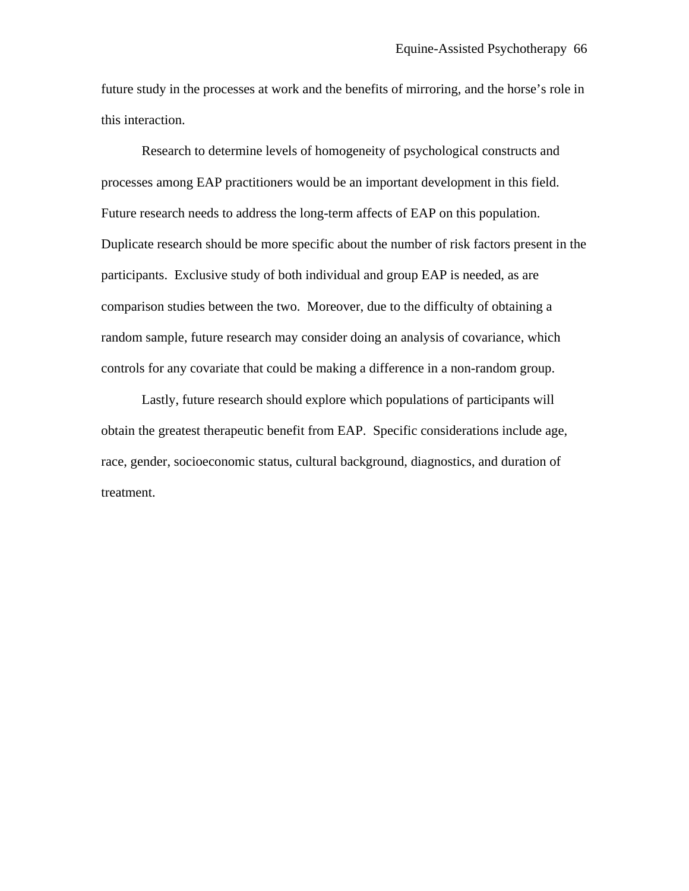future study in the processes at work and the benefits of mirroring, and the horse's role in this interaction.

Research to determine levels of homogeneity of psychological constructs and processes among EAP practitioners would be an important development in this field. Future research needs to address the long-term affects of EAP on this population. Duplicate research should be more specific about the number of risk factors present in the participants. Exclusive study of both individual and group EAP is needed, as are comparison studies between the two. Moreover, due to the difficulty of obtaining a random sample, future research may consider doing an analysis of covariance, which controls for any covariate that could be making a difference in a non-random group.

Lastly, future research should explore which populations of participants will obtain the greatest therapeutic benefit from EAP. Specific considerations include age, race, gender, socioeconomic status, cultural background, diagnostics, and duration of treatment.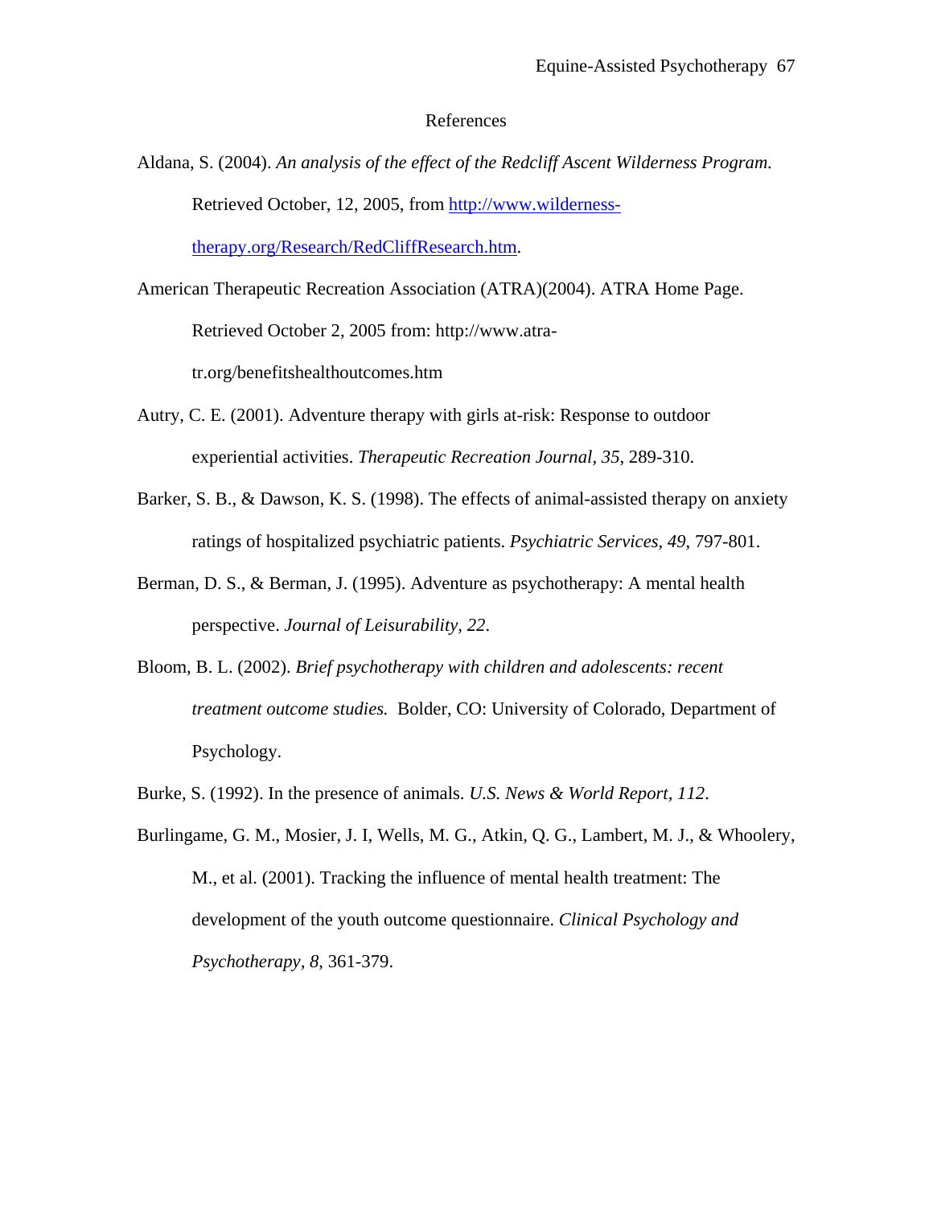# References

Aldana, S. (2004). *An analysis of the effect of the Redcliff Ascent Wilderness Program.* Retrieved October, 12, 2005, from http://www.wilderness-therapy.org/Research/RedCliffResearch.htm.

American Therapeutic Recreation Association (ATRA)(2004). ATRA Home Page. Retrieved October 2, 2005 from: http://www.atra-tr.org/benefitshealthoutcomes.htm

Autry, C. E. (2001). Adventure therapy with girls at-risk: Response to outdoor experiential activities. *Therapeutic Recreation Journal*, *35*, 289-310.

Barker, S. B., & Dawson, K. S. (1998). The effects of animal-assisted therapy on anxiety ratings of hospitalized psychiatric patients. *Psychiatric Services*, *49*, 797-801.

Berman, D. S., & Berman, J. (1995). Adventure as psychotherapy: A mental health perspective. *Journal of Leisurability, 22*.

Bloom, B. L. (2002). *Brief psychotherapy with children and adolescents: recent treatment outcome studies.* Bolder, CO: University of Colorado, Department of Psychology.

Burke, S. (1992). In the presence of animals. *U.S. News & World Report*, *112*.

Burlingame, G. M., Mosier, J. I, Wells, M. G., Atkin, Q. G., Lambert, M. J., & Whoolery, M., et al. (2001). Tracking the influence of mental health treatment: The development of the youth outcome questionnaire. *Clinical Psychology and Psychotherapy*, *8*, 361-379.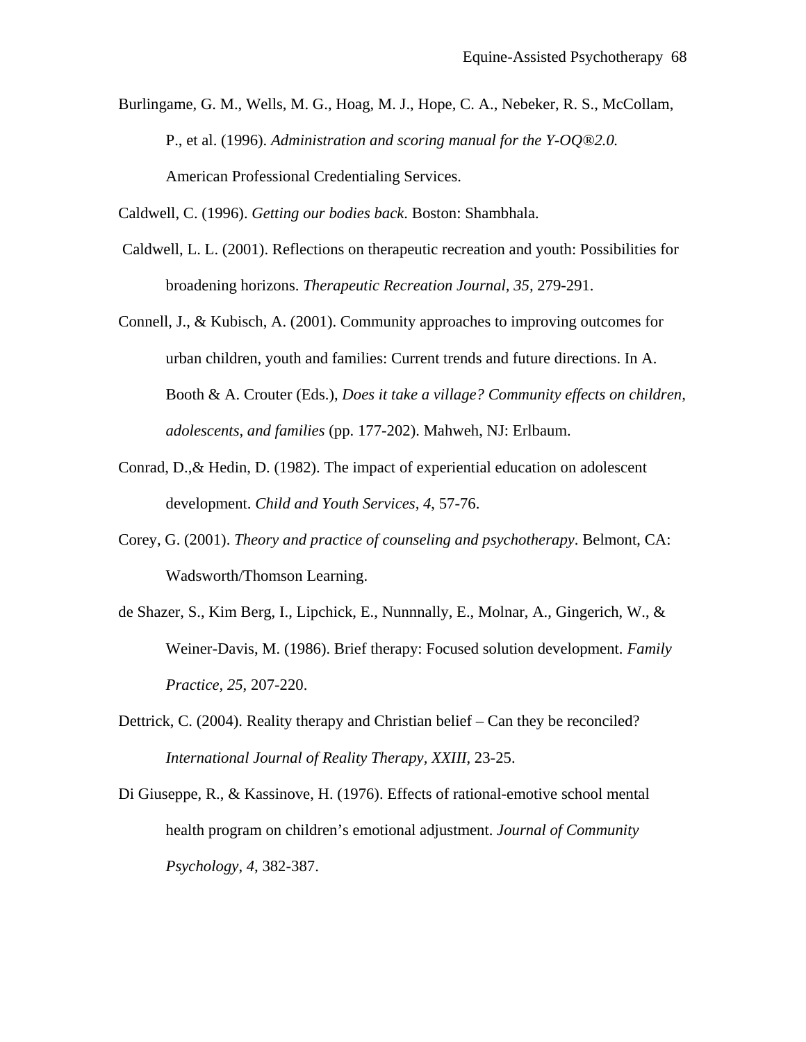Burlingame, G. M., Wells, M. G., Hoag, M. J., Hope, C. A., Nebeker, R. S., McCollam, P., et al. (1996). *Administration and scoring manual for the Y-OQ®2.0.* American Professional Credentialing Services.

Caldwell, C. (1996). *Getting our bodies back*. Boston: Shambhala.

Caldwell, L. L. (2001). Reflections on therapeutic recreation and youth: Possibilities for broadening horizons. *Therapeutic Recreation Journal*, *35*, 279-291.

Connell, J., & Kubisch, A. (2001). Community approaches to improving outcomes for urban children, youth and families: Current trends and future directions. In A. Booth & A. Crouter (Eds.), *Does it take a village? Community effects on children, adolescents, and families* (pp. 177-202). Mahweh, NJ: Erlbaum.

Conrad, D.,& Hedin, D. (1982). The impact of experiential education on adolescent development. *Child and Youth Services*, *4*, 57-76.

Corey, G. (2001). *Theory and practice of counseling and psychotherapy*. Belmont, CA: Wadsworth/Thomson Learning.

de Shazer, S., Kim Berg, I., Lipchick, E., Nunnnally, E., Molnar, A., Gingerich, W., & Weiner-Davis, M. (1986). Brief therapy: Focused solution development. *Family Practice, 25*, 207-220.

Dettrick, C. (2004). Reality therapy and Christian belief – Can they be reconciled? *International Journal of Reality Therapy, XXIII*, 23-25.

Di Giuseppe, R., & Kassinove, H. (1976). Effects of rational-emotive school mental health program on children's emotional adjustment. *Journal of Community Psychology*, *4*, 382-387.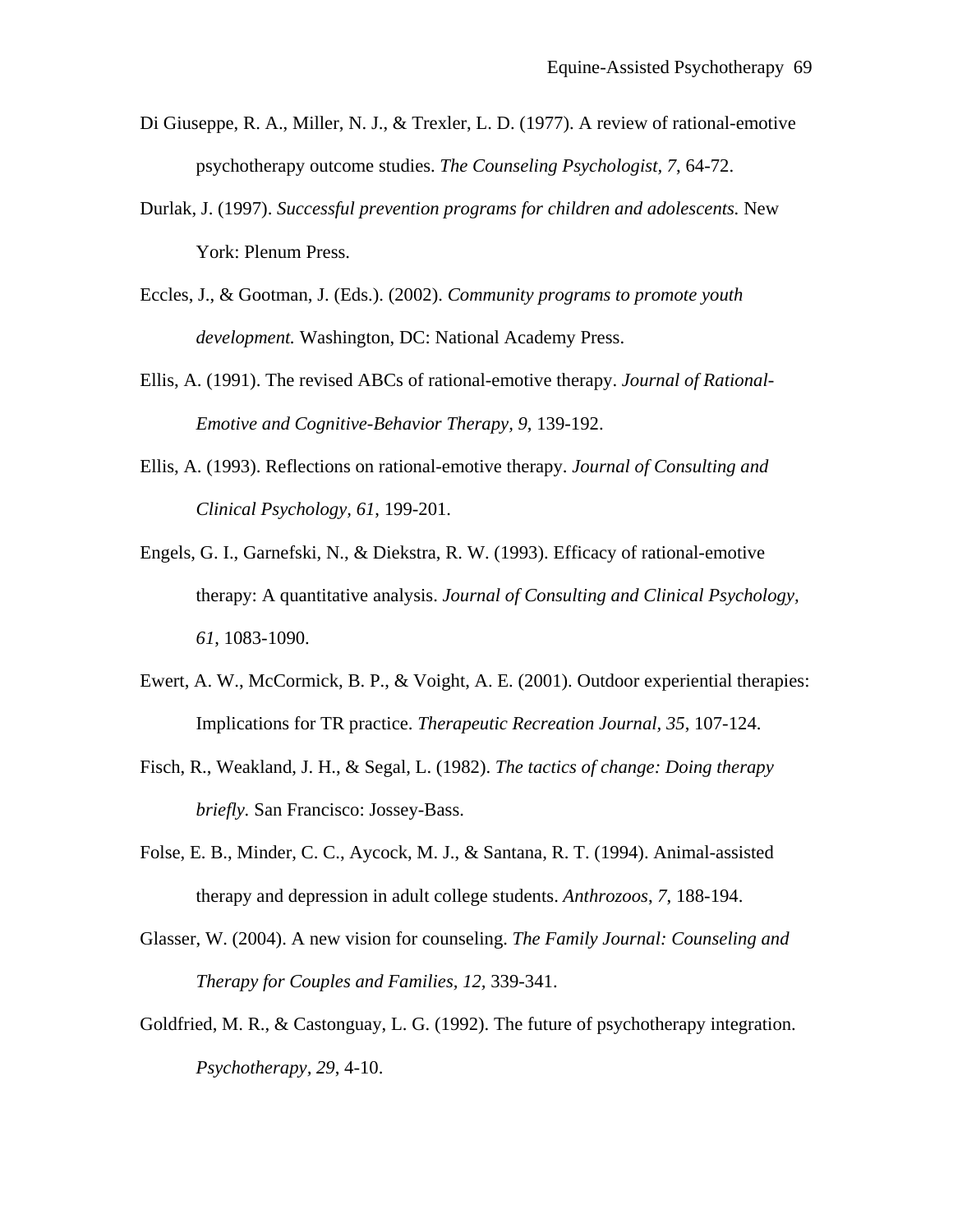Di Giuseppe, R. A., Miller, N. J., & Trexler, L. D. (1977). A review of rational-emotive psychotherapy outcome studies. *The Counseling Psychologist, 7*, 64-72.

Durlak, J. (1997). *Successful prevention programs for children and adolescents.* New York: Plenum Press.

Eccles, J., & Gootman, J. (Eds.). (2002). *Community programs to promote youth development.* Washington, DC: National Academy Press.

Ellis, A. (1991). The revised ABCs of rational-emotive therapy. *Journal of Rational-Emotive and Cognitive-Behavior Therapy, 9,* 139-192.

Ellis, A. (1993). Reflections on rational-emotive therapy. *Journal of Consulting and Clinical Psychology, 61*, 199-201.

Engels, G. I., Garnefski, N., & Diekstra, R. W. (1993). Efficacy of rational-emotive therapy: A quantitative analysis. *Journal of Consulting and Clinical Psychology, 61*, 1083-1090.

Ewert, A. W., McCormick, B. P., & Voight, A. E. (2001). Outdoor experiential therapies: Implications for TR practice. *Therapeutic Recreation Journal, 35*, 107-124.

Fisch, R., Weakland, J. H., & Segal, L. (1982). *The tactics of change: Doing therapy briefly.* San Francisco: Jossey-Bass.

Folse, E. B., Minder, C. C., Aycock, M. J., & Santana, R. T. (1994). Animal-assisted therapy and depression in adult college students. *Anthrozoos, 7*, 188-194.

Glasser, W. (2004). A new vision for counseling. *The Family Journal: Counseling and Therapy for Couples and Families, 12,* 339-341.

Goldfried, M. R., & Castonguay, L. G. (1992). The future of psychotherapy integration. *Psychotherapy, 29*, 4-10.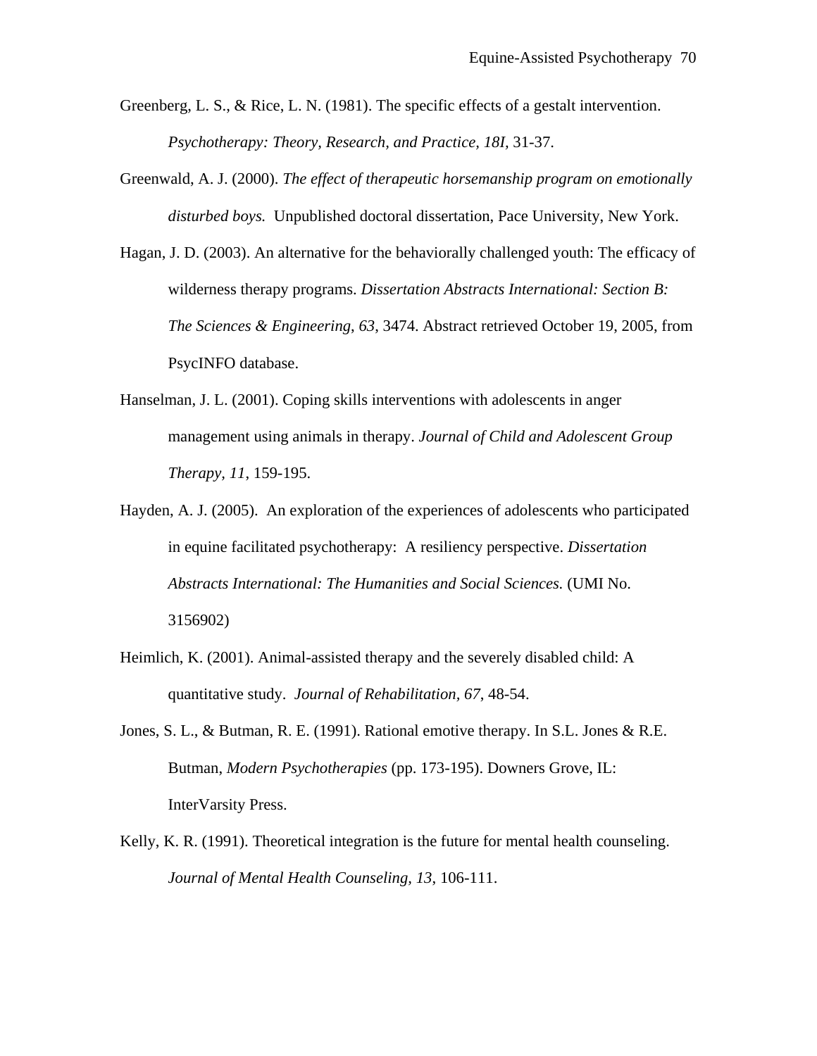Greenberg, L. S., & Rice, L. N. (1981). The specific effects of a gestalt intervention. *Psychotherapy: Theory, Research, and Practice, 18I,* 31-37.

Greenwald, A. J. (2000). *The effect of therapeutic horsemanship program on emotionally disturbed boys.* Unpublished doctoral dissertation, Pace University, New York.

Hagan, J. D. (2003). An alternative for the behaviorally challenged youth: The efficacy of wilderness therapy programs. *Dissertation Abstracts International: Section B: The Sciences & Engineering, 63*, 3474. Abstract retrieved October 19, 2005, from PsycINFO database.

Hanselman, J. L. (2001). Coping skills interventions with adolescents in anger management using animals in therapy. *Journal of Child and Adolescent Group Therapy, 11*, 159-195.

Hayden, A. J. (2005). An exploration of the experiences of adolescents who participated in equine facilitated psychotherapy: A resiliency perspective. *Dissertation Abstracts International: The Humanities and Social Sciences.* (UMI No. 3156902)

Heimlich, K. (2001). Animal-assisted therapy and the severely disabled child: A quantitative study. *Journal of Rehabilitation, 67*, 48-54.

Jones, S. L., & Butman, R. E. (1991). Rational emotive therapy. In S.L. Jones & R.E. Butman, *Modern Psychotherapies* (pp. 173-195). Downers Grove, IL: InterVarsity Press.

Kelly, K. R. (1991). Theoretical integration is the future for mental health counseling. *Journal of Mental Health Counseling, 13*, 106-111.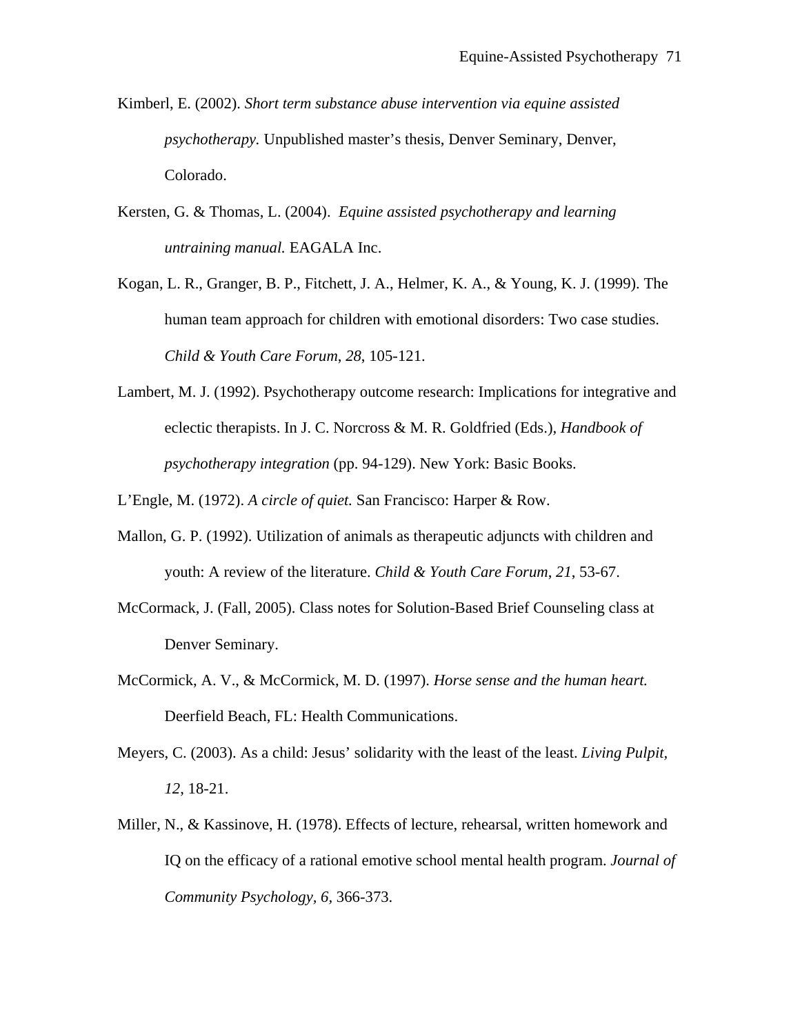Kimberl, E. (2002). *Short term substance abuse intervention via equine assisted psychotherapy.* Unpublished master's thesis, Denver Seminary, Denver, Colorado.

Kersten, G. & Thomas, L. (2004). *Equine assisted psychotherapy and learning untraining manual.* EAGALA Inc.

Kogan, L. R., Granger, B. P., Fitchett, J. A., Helmer, K. A., & Young, K. J. (1999). The human team approach for children with emotional disorders: Two case studies. *Child & Youth Care Forum*, *28*, 105-121.

Lambert, M. J. (1992). Psychotherapy outcome research: Implications for integrative and eclectic therapists. In J. C. Norcross & M. R. Goldfried (Eds.), *Handbook of psychotherapy integration* (pp. 94-129). New York: Basic Books.

L'Engle, M. (1972). *A circle of quiet.* San Francisco: Harper & Row.

Mallon, G. P. (1992). Utilization of animals as therapeutic adjuncts with children and youth: A review of the literature. *Child & Youth Care Forum*, *21*, 53-67.

McCormack, J. (Fall, 2005). Class notes for Solution-Based Brief Counseling class at Denver Seminary.

McCormick, A. V., & McCormick, M. D. (1997). *Horse sense and the human heart.* Deerfield Beach, FL: Health Communications.

Meyers, C. (2003). As a child: Jesus' solidarity with the least of the least. *Living Pulpit, 12*, 18-21.

Miller, N., & Kassinove, H. (1978). Effects of lecture, rehearsal, written homework and IQ on the efficacy of a rational emotive school mental health program. *Journal of Community Psychology, 6,* 366-373.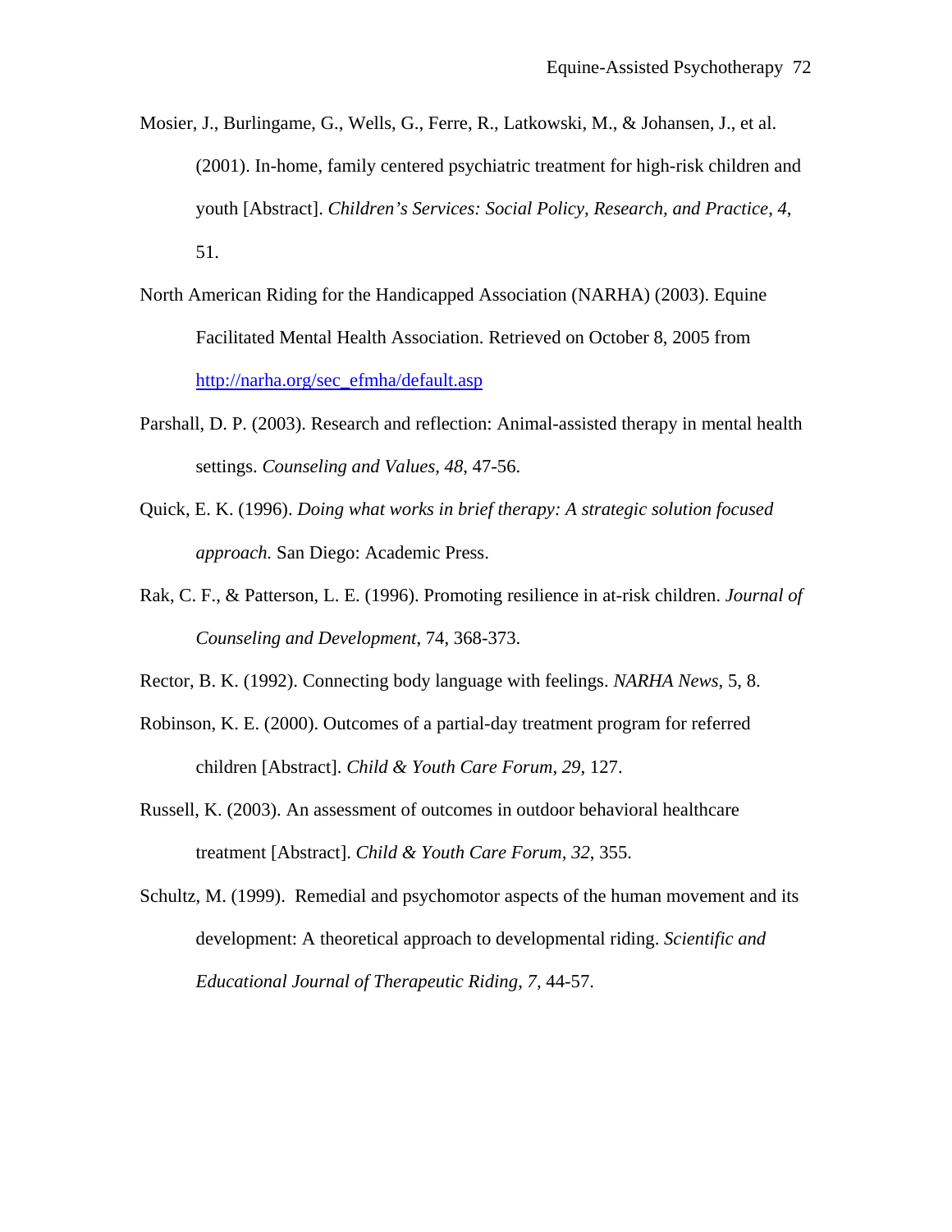Mosier, J., Burlingame, G., Wells, G., Ferre, R., Latkowski, M., & Johansen, J., et al. (2001). In-home, family centered psychiatric treatment for high-risk children and youth [Abstract]. *Children's Services: Social Policy, Research, and Practice*, *4*, 51.

North American Riding for the Handicapped Association (NARHA) (2003). Equine Facilitated Mental Health Association. Retrieved on October 8, 2005 from http://narha.org/sec_efmha/default.asp

Parshall, D. P. (2003). Research and reflection: Animal-assisted therapy in mental health settings. *Counseling and Values*, *48*, 47-56.

Quick, E. K. (1996). *Doing what works in brief therapy: A strategic solution focused approach.* San Diego: Academic Press.

Rak, C. F., & Patterson, L. E. (1996). Promoting resilience in at-risk children. *Journal of Counseling and Development*, 74, 368-373.

Rector, B. K. (1992). Connecting body language with feelings. *NARHA News*, 5, 8.

Robinson, K. E. (2000). Outcomes of a partial-day treatment program for referred children [Abstract]. *Child & Youth Care Forum*, *29*, 127.

Russell, K. (2003). An assessment of outcomes in outdoor behavioral healthcare treatment [Abstract]. *Child & Youth Care Forum*, *32*, 355.

Schultz, M. (1999). Remedial and psychomotor aspects of the human movement and its development: A theoretical approach to developmental riding. *Scientific and Educational Journal of Therapeutic Riding*, *7*, 44-57.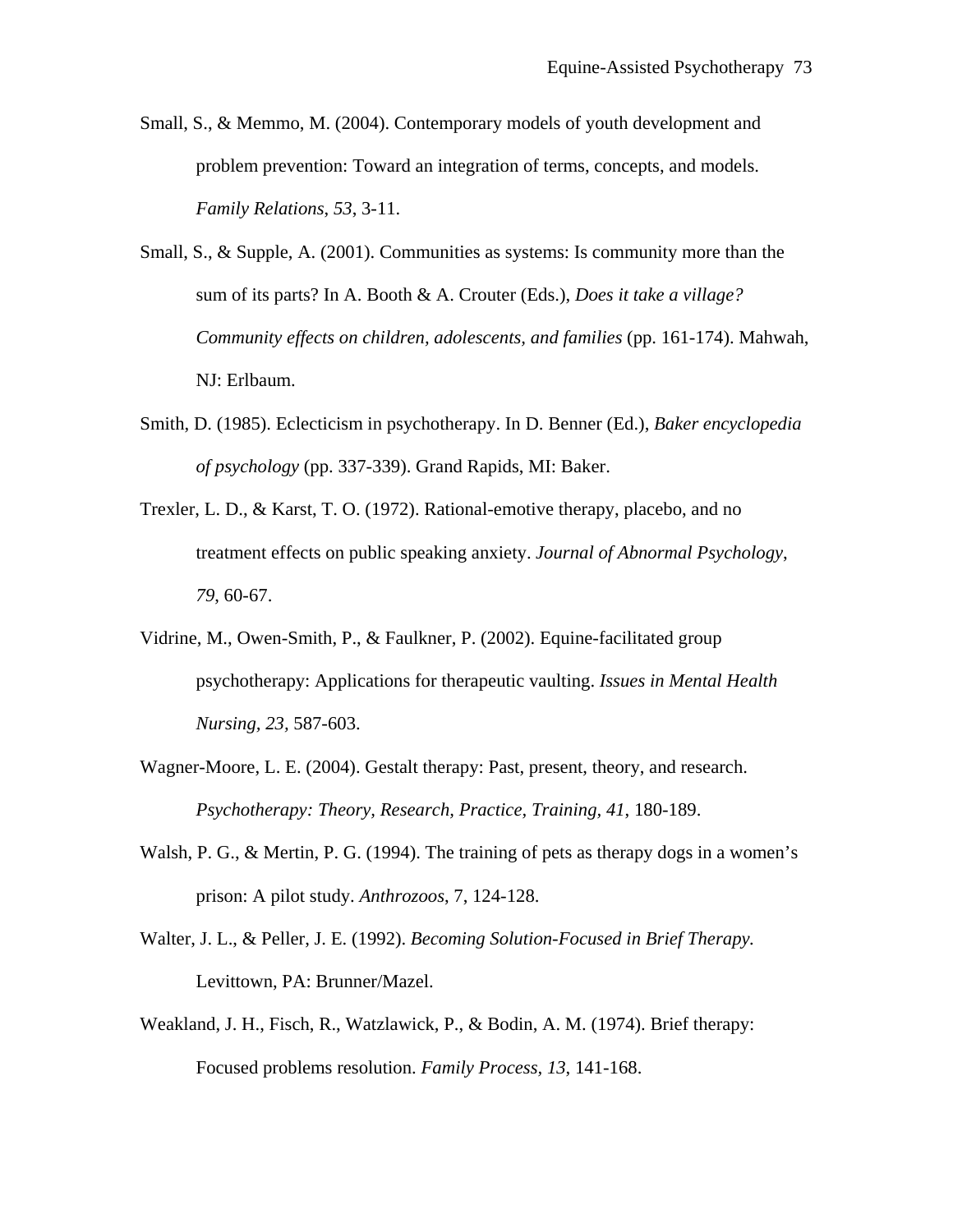Small, S., & Memmo, M. (2004). Contemporary models of youth development and problem prevention: Toward an integration of terms, concepts, and models. *Family Relations*, *53*, 3-11.

Small, S., & Supple, A. (2001). Communities as systems: Is community more than the sum of its parts? In A. Booth & A. Crouter (Eds.), *Does it take a village? Community effects on children, adolescents, and families* (pp. 161-174). Mahwah, NJ: Erlbaum.

Smith, D. (1985). Eclecticism in psychotherapy. In D. Benner (Ed.), *Baker encyclopedia of psychology* (pp. 337-339). Grand Rapids, MI: Baker.

Trexler, L. D., & Karst, T. O. (1972). Rational-emotive therapy, placebo, and no treatment effects on public speaking anxiety. *Journal of Abnormal Psychology*, *79*, 60-67.

Vidrine, M., Owen-Smith, P., & Faulkner, P. (2002). Equine-facilitated group psychotherapy: Applications for therapeutic vaulting. *Issues in Mental Health Nursing, 23,* 587-603.

Wagner-Moore, L. E. (2004). Gestalt therapy: Past, present, theory, and research. *Psychotherapy: Theory, Research, Practice, Training*, *41*, 180-189.

Walsh, P. G., & Mertin, P. G. (1994). The training of pets as therapy dogs in a women's prison: A pilot study. *Anthrozoos*, 7, 124-128.

Walter, J. L., & Peller, J. E. (1992). *Becoming Solution-Focused in Brief Therapy.* Levittown, PA: Brunner/Mazel.

Weakland, J. H., Fisch, R., Watzlawick, P., & Bodin, A. M. (1974). Brief therapy: Focused problems resolution. *Family Process*, *13*, 141-168.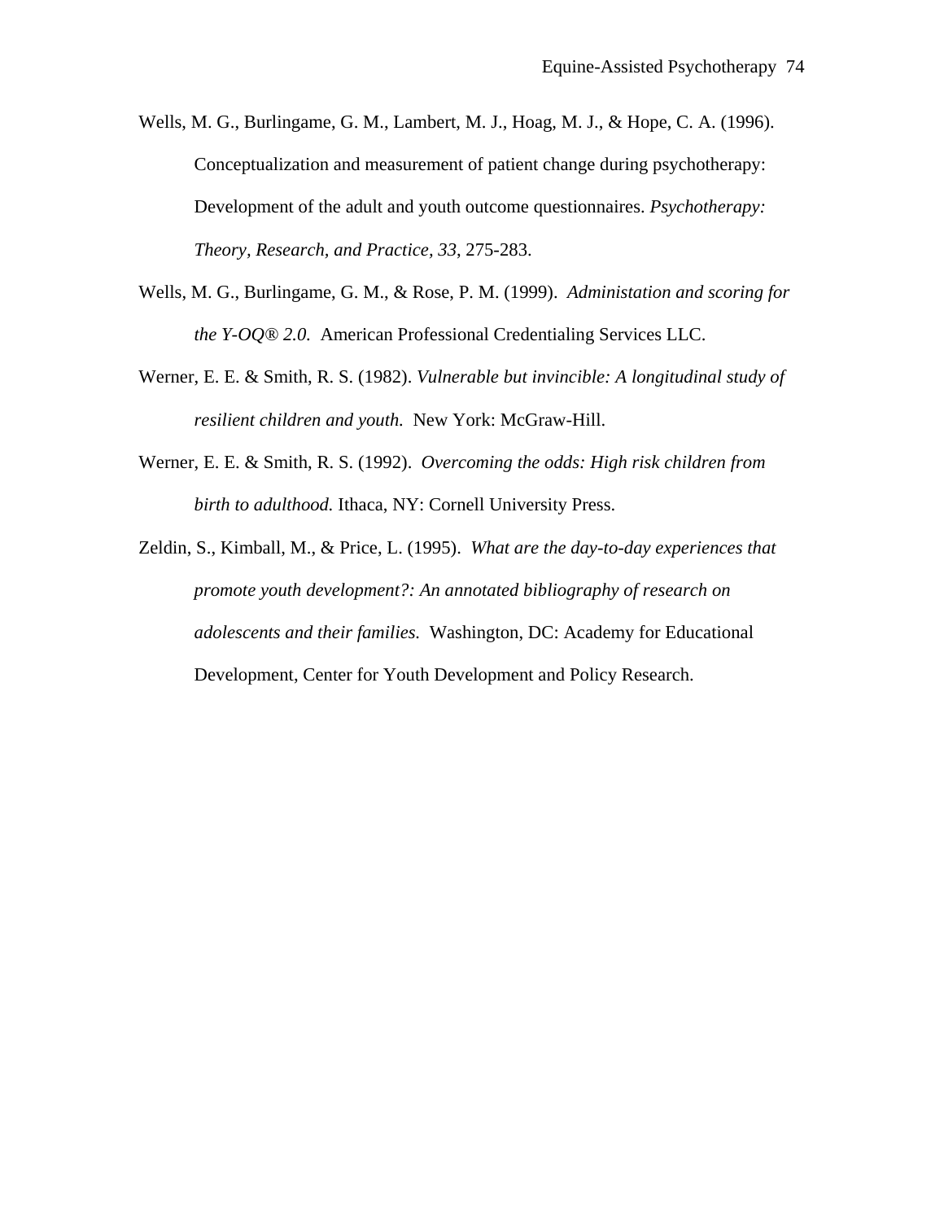Wells, M. G., Burlingame, G. M., Lambert, M. J., Hoag, M. J., & Hope, C. A. (1996). Conceptualization and measurement of patient change during psychotherapy: Development of the adult and youth outcome questionnaires. *Psychotherapy: Theory, Research, and Practice, 33*, 275-283.

Wells, M. G., Burlingame, G. M., & Rose, P. M. (1999). *Administation and scoring for the Y-OQ® 2.0.* American Professional Credentialing Services LLC.

Werner, E. E. & Smith, R. S. (1982). *Vulnerable but invincible: A longitudinal study of resilient children and youth.* New York: McGraw-Hill.

Werner, E. E. & Smith, R. S. (1992). *Overcoming the odds: High risk children from birth to adulthood.* Ithaca, NY: Cornell University Press.

Zeldin, S., Kimball, M., & Price, L. (1995). *What are the day-to-day experiences that promote youth development?: An annotated bibliography of research on adolescents and their families.* Washington, DC: Academy for Educational Development, Center for Youth Development and Policy Research.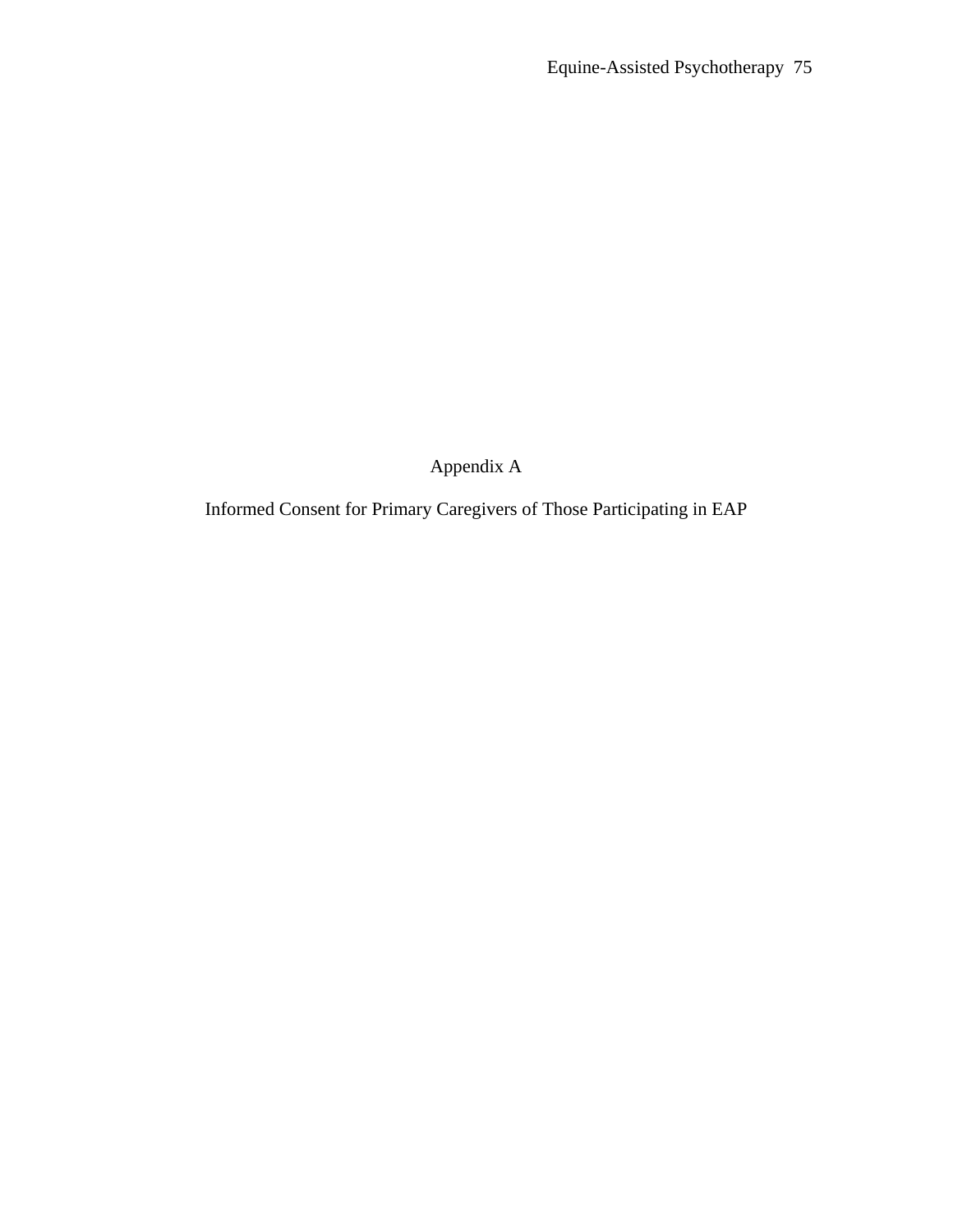# Appendix A

## Informed Consent for Primary Caregivers of Those Participating in EAP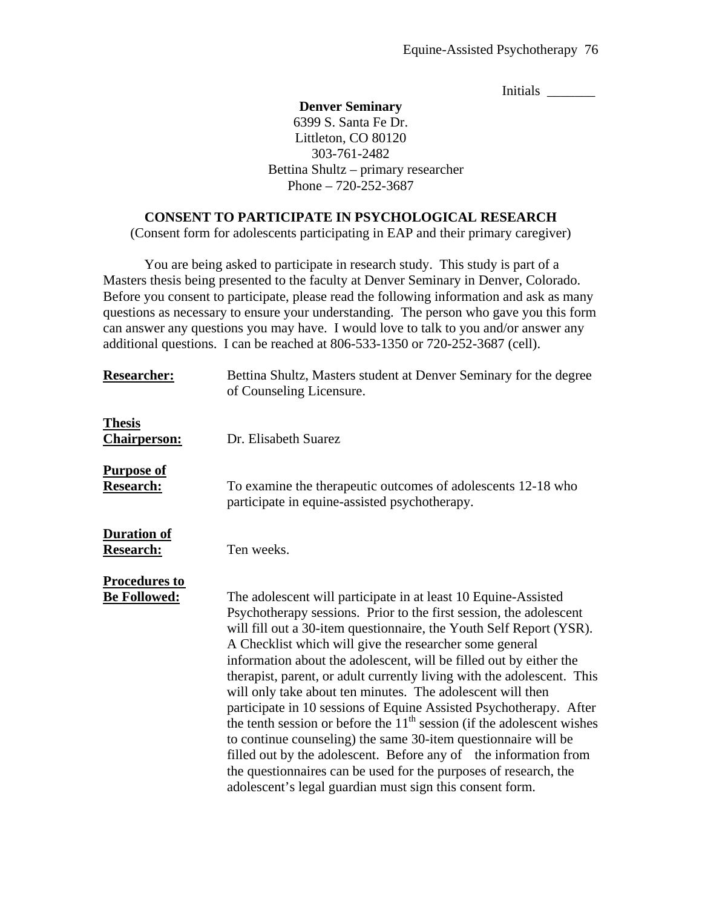Initials _______

**Denver Seminary**
6399 S. Santa Fe Dr.
Littleton, CO 80120
303-761-2482
Bettina Shultz – primary researcher
Phone – 720-252-3687

**CONSENT TO PARTICIPATE IN PSYCHOLOGICAL RESEARCH**
(Consent form for adolescents participating in EAP and their primary caregiver)

You are being asked to participate in research study. This study is part of a Masters thesis being presented to the faculty at Denver Seminary in Denver, Colorado. Before you consent to participate, please read the following information and ask as many questions as necessary to ensure your understanding. The person who gave you this form can answer any questions you may have. I would love to talk to you and/or answer any additional questions. I can be reached at 806-533-1350 or 720-252-3687 (cell).

**Researcher:** Bettina Shultz, Masters student at Denver Seminary for the degree of Counseling Licensure.

**Thesis Chairperson:** Dr. Elisabeth Suarez

**Purpose of Research:** To examine the therapeutic outcomes of adolescents 12-18 who participate in equine-assisted psychotherapy.

**Duration of Research:** Ten weeks.

**Procedures to Be Followed:** The adolescent will participate in at least 10 Equine-Assisted Psychotherapy sessions. Prior to the first session, the adolescent will fill out a 30-item questionnaire, the Youth Self Report (YSR). A Checklist which will give the researcher some general information about the adolescent, will be filled out by either the therapist, parent, or adult currently living with the adolescent. This will only take about ten minutes. The adolescent will then participate in 10 sessions of Equine Assisted Psychotherapy. After the tenth session or before the 11th session (if the adolescent wishes to continue counseling) the same 30-item questionnaire will be filled out by the adolescent. Before any of the information from the questionnaires can be used for the purposes of research, the adolescent's legal guardian must sign this consent form.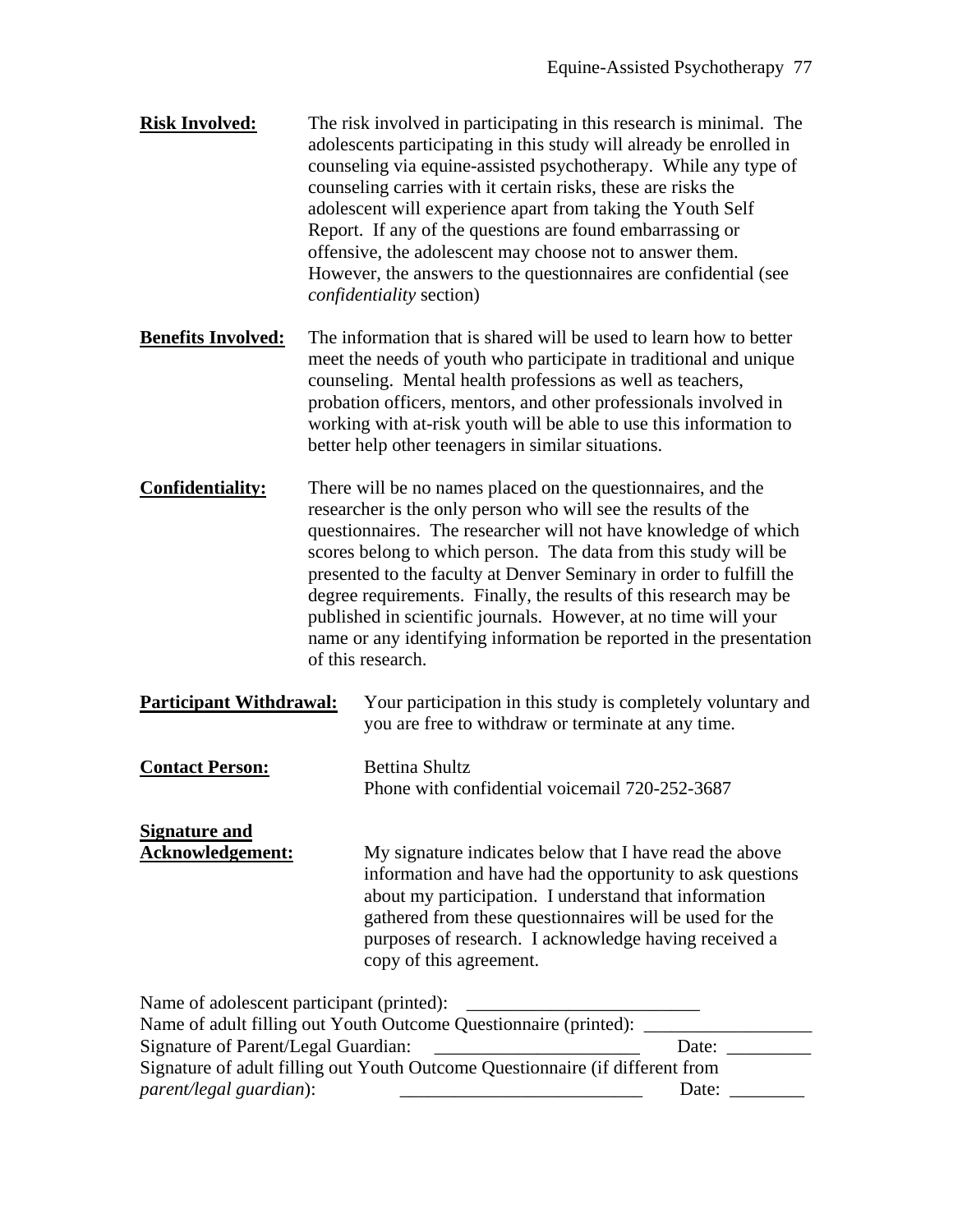**Risk Involved:** The risk involved in participating in this research is minimal. The adolescents participating in this study will already be enrolled in counseling via equine-assisted psychotherapy. While any type of counseling carries with it certain risks, these are risks the adolescent will experience apart from taking the Youth Self Report. If any of the questions are found embarrassing or offensive, the adolescent may choose not to answer them. However, the answers to the questionnaires are confidential (see *confidentiality* section)

**Benefits Involved:** The information that is shared will be used to learn how to better meet the needs of youth who participate in traditional and unique counseling. Mental health professions as well as teachers, probation officers, mentors, and other professionals involved in working with at-risk youth will be able to use this information to better help other teenagers in similar situations.

**Confidentiality:** There will be no names placed on the questionnaires, and the researcher is the only person who will see the results of the questionnaires. The researcher will not have knowledge of which scores belong to which person. The data from this study will be presented to the faculty at Denver Seminary in order to fulfill the degree requirements. Finally, the results of this research may be published in scientific journals. However, at no time will your name or any identifying information be reported in the presentation of this research.

**Participant Withdrawal:** Your participation in this study is completely voluntary and you are free to withdraw or terminate at any time.

**Contact Person:** Bettina Shultz
Phone with confidential voicemail 720-252-3687

**Signature and Acknowledgement:** My signature indicates below that I have read the above information and have had the opportunity to ask questions about my participation. I understand that information gathered from these questionnaires will be used for the purposes of research. I acknowledge having received a copy of this agreement.

Name of adolescent participant (printed): ________________________
Name of adult filling out Youth Outcome Questionnaire (printed): _________________
Signature of Parent/Legal Guardian: ______________________ Date: _________
Signature of adult filling out Youth Outcome Questionnaire (if different from *parent/legal guardian*): __________________________ Date: ________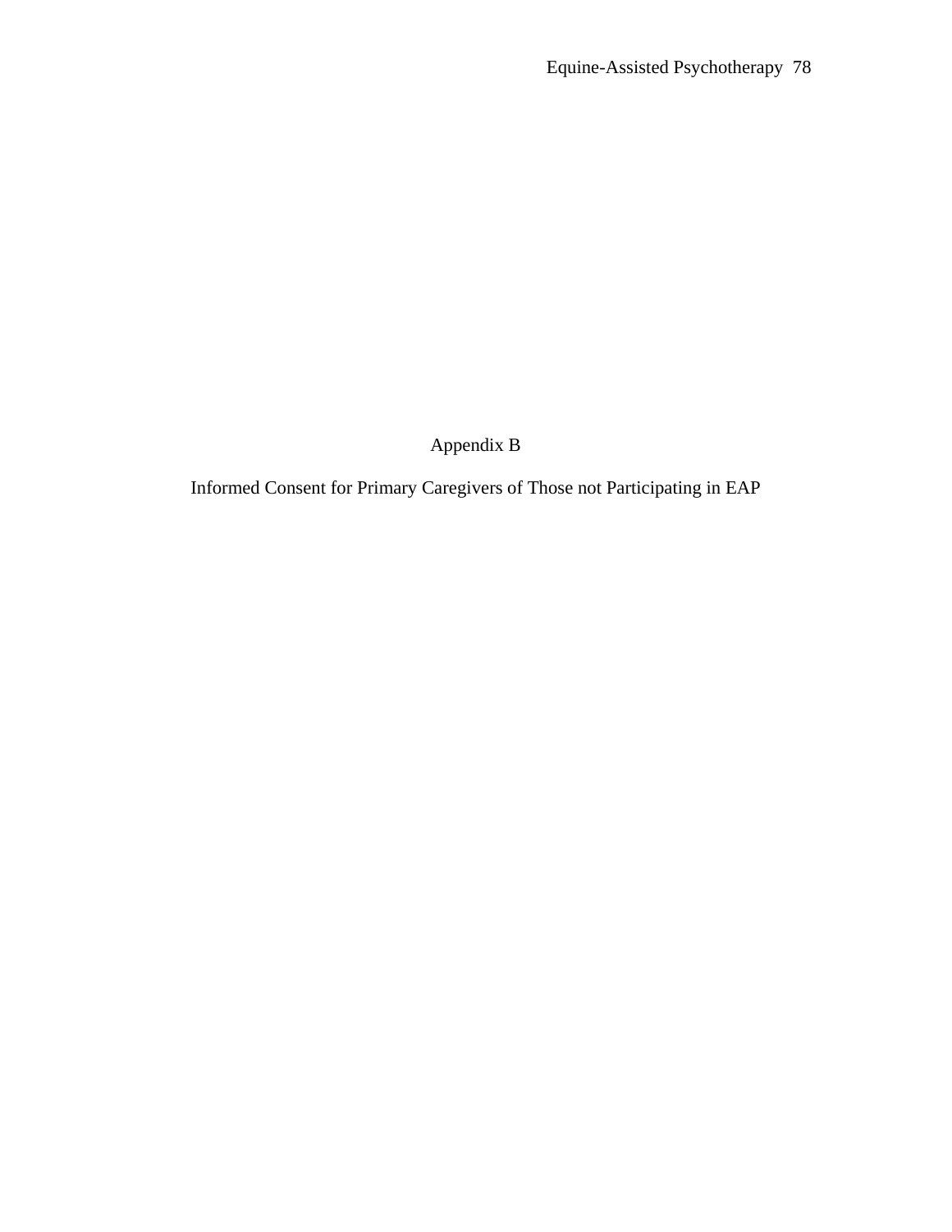# Appendix B

## Informed Consent for Primary Caregivers of Those not Participating in EAP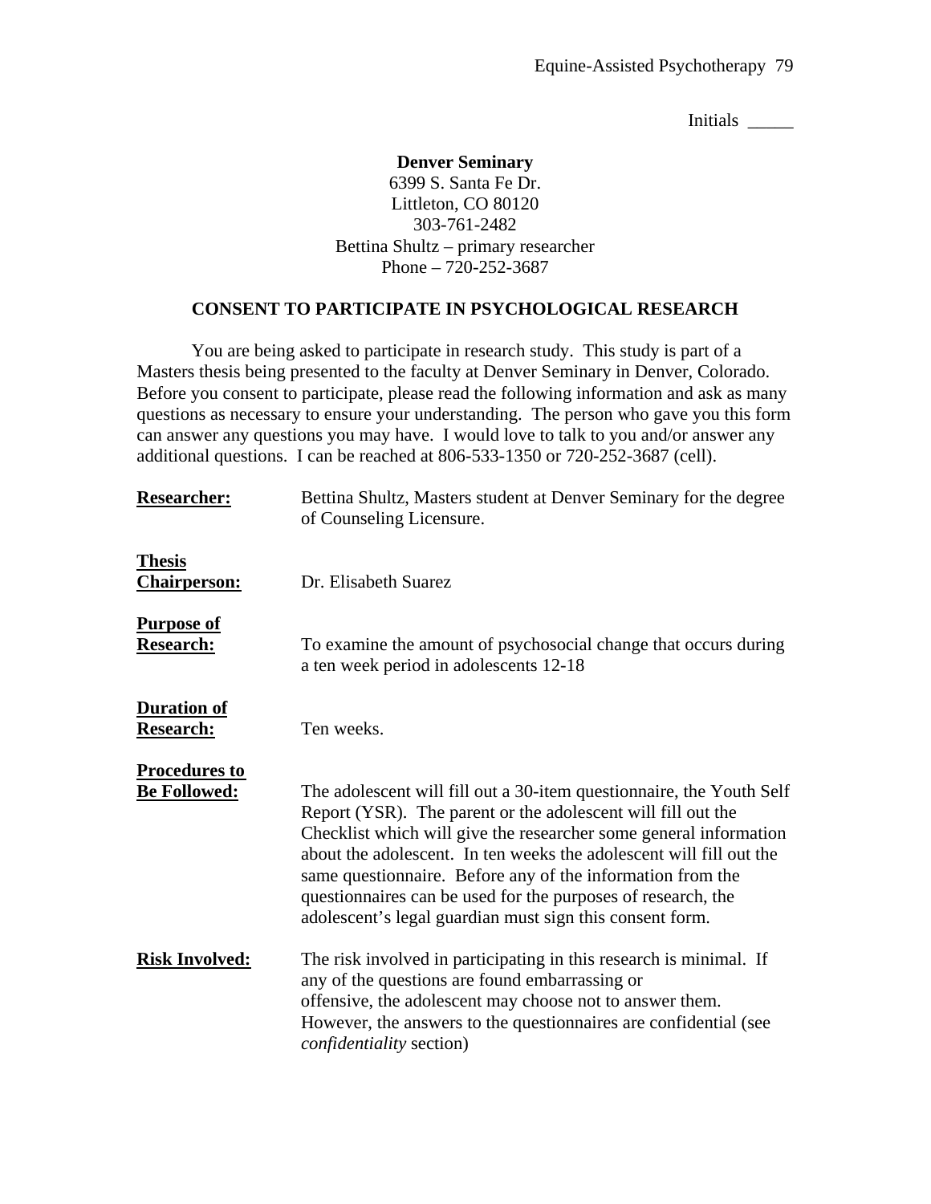Initials _____

**Denver Seminary**
6399 S. Santa Fe Dr.
Littleton, CO 80120
303-761-2482
Bettina Shultz – primary researcher
Phone – 720-252-3687

## CONSENT TO PARTICIPATE IN PSYCHOLOGICAL RESEARCH

You are being asked to participate in research study. This study is part of a Masters thesis being presented to the faculty at Denver Seminary in Denver, Colorado. Before you consent to participate, please read the following information and ask as many questions as necessary to ensure your understanding. The person who gave you this form can answer any questions you may have. I would love to talk to you and/or answer any additional questions. I can be reached at 806-533-1350 or 720-252-3687 (cell).

**Researcher:** Bettina Shultz, Masters student at Denver Seminary for the degree of Counseling Licensure.

**Thesis Chairperson:** Dr. Elisabeth Suarez

**Purpose of Research:** To examine the amount of psychosocial change that occurs during a ten week period in adolescents 12-18

**Duration of Research:** Ten weeks.

**Procedures to Be Followed:** The adolescent will fill out a 30-item questionnaire, the Youth Self Report (YSR). The parent or the adolescent will fill out the Checklist which will give the researcher some general information about the adolescent. In ten weeks the adolescent will fill out the same questionnaire. Before any of the information from the questionnaires can be used for the purposes of research, the adolescent's legal guardian must sign this consent form.

**Risk Involved:** The risk involved in participating in this research is minimal. If any of the questions are found embarrassing or offensive, the adolescent may choose not to answer them. However, the answers to the questionnaires are confidential (see *confidentiality* section)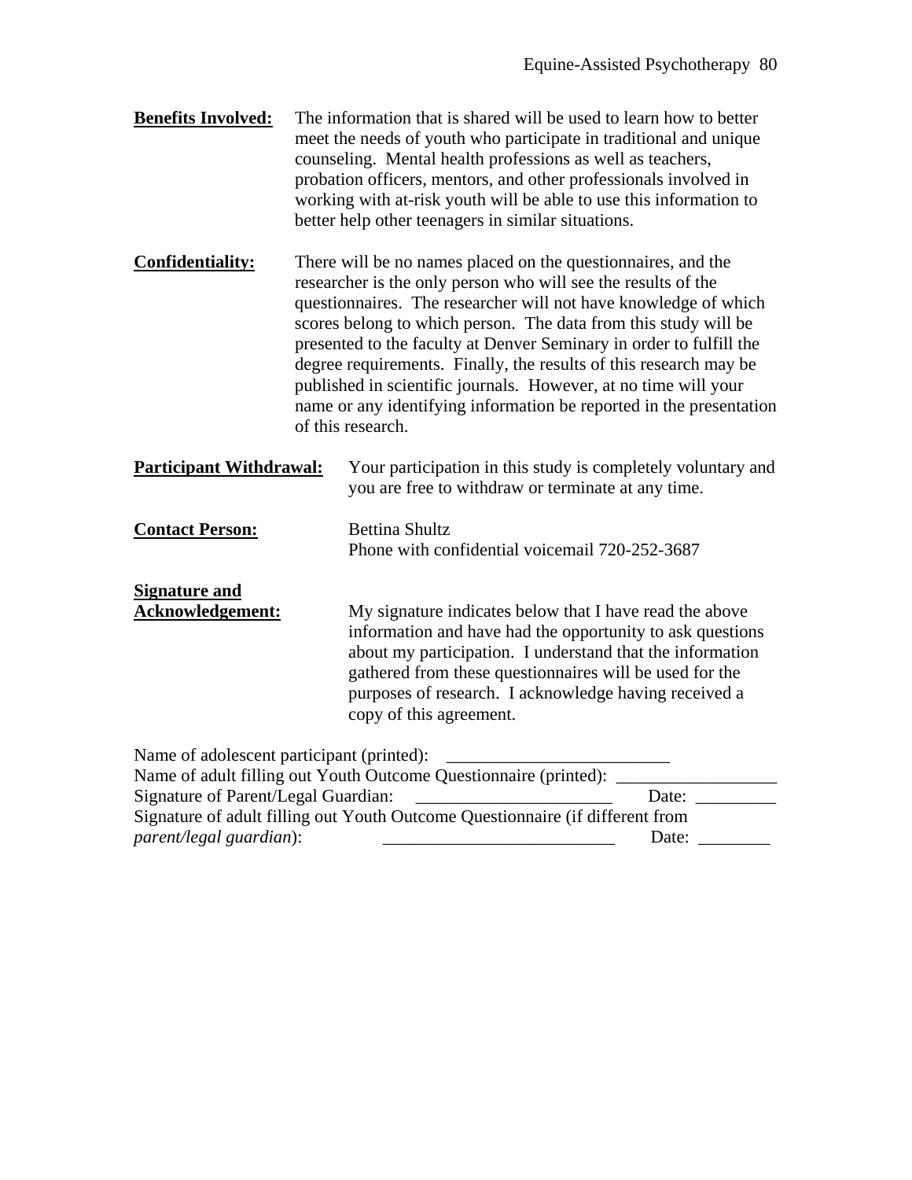**Benefits Involved:** The information that is shared will be used to learn how to better meet the needs of youth who participate in traditional and unique counseling. Mental health professions as well as teachers, probation officers, mentors, and other professionals involved in working with at-risk youth will be able to use this information to better help other teenagers in similar situations.

**Confidentiality:** There will be no names placed on the questionnaires, and the researcher is the only person who will see the results of the questionnaires. The researcher will not have knowledge of which scores belong to which person. The data from this study will be presented to the faculty at Denver Seminary in order to fulfill the degree requirements. Finally, the results of this research may be published in scientific journals. However, at no time will your name or any identifying information be reported in the presentation of this research.

**Participant Withdrawal:** Your participation in this study is completely voluntary and you are free to withdraw or terminate at any time.

**Contact Person:** Bettina Shultz
Phone with confidential voicemail 720-252-3687

**Signature and Acknowledgement:** My signature indicates below that I have read the above information and have had the opportunity to ask questions about my participation. I understand that the information gathered from these questionnaires will be used for the purposes of research. I acknowledge having received a copy of this agreement.

Name of adolescent participant (printed): _________________________
Name of adult filling out Youth Outcome Questionnaire (printed): __________________
Signature of Parent/Legal Guardian: ______________________ Date: _________
Signature of adult filling out Youth Outcome Questionnaire (if different from *parent/legal guardian*): __________________________ Date: ________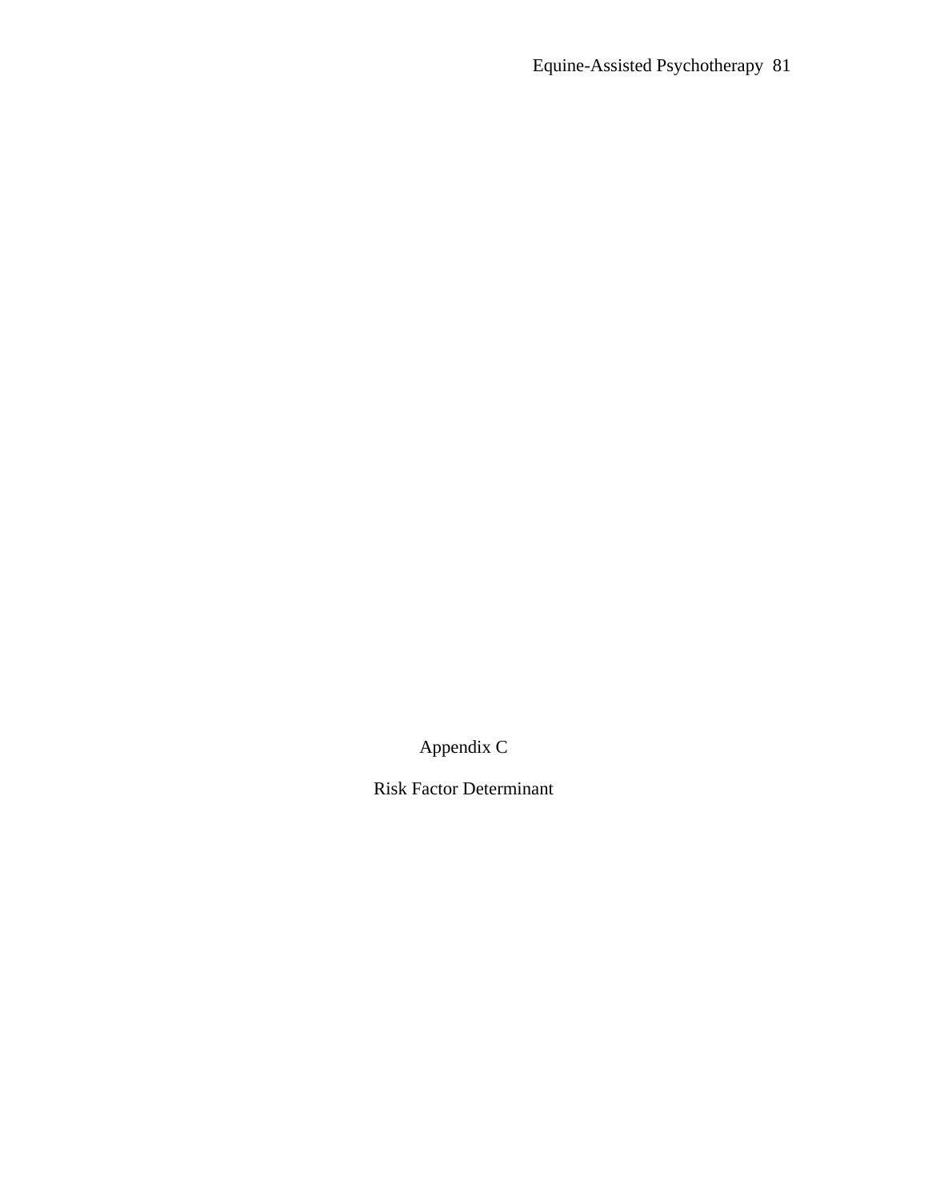# Appendix C

## Risk Factor Determinant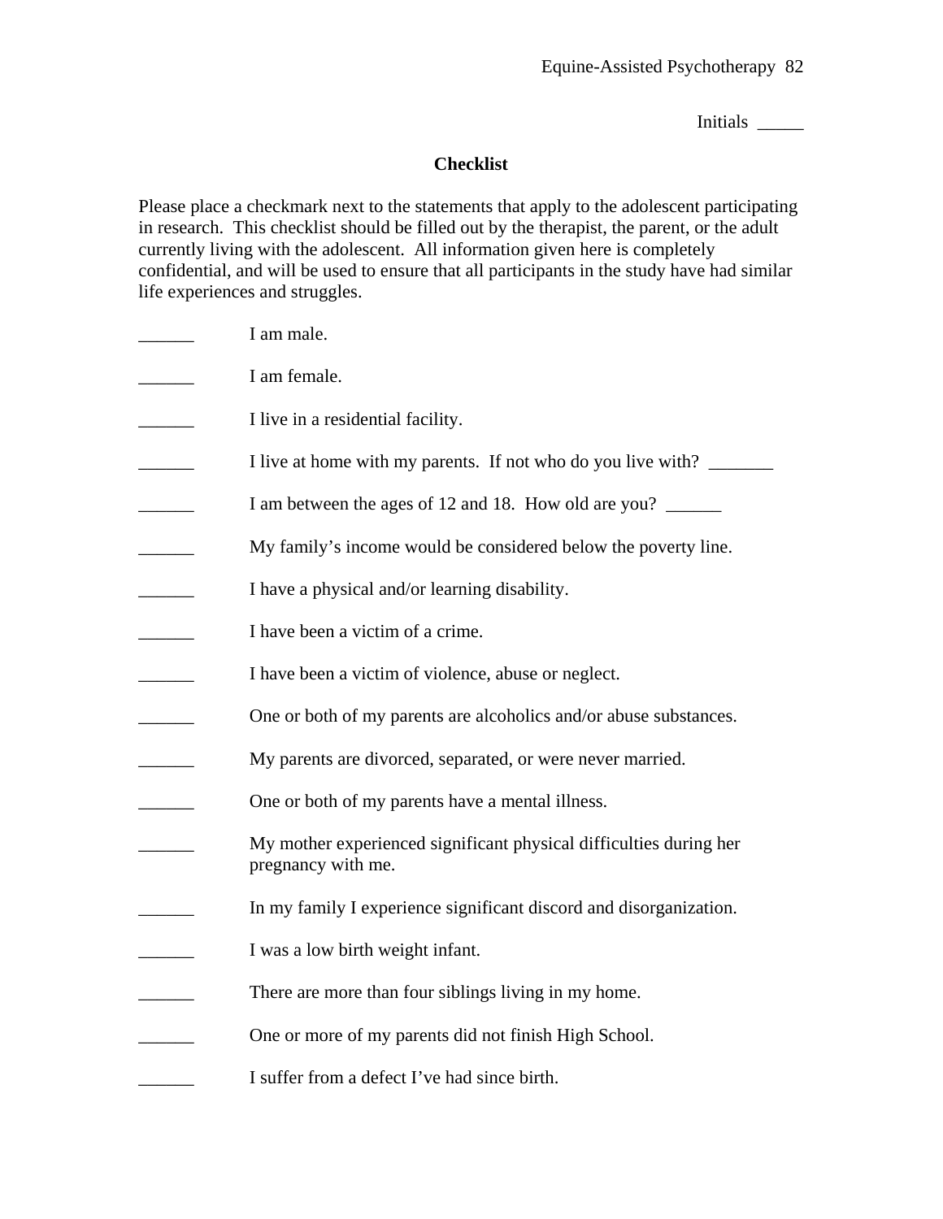Initials _____

## Checklist

Please place a checkmark next to the statements that apply to the adolescent participating in research. This checklist should be filled out by the therapist, the parent, or the adult currently living with the adolescent. All information given here is completely confidential, and will be used to ensure that all participants in the study have had similar life experiences and struggles.

______ I am male.

______ I am female.

______ I live in a residential facility.

______ I live at home with my parents. If not who do you live with? _______

______ I am between the ages of 12 and 18. How old are you? ______

______ My family's income would be considered below the poverty line.

______ I have a physical and/or learning disability.

______ I have been a victim of a crime.

______ I have been a victim of violence, abuse or neglect.

______ One or both of my parents are alcoholics and/or abuse substances.

______ My parents are divorced, separated, or were never married.

______ One or both of my parents have a mental illness.

______ My mother experienced significant physical difficulties during her pregnancy with me.

______ In my family I experience significant discord and disorganization.

______ I was a low birth weight infant.

______ There are more than four siblings living in my home.

______ One or more of my parents did not finish High School.

______ I suffer from a defect I've had since birth.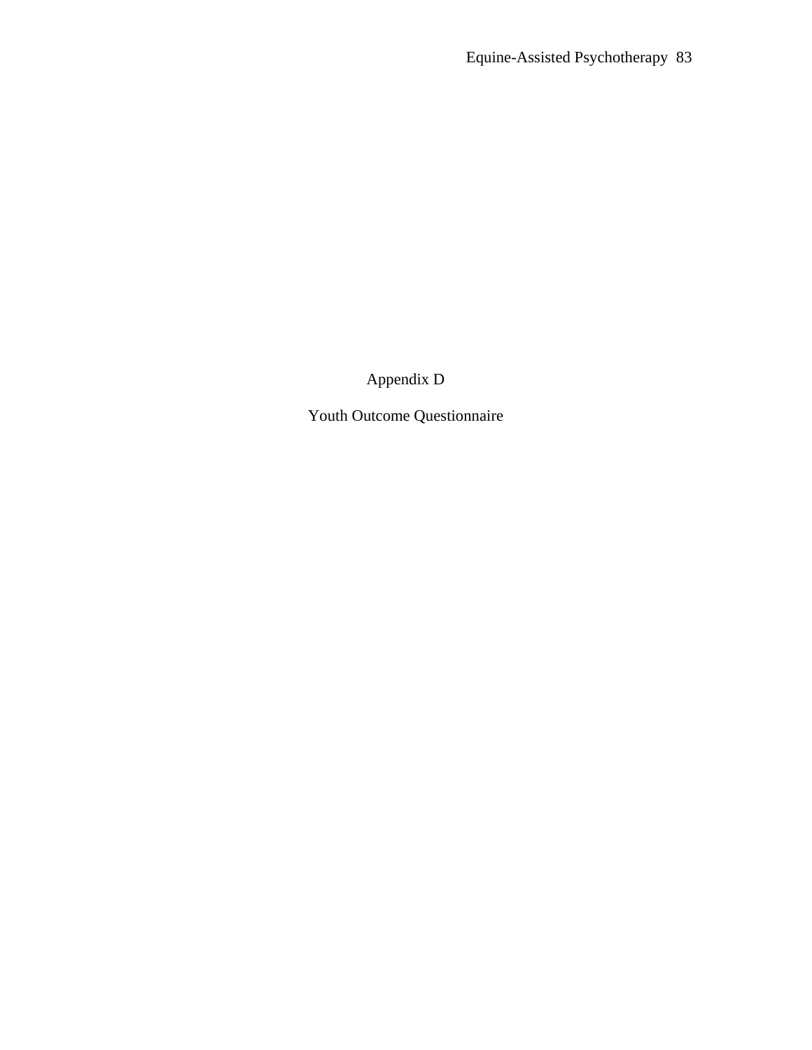# Appendix D

## Youth Outcome Questionnaire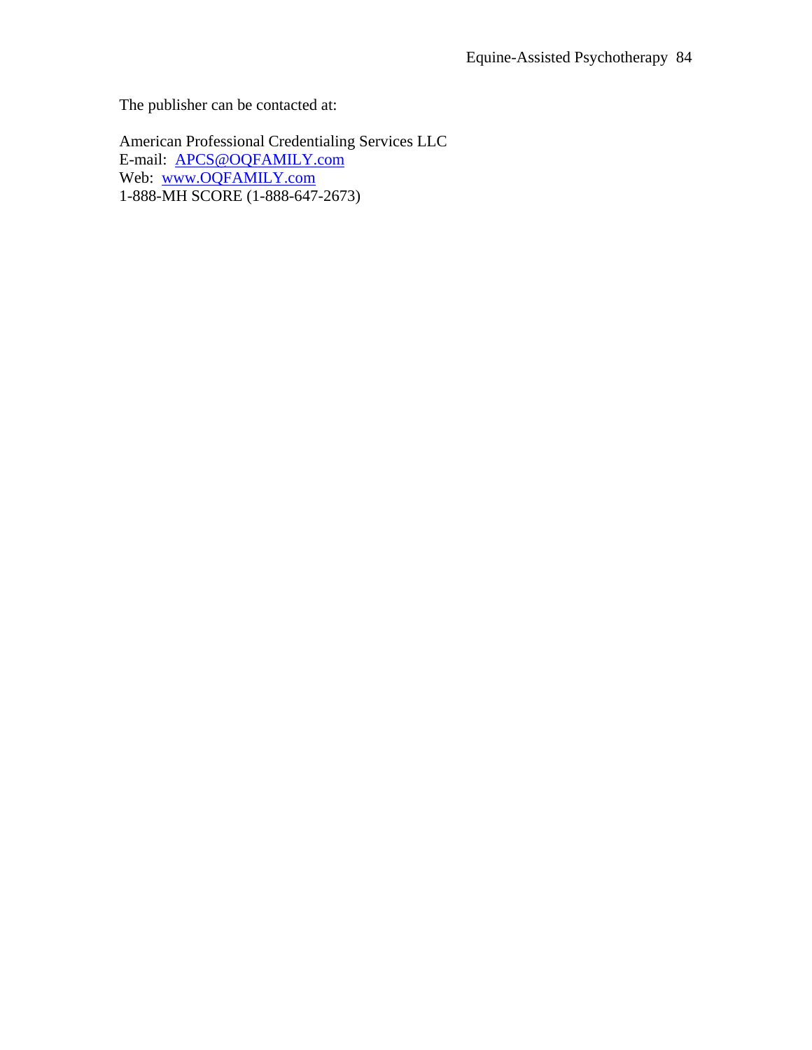The publisher can be contacted at:

American Professional Credentialing Services LLC
E-mail: [APCS@OQFAMILY.com](mailto:APCS@OQFAMILY.com)
Web: [www.OQFAMILY.com](http://www.OQFAMILY.com)
1-888-MH SCORE (1-888-647-2673)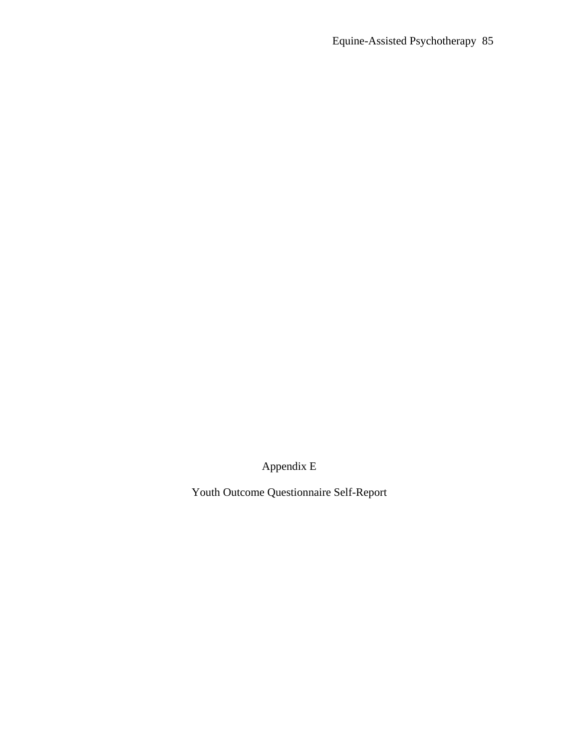Appendix E

Youth Outcome Questionnaire Self-Report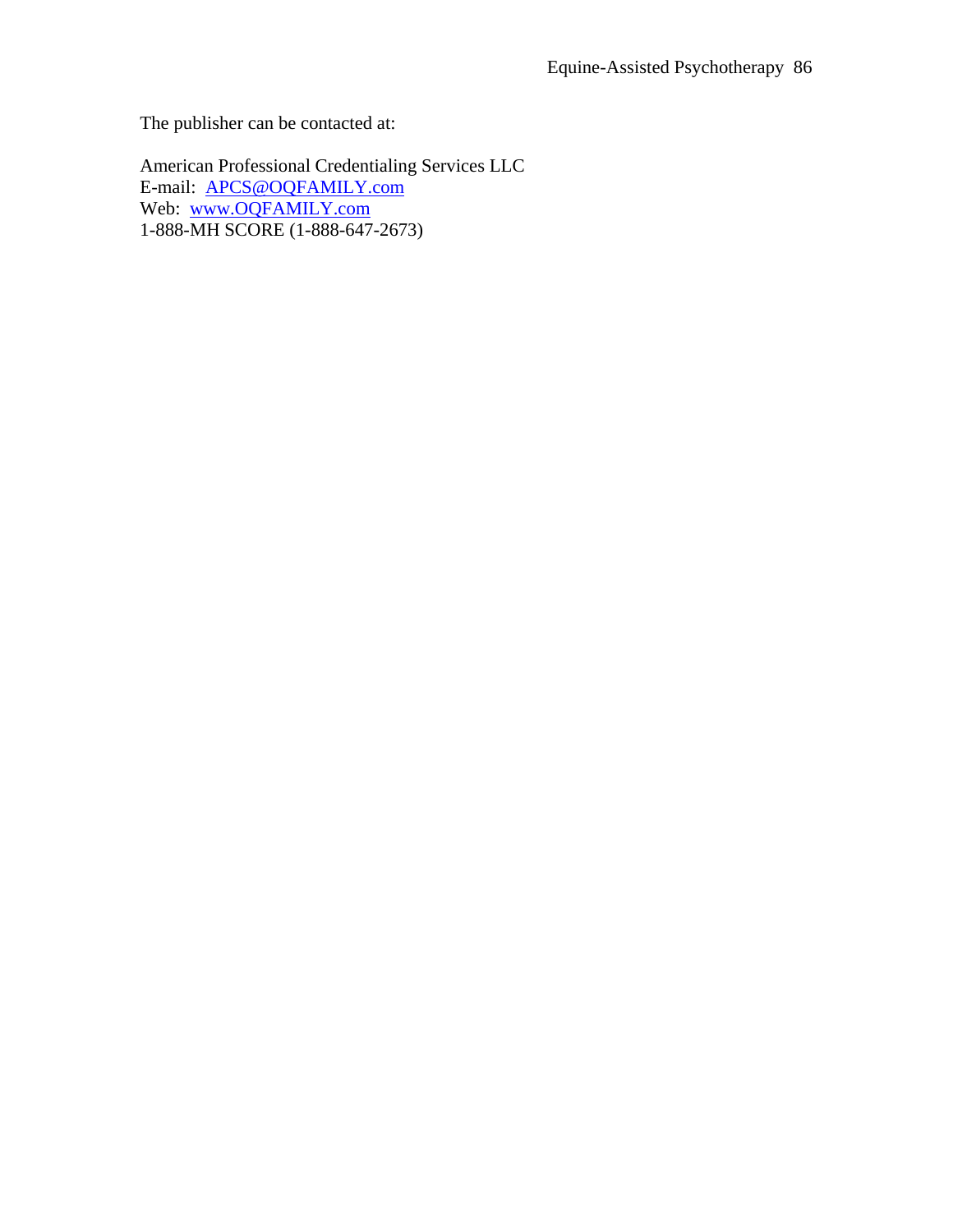The publisher can be contacted at:

American Professional Credentialing Services LLC  
E-mail: APCS@OQFAMILY.com  
Web: www.OQFAMILY.com  
1-888-MH SCORE (1-888-647-2673)